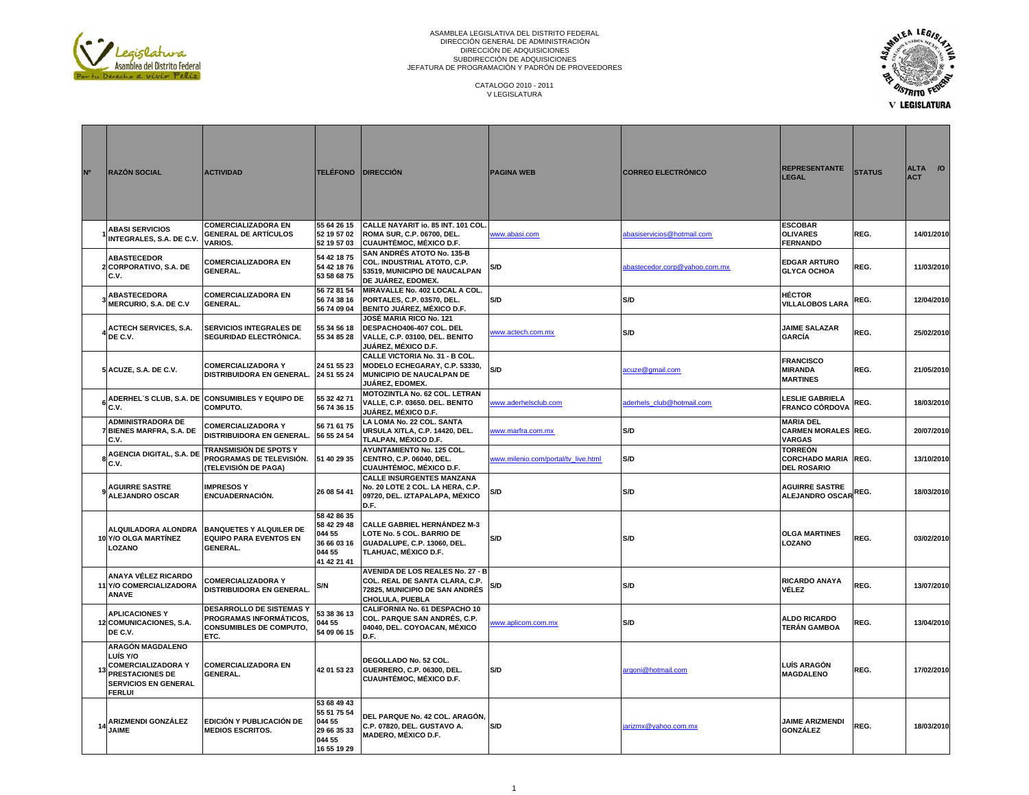ASAMBLEA LEGISLATIVA DEL DISTRITO FEDERAL
DIRECCIÓN GENERAL DE ADMINISTRACIÓN
DIRECCIÓN DE ADQUISICIONES
SUBDIRECCIÓN DE ADQUISICIONES
JEFATURA DE PROGRAMACIÓN Y PADRÓN DE PROVEEDORES

CATALOGO 2010 - 2011
V LEGISLATURA

| Nº | RAZÓN SOCIAL | ACTIVIDAD | TELÉFONO | DIRECCIÓN | PAGINA WEB | CORREO ELECTRÓNICO | REPRESENTANTE LEGAL | STATUS | ALTA /O ACT |
|---|---|---|---|---|---|---|---|---|---|
| 1 | ABASI SERVICIOS INTEGRALES, S.A. DE C.V. | COMERCIALIZADORA EN GENERAL DE ARTÍCULOS VARIOS. | 55 64 26 15 52 19 57 02 52 19 57 03 | CALLE NAYARIT io. 85 INT. 101 COL. ROMA SUR, C.P. 06700, DEL. CUAUHTÉMOC, MÉXICO D.F. | www.abasi.com | abasiservicios@hotmail.com | ESCOBAR OLIVARES FERNANDO | REG. | 14/01/2010 |
| 2 | ABASTECEDOR CORPORATIVO, S.A. DE C.V. | COMERCIALIZADORA EN GENERAL. | 54 42 18 75 54 42 18 76 53 58 68 75 | SAN ANDRÉS ATOTO No. 135-B COL. INDUSTRIAL ATOTO, C.P. 53519, MUNICIPIO DE NAUCALPAN DE JUÁREZ, EDOMEX. | S/D | abastecedor.corp@yahoo.com.mx | EDGAR ARTURO GLYCA OCHOA | REG. | 11/03/2010 |
| 3 | ABASTECEDORA MERCURIO, S.A. DE C.V | COMERCIALIZADORA EN GENERAL. | 56 72 81 54 56 74 38 16 56 74 09 04 | MIRAVALLE No. 402 LOCAL A COL. PORTALES, C.P. 03570, DEL. BENITO JUÁREZ, MÉXICO D.F. | S/D | S/D | HÉCTOR VILLALOBOS LARA | REG. | 12/04/2010 |
| 4 | ACTECH SERVICES, S.A. DE C.V. | SERVICIOS INTEGRALES DE SEGURIDAD ELECTRÓNICA. | 55 34 56 18 55 34 85 28 | JOSÉ MARIA RICO No. 121 DESPACHO406-407 COL. DEL VALLE, C.P. 03100, DEL. BENITO JUÁREZ, MÉXICO D.F. | www.actech.com.mx | S/D | JAIME SALAZAR GARCÍA | REG. | 25/02/2010 |
| 5 | ACUZE, S.A. DE C.V. | COMERCIALIZADORA Y DISTRIBUIDORA EN GENERAL. | 24 51 55 23 24 51 55 24 | CALLE VICTORIA No. 31 - B COL. MODELO ECHEGARAY, C.P. 53330, MUNICIPIO DE NAUCALPAN DE JUÁREZ, EDOMEX. | S/D | acuze@gmail.com | FRANCISCO MIRANDA MARTINES | REG. | 21/05/2010 |
| 6 | ADERHEL`S CLUB, S.A. DE C.V. | CONSUMIBLES Y EQUIPO DE COMPUTO. | 55 32 42 71 56 74 36 15 | MOTOZINTLA No. 62 COL. LETRAN VALLE, C.P. 03650. DEL. BENITO JUÁREZ, MÉXICO D.F. | www.aderhelsclub.com | aderhels_club@hotmail.com | LESLIE GABRIELA FRANCO CÓRDOVA | REG. | 18/03/2010 |
| 7 | ADMINISTRADORA DE BIENES MARFRA, S.A. DE C.V. | COMERCIALIZADORA Y DISTRIBUIDORA EN GENERAL. | 56 71 61 75 56 55 24 54 | LA LOMA No. 22 COL. SANTA URSULA XITLA, C.P. 14420, DEL. TLALPAN, MÉXICO D.F. | www.marfra.com.mx | S/D | MARIA DEL CARMEN MORALES VARGAS | REG. | 20/07/2010 |
| 8 | AGENCIA DIGITAL, S.A. DE C.V. | TRANSMISIÓN DE SPOTS Y PROGRAMAS DE TELEVISIÓN. (TELEVISIÓN DE PAGA) | 51 40 29 35 | AYUNTAMIENTO No. 125 COL. CENTRO, C.P. 06040, DEL. CUAUHTÉMOC, MÉXICO D.F. | www.milenio.com/portal/tv_live.html | S/D | TORREÓN CORCHADO MARIA DEL ROSARIO | REG. | 13/10/2010 |
| 9 | AGUIRRE SASTRE ALEJANDRO OSCAR | IMPRESOS Y ENCUADERNACIÓN. | 26 08 54 41 | CALLE INSURGENTES MANZANA No. 20 LOTE 2 COL. LA HERA, C.P. 09720, DEL. IZTAPALAPA, MÉXICO D.F. | S/D | S/D | AGUIRRE SASTRE ALEJANDRO OSCAR | REG. | 18/03/2010 |
| 10 | ALQUILADORA ALONDRA Y/O OLGA MARTÍNEZ LOZANO | BANQUETES Y ALQUILER DE EQUIPO PARA EVENTOS EN GENERAL. | 58 42 86 35 58 42 29 48 044 55 36 66 03 16 044 55 41 42 21 41 | CALLE GABRIEL HERNÁNDEZ M-3 LOTE No. 5 COL. BARRIO DE GUADALUPE, C.P. 13060, DEL. TLAHUAC, MÉXICO D.F. | S/D | S/D | OLGA MARTINES LOZANO | REG. | 03/02/2010 |
| 11 | ANAYA VÉLEZ RICARDO Y/O COMERCIALIZADORA ANAVE | COMERCIALIZADORA Y DISTRIBUIDORA EN GENERAL. | S/N | AVENIDA DE LOS REALES No. 27 - B COL. REAL DE SANTA CLARA, C.P. 72825, MUNICIPIO DE SAN ANDRÉS CHOLULA, PUEBLA | S/D | S/D | RICARDO ANAYA VÉLEZ | REG. | 13/07/2010 |
| 12 | APLICACIONES Y COMUNICACIONES, S.A. DE C.V. | DESARROLLO DE SISTEMAS Y PROGRAMAS INFORMÁTICOS, CONSUMIBLES DE COMPUTO, ETC. | 53 38 36 13 044 55 54 09 06 15 | CALIFORNIA No. 61 DESPACHO 10 COL. PARQUE SAN ANDRÉS, C.P. 04040, DEL. COYOACAN, MÉXICO D.F. | www.aplicom.com.mx | S/D | ALDO RICARDO TERÁN GAMBOA | REG. | 13/04/2010 |
| 13 | ARAGÓN MAGDALENO LUÍS Y/O COMERCIALIZADORA Y PRESTACIONES DE SERVICIOS EN GENERAL FERLUI | COMERCIALIZADORA EN GENERAL. | 42 01 53 23 | DEGOLLADO No. 52 COL. GUERRERO, C.P. 06300, DEL. CUAUHTÉMOC, MÉXICO D.F. | S/D | argoni@hotmail.com | LUÍS ARAGÓN MAGDALENO | REG. | 17/02/2010 |
| 14 | ARIZMENDI GONZÁLEZ JAIME | EDICIÓN Y PUBLICACIÓN DE MEDIOS ESCRITOS. | 53 68 49 43 55 51 75 54 044 55 29 66 35 33 044 55 16 55 19 29 | DEL PARQUE No. 42 COL. ARAGÓN, C.P. 07820, DEL. GUSTAVO A. MADERO, MÉXICO D.F. | S/D | jarizmx@yahoo.com.mx | JAIME ARIZMENDI GONZÁLEZ | REG. | 18/03/2010 |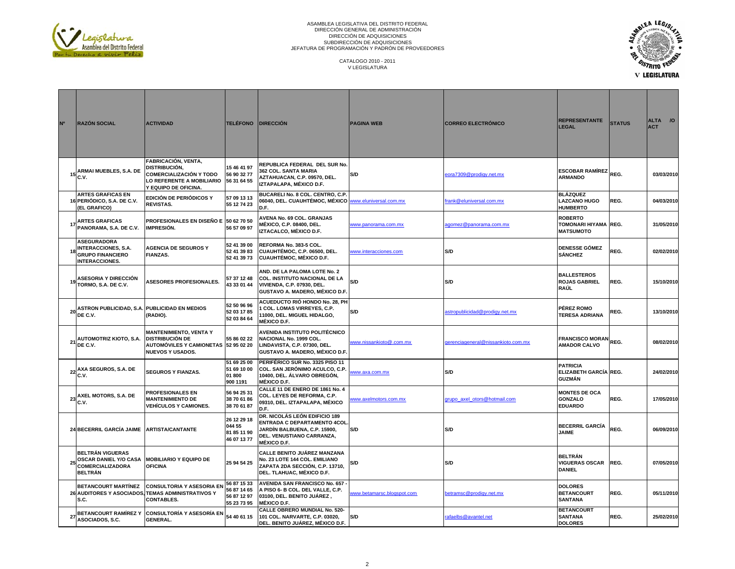ASAMBLEA LEGISLATIVA DEL DISTRITO FEDERAL
DIRECCIÓN GENERAL DE ADMINISTRACIÓN
DIRECCIÓN DE ADQUISICIONES
SUBDIRECCIÓN DE ADQUISICIONES
JEFATURA DE PROGRAMACIÓN Y PADRÓN DE PROVEEDORES

CATALOGO 2010 - 2011
V LEGISLATURA

| Nº | RAZÓN SOCIAL | ACTIVIDAD | TELÉFONO | DIRECCIÓN | PAGINA WEB | CORREO ELECTRÓNICO | REPRESENTANTE LEGAL | STATUS | ALTA /O ACT |
|---|---|---|---|---|---|---|---|---|---|
| 15 | ARMAI MUEBLES, S.A. DE C.V. | FABRICACIÓN, VENTA, DISTRIBUCIÓN, COMERCIALIZACIÓN Y TODO LO REFERENTE A MOBILIARIO Y EQUIPO DE OFICINA. | 15 46 41 97 56 90 32 77 56 31 64 55 | REPUBLICA FEDERAL DEL SUR No. 362 COL. SANTA MARIA AZTAHUACAN, C.P. 09570, DEL. IZTAPALAPA, MÉXICO D.F. | S/D | eora7309@prodigy.net.mx | ESCOBAR RAMÍREZ ARMANDO | REG. | 03/03/2010 |
| 16 | ARTES GRAFICAS EN PERIÓDICO, S.A. DE C.V. (EL GRAFICO) | EDICIÓN DE PERIÓDICOS Y REVISTAS. | 57 09 13 13 55 12 74 23 | BUCARELI No. 8 COL. CENTRO, C.P. 06040, DEL. CUAUHTÉMOC, MÉXICO D.F. | www.eluniversal.com.mx | frank@eluniversal.com.mx | BLÁZQUEZ LAZCANO HUGO HUMBERTO | REG. | 04/03/2010 |
| 17 | ARTES GRAFICAS PANORAMA, S.A. DE C.V. | PROFESIONALES EN DISEÑO E IMPRESIÓN. | 50 62 70 50 56 57 09 97 | AVENA No. 69 COL. GRANJAS MÉXICO, C.P. 08400, DEL. IZTACALCO, MÉXICO D.F. | www.panorama.com.mx | agomez@panorama.com.mx | ROBERTO TOMONARI HIYAMA MATSUMOTO | REG. | 31/05/2010 |
| 18 | ASEGURADORA INTERACCIONES, S.A. GRUPO FINANCIERO INTERACCIONES. | AGENCIA DE SEGUROS Y FIANZAS. | 52 41 39 00 52 41 39 83 52 41 39 73 | REFORMA No. 383-5 COL. CUAUHTÉMOC, C.P. 06500, DEL. CUAUHTÉMOC, MÉXICO D.F. | www.interacciones.com | S/D | DENESSE GÓMEZ SÁNCHEZ | REG. | 02/02/2010 |
| 19 | ASESORIA Y DIRECCIÓN TORMO, S.A. DE C.V. | ASESORES PROFESIONALES. | 57 37 12 48 43 33 01 44 | AND. DE LA PALOMA LOTE No. 2 COL. INSTITUTO NACIONAL DE LA VIVIENDA, C.P. 07930, DEL. GUSTAVO A. MADERO, MÉXICO D.F. | S/D | S/D | BALLESTEROS ROJAS GABRIEL RAÚL | REG. | 15/10/2010 |
| 20 | ASTRON PUBLICIDAD, S.A. DE C.V. | PUBLICIDAD EN MEDIOS (RADIO). | 52 50 96 96 52 03 17 85 52 03 84 64 | ACUEDUCTO RIÓ HONDO No. 28, PH 1 COL. LOMAS VIRREYES, C.P. 11000, DEL. MIGUEL HIDALGO, MÉXICO D.F. | S/D | astropublicidad@prodigy.net.mx | PÉREZ ROMO TERESA ADRIANA | REG. | 13/10/2010 |
| 21 | AUTOMOTRIZ KIOTO, S.A. DE C.V. | MANTENIMIENTO, VENTA Y DISTRIBUCIÓN DE AUTOMÓVILES Y CAMIONETAS NUEVOS Y USADOS. | 55 86 02 22 52 95 02 20 | AVENIDA INSTITUTO POLITÉCNICO NACIONAL No. 1999 COL. LINDAVISTA, C.P. 07300, DEL. GUSTAVO A. MADERO, MÉXICO D.F. | www.nissankioto@.com.mx | gerenciageneral@nissankioto.com.mx | FRANCISCO MORAN AMADOR CALVO | REG. | 08/02/2010 |
| 22 | AXA SEGUROS, S.A. DE C.V. | SEGUROS Y FIANZAS. | 51 69 25 00 51 69 10 00 01 800 900 1191 | PERIFÉRICO SUR No. 3325 PISO 11 COL. SAN JERÓNIMO ACULCO, C.P. 10400, DEL. ÁLVARO OBREGÓN, MÉXICO D.F. | www.axa.com.mx | S/D | PATRICIA ELIZABETH GARCÍA GUZMÁN | REG. | 24/02/2010 |
| 23 | AXEL MOTORS, S.A. DE C.V. | PROFESIONALES EN MANTENIMIENTO DE VEHÍCULOS Y CAMIONES. | 56 94 25 31 38 70 61 86 38 70 61 87 | CALLE 11 DE ENERO DE 1861 No. 4 COL. LEYES DE REFORMA, C.P. 09310, DEL. IZTAPALAPA, MÉXICO D.F. | www.axelmotors.com.mx | grupo_axel_otors@hotmail.com | MONTES DE OCA GONZALO EDUARDO | REG. | 17/05/2010 |
| 24 | BECERRIL GARCÍA JAIME | ARTISTA/CANTANTE | 26 12 29 18 044 55 81 85 11 90 46 07 13 77 | DR. NICOLÁS LEÓN EDIFICIO 189 ENTRADA C DEPARTAMENTO 4COL. JARDÍN BALBUENA, C.P. 15900, DEL. VENUSTIANO CARRANZA, MÉXICO D.F. | S/D | S/D | BECERRIL GARCÍA JAIME | REG. | 06/09/2010 |
| 25 | BELTRÁN VIGUERAS OSCAR DANIEL Y/O CASA COMERCIALIZADORA BELTRÁN | MOBILIARIO Y EQUIPO DE OFICINA | 25 94 54 25 | CALLE BENITO JUÁREZ MANZANA No. 23 LOTE 144 COL. EMILIANO ZAPATA 2DA SECCIÓN, C.P. 13710, DEL. TLAHUAC, MÉXICO D.F. | S/D | S/D | BELTRÁN VIGUERAS OSCAR DANIEL | REG. | 07/05/2010 |
| 26 | BETANCOURT MARTÍNEZ AUDITORES Y ASOCIADOS, S.C. | CONSULTORIA Y ASESORIA EN TEMAS ADMINISTRATIVOS Y CONTABLES. | 56 87 15 33 56 87 14 65 56 87 12 97 55 23 73 95 | AVENIDA SAN FRANCISCO No. 657 - A PISO 6- B COL. DEL VALLE, C.P. 03100, DEL. BENITO JUÁREZ , MÉXICO D.F. | www.betamarsc.blogspot.com | betramsc@prodigy.net.mx | DOLORES BETANCOURT SANTANA | REG. | 05/11/2010 |
| 27 | BETANCOURT RAMÍREZ Y ASOCIADOS, S.C. | CONSULTORÍA Y ASESORÍA EN GENERAL. | 54 40 61 15 | CALLE OBRERO MUNDIAL No. 520-101 COL. NARVARTE, C.P. 03020, DEL. BENITO JUÁREZ, MÉXICO D.F. | S/D | rafaelbs@avantel.net | BETANCOURT SANTANA DOLORES | REG. | 25/02/2010 |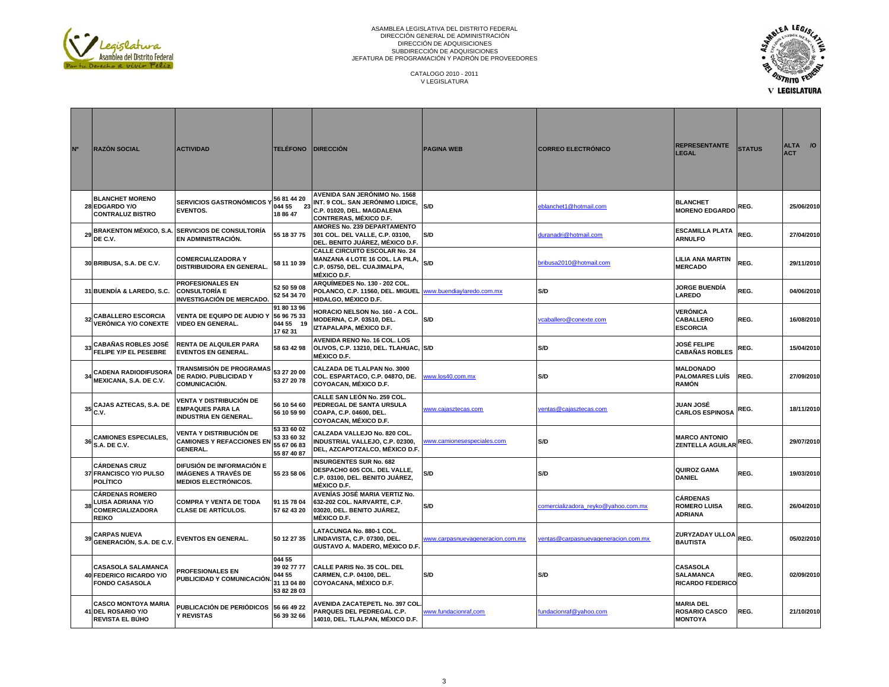ASAMBLEA LEGISLATIVA DEL DISTRITO FEDERAL
DIRECCIÓN GENERAL DE ADMINISTRACIÓN
DIRECCIÓN DE ADQUISICIONES
SUBDIRECCIÓN DE ADQUISICIONES
JEFATURA DE PROGRAMACIÓN Y PADRÓN DE PROVEEDORES

CATALOGO 2010 - 2011
V LEGISLATURA

| Nº | RAZÓN SOCIAL | ACTIVIDAD | TELÉFONO | DIRECCIÓN | PAGINA WEB | CORREO ELECTRÓNICO | REPRESENTANTE LEGAL | STATUS | ALTA /O ACT |
|---|---|---|---|---|---|---|---|---|---|
| 28 | BLANCHET MORENO EDGARDO Y/O CONTRALUZ BISTRO | SERVICIOS GASTRONÓMICOS Y EVENTOS. | 56 81 44 20 044 55 23 18 86 47 | AVENIDA SAN JERÓNIMO No. 1568 INT. 9 COL. SAN JERÓNIMO LIDICE, C.P. 01020, DEL. MAGDALENA CONTRERAS, MÉXICO D.F. | S/D | eblanchet1@hotmail.com | BLANCHET MORENO EDGARDO | REG. | 25/06/2010 |
| 29 | BRAKENTON MÉXICO, S.A. DE C.V. | SERVICIOS DE CONSULTORÍA EN ADMINISTRACIÓN. | 55 18 37 75 | AMORES No. 239 DEPARTAMENTO 301 COL. DEL VALLE, C.P. 03100, DEL. BENITO JUÁREZ, MÉXICO D.F. | S/D | duranadri@hotmail.com | ESCAMILLA PLATA ARNULFO | REG. | 27/04/2010 |
| 30 | BRIBUSA, S.A. DE C.V. | COMERCIALIZADORA Y DISTRIBUIDORA EN GENERAL. | 58 11 10 39 | CALLE CIRCUITO ESCOLAR No. 24 MANZANA 4 LOTE 16 COL. LA PILA, C.P. 05750, DEL. CUAJIMALPA, MÉXICO D.F. | S/D | bribusa2010@hotmail.com | LILIA ANA MARTIN MERCADO | REG. | 29/11/2010 |
| 31 | BUENDÍA & LAREDO, S.C. | PROFESIONALES EN CONSULTORÍA E INVESTIGACIÓN DE MERCADO. | 52 50 59 08 52 54 34 70 | ARQUÍMEDES No. 130 - 202 COL. POLANCO, C.P. 11560, DEL. MIGUEL HIDALGO, MÉXICO D.F. | www.buendiaylaredo.com.mx | S/D | JORGE BUENDÍA LAREDO | REG. | 04/06/2010 |
| 32 | CABALLERO ESCORCIA VERÓNICA Y/O CONEXTE | VENTA DE EQUIPO DE AUDIO Y VIDEO EN GENERAL. | 91 80 13 96 56 96 75 33 044 55 19 17 62 31 | HORACIO NELSON No. 160 - A COL. MODERNA, C.P. 03510, DEL. IZTAPALAPA, MÉXICO D.F. | S/D | vcaballero@conexte.com | VERÓNICA CABALLERO ESCORCIA | REG. | 16/08/2010 |
| 33 | CABAÑAS ROBLES JOSÉ FELIPE Y/P EL PESEBRE | RENTA DE ALQUILER PARA EVENTOS EN GENERAL. | 58 63 42 98 | AVENIDA RENO No. 16 COL. LOS OLIVOS, C.P. 13210, DEL. TLAHUAC, MÉXICO D.F. | S/D | S/D | JOSÉ FELIPE CABAÑAS ROBLES | REG. | 15/04/2010 |
| 34 | CADENA RADIODIFUSORA MEXICANA, S.A. DE C.V. | TRANSMISIÓN DE PROGRAMAS DE RADIO. PUBLICIDAD Y COMUNICACIÓN. | 53 27 20 00 53 27 20 78 | CALZADA DE TLALPAN No. 3000 COL. ESPARTACO, C.P. 0487O, DE. COYOACAN, MÉXICO D.F. | www.los40.com.mx | S/D | MALDONADO PALOMARES LUÍS RAMÓN | REG. | 27/09/2010 |
| 35 | CAJAS AZTECAS, S.A. DE C.V. | VENTA Y DISTRIBUCIÓN DE EMPAQUES PARA LA INDUSTRIA EN GENERAL. | 56 10 54 60 56 10 59 90 | CALLE SAN LEÓN No. 259 COL. PEDREGAL DE SANTA URSULA COAPA, C.P. 04600, DEL. COYOACAN, MÉXICO D.F. | www.cajasztecas.com | ventas@cajasztecas.com | JUAN JOSÉ CARLOS ESPINOSA | REG. | 18/11/2010 |
| 36 | CAMIONES ESPECIALES, S.A. DE C.V. | VENTA Y DISTRIBUCIÓN DE CAMIONES Y REFACCIONES EN GENERAL. | 53 33 60 02 53 33 60 32 55 67 06 83 55 87 40 87 | CALZADA VALLEJO No. 820 COL. INDUSTRIAL VALLEJO, C.P. 02300, DEL, AZCAPOTZALCO, MÉXICO D.F. | www.camionesespeciales.com | S/D | MARCO ANTONIO ZENTELLA AGUILAR | REG. | 29/07/2010 |
| 37 | CÁRDENAS CRUZ FRANCISCO Y/O PULSO POLÍTICO | DIFUSIÓN DE INFORMACIÓN E IMÁGENES A TRAVÉS DE MEDIOS ELECTRÓNICOS. | 55 23 58 06 | INSURGENTES SUR No. 682 DESPACHO 605 COL. DEL VALLE, C.P. 03100, DEL. BENITO JUÁREZ, MÉXICO D.F. | S/D | S/D | QUIROZ GAMA DANIEL | REG. | 19/03/2010 |
| 38 | CÁRDENAS ROMERO LUISA ADRIANA Y/O COMERCIALIZADORA REIKO | COMPRA Y VENTA DE TODA CLASE DE ARTÍCULOS. | 91 15 78 04 57 62 43 20 | AVENÍAS JOSÉ MARIA VERTIZ No. 632-202 COL. NARVARTE, C.P. 03020, DEL. BENITO JUÁREZ, MÉXICO D.F. | S/D | comercializadora_reyko@yahoo.com.mx | CÁRDENAS ROMERO LUISA ADRIANA | REG. | 26/04/2010 |
| 39 | CARPAS NUEVA GENERACIÓN, S.A. DE C.V. | EVENTOS EN GENERAL. | 50 12 27 35 | LATACUNGA No. 880-1 COL. LINDAVISTA, C.P. 07300, DEL. GUSTAVO A. MADERO, MÉXICO D.F. | www.carpasnuevageneracion.com.mx | ventas@carpasnuevageneracion.com.mx | ZURYZADAY ULLOA BAUTISTA | REG. | 05/02/2010 |
| 40 | CASASOLA SALAMANCA FEDERICO RICARDO Y/O FONDO CASASOLA | PROFESIONALES EN PUBLICIDAD Y COMUNICACIÓN. | 044 55 39 02 77 77 044 55 31 13 04 80 53 82 28 03 | CALLE PARIS No. 35 COL. DEL CARMEN, C.P. 04100, DEL. COYOACANA, MÉXICO D.F. | S/D | S/D | CASASOLA SALAMANCA RICARDO FEDERICO | REG. | 02/09/2010 |
| 41 | CASCO MONTOYA MARIA DEL ROSARIO Y/O REVISTA EL BÚHO | PUBLICACIÓN DE PERIÓDICOS Y REVISTAS | 56 66 49 22 56 39 32 66 | AVENIDA ZACATEPETL No. 397 COL. PARQUES DEL PEDREGAL C.P. 14010, DEL. TLALPAN, MÉXICO D.F. | www.fundacionraf,com | fundacionraf@yahoo.com | MARIA DEL ROSARIO CASCO MONTOYA | REG. | 21/10/2010 |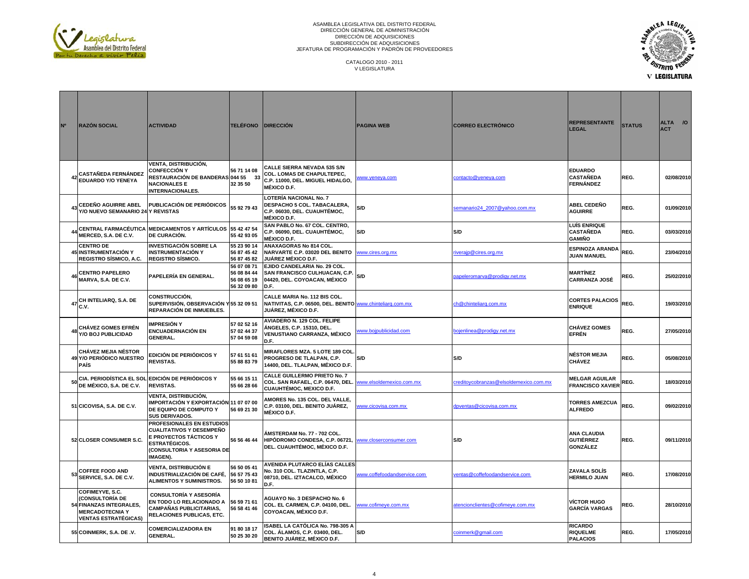ASAMBLEA LEGISLATIVA DEL DISTRITO FEDERAL
DIRECCIÓN GENERAL DE ADMINISTRACIÓN
DIRECCIÓN DE ADQUISICIONES
SUBDIRECCIÓN DE ADQUISICIONES
JEFATURA DE PROGRAMACIÓN Y PADRÓN DE PROVEEDORES

CATALOGO 2010 - 2011
V LEGISLATURA

| Nº | RAZÓN SOCIAL | ACTIVIDAD | TELÉFONO | DIRECCIÓN | PAGINA WEB | CORREO ELECTRÓNICO | REPRESENTANTE LEGAL | STATUS | ALTA /O ACT |
|---|---|---|---|---|---|---|---|---|---|
| 42 | CASTAÑEDA FERNÁNDEZ EDUARDO Y/O YENEYA | VENTA, DISTRIBUCIÓN, CONFECCIÓN Y RESTAURACIÓN DE BANDERAS NACIONALES E INTERNACIONALES. | 56 71 14 08 044 55 33 32 35 50 | CALLE SIERRA NEVADA 535 S/N COL. LOMAS DE CHAPULTEPEC, C.P. 11000, DEL. MIGUEL HIDALGO, MÉXICO D.F. | www.yeneya.com | contacto@yeneya.com | EDUARDO CASTAÑEDA FERNÁNDEZ | REG. | 02/08/2010 |
| 43 | CEDEÑO AGUIRRE ABEL Y/O NUEVO SEMANARIO 24 | PUBLICACIÓN DE PERIÓDICOS Y REVISTAS | 55 92 79 43 | LOTERÍA NACIONAL No. 7 DESPACHO 5 COL. TABACALERA, C.P. 06030, DEL. CUAUHTÉMOC, MÉXICO D.F. | S/D | semanario24_2007@yahoo.com.mx | ABEL CEDEÑO AGUIRRE | REG. | 01/09/2010 |
| 44 | CENTRAL FARMACÉUTICA MERCED, S.A. DE C.V. | MEDICAMENTOS Y ARTÍCULOS DE CURACIÓN. | 55 42 47 54 55 42 93 05 | SAN PABLO No. 67 COL. CENTRO, C.P. 06090, DEL. CUAUHTÉMOC, MÉXICO D.F. | S/D | S/D | LUÍS ENRIQUE CASTAÑEDA GAMIÑO | REG. | 03/03/2010 |
| 45 | CENTRO DE INSTRUMENTACIÓN Y REGISTRO SÍSMICO, A.C. | INVESTIGACIÓN SOBRE LA INSTRUMENTACIÓN Y REGISTRO SÍSMICO. | 55 23 90 14 56 87 45 42 56 87 45 82 | ANAXAGORAS No 814 COL. NARVARTE C.P. 03020 DEL BENITO JUÁREZ MÉXICO D.F. | www.cires.org.mx | riverajp@cires.org.mx | ESPINOZA ARANDA JUAN MANUEL | REG. | 23/04/2010 |
| 46 | CENTRO PAPELERO MARVA, S.A. DE C.V. | PAPELERÍA EN GENERAL. | 56 07 08 71 56 08 84 44 56 08 65 19 56 32 09 80 | EJIDO CANDELARIA No. 29 COL. SAN FRANCISCO CULHUACAN, C.P. 04420, DEL. COYOACAN, MÉXICO D.F. | S/D | papeleromarva@prodigy.net.mx | MARTÍNEZ CARRANZA JOSÉ | REG. | 25/02/2010 |
| 47 | CH INTELIARQ, S.A. DE C.V. | CONSTRUCCIÓN, SUPERVISIÓN, OBSERVACIÓN Y REPARACIÓN DE INMUEBLES. | 55 32 09 51 | CALLE MARIA No. 112 BIS COL. NATIVITAS, C.P. 06500, DEL. BENITO JUÁREZ, MÉXICO D.F. | www.chinteliarq.com.mx | ch@chinteliarq.com.mx | CORTES PALACIOS ENRIQUE | REG. | 19/03/2010 |
| 48 | CHÁVEZ GOMES EFRÉN Y/O BOJ PUBLICIDAD | IMPRESIÓN Y ENCUADERNACIÓN EN GENERAL. | 57 02 52 16 57 02 44 37 57 04 59 08 | AVIADERO N. 129 COL. FELIPE ÁNGELES, C.P. 15310, DEL. VENUSTIANO CARRANZA, MÉXICO D.F. | www.bojpublicidad.com | bojenlinea@prodigy.net.mx | CHÁVEZ GOMES EFRÉN | REG. | 27/05/2010 |
| 49 | CHÁVEZ MEJIA NÉSTOR Y/O PERIÓDICO NUESTRO PAÍS | EDICIÓN DE PERIÓDICOS Y REVISTAS. | 57 61 51 61 55 88 83 79 | MIRAFLORES MZA. 5 LOTE 189 COL. PROGRESO DE TLALPAN, C.P. 14400, DEL. TLALPAN, MÉXICO D.F. | S/D | S/D | NÉSTOR MEJIA CHÁVEZ | REG. | 05/08/2010 |
| 50 | CIA. PERIODÍSTICA EL SOL DE MÉXICO, S.A. DE C.V. | EDICIÓN DE PERIÓDICOS Y REVISTAS. | 55 66 15 11 55 66 28 66 | CALLE GUILLERMO PRIETO No. 7 COL. SAN RAFAEL, C.P. 06470, DEL. CUAUHTÉMOC, MEXICO D.F. | www.elsoldemexico.com.mx | creditoycobranzas@elsoldemexico.com.mx | MELGAR AGUILAR FRANCISCO XAVIER | REG. | 18/03/2010 |
| 51 | CICOVISA, S.A. DE C.V. | VENTA, DISTRIBUCIÓN, IMPORTACIÓN Y EXPORTACIÓN DE EQUIPO DE COMPUTO Y SUS DERIVADOS. | 11 07 07 00 56 69 21 30 | AMORES No. 135 COL. DEL VALLE, C.P. 03100, DEL. BENITO JUÁREZ, MÉXICO D.F. | www.cicovisa.com.mx | dpventas@cicovisa.com.mx | TORRES AMEZCUA ALFREDO | REG. | 09/02/2010 |
| 52 | CLOSER CONSUMER S.C. | PROFESIONALES EN ESTUDIOS CUALITATIVOS Y DESEMPEÑO E PROYECTOS TÁCTICOS Y ESTRATÉGICOS. (CONSULTORIA Y ASESORIA DE IMAGEN). | 56 56 46 44 | ÁMSTERDAM No. 77 - 702 COL. HIPÓDROMO CONDESA, C.P. 06721, DEL. CUAUHTÉMOC, MÉXICO D.F. | www.closerconsumer.com | S/D | ANA CLAUDIA GUTIÉRREZ GONZÁLEZ | REG. | 09/11/2010 |
| 53 | COFFEE FOOD AND SERVICE, S.A. DE C.V. | VENTA, DISTRIBUCIÓN E INDUSTRIALIZACIÓN DE CAFÉ, ALIMENTOS Y SUMINISTROS. | 56 50 05 41 56 57 75 43 56 50 10 81 | AVENIDA PLUTARCO ELÍAS CALLES No. 310 COL. TLAZINTLA, C.P. 08710, DEL. IZTACALCO, MÉXICO D.F. | www.coffefoodandservice.com | ventas@coffefoodandservice.com | ZAVALA SOLÍS HERMILO JUAN | REG. | 17/08/2010 |
| 54 | COFIMEYVE, S.C. (CONSULTORÍA DE FINANZAS INTEGRALES, MERCADOTECNIA Y VENTAS ESTRATÉGICAS) | CONSULTORÍA Y ASESORÍA EN TODO LO RELACIONADO A CAMPAÑAS PUBLICITARIAS, RELACIONES PUBLICAS, ETC. | 56 59 71 61 56 58 41 46 | AGUAYO No. 3 DESPACHO No. 6 COL. EL CARMEN, C.P. 04100, DEL. COYOACAN, MÉXICO D.F. | www.cofimeye.com.mx | atencionclientes@cofimeye.com.mx | VÍCTOR HUGO GARCÍA VARGAS | REG. | 28/10/2010 |
| 55 | COINMERK, S.A. DE .V. | COMERCIALIZADORA EN GENERAL. | 91 80 18 17 50 25 30 20 | ISABEL LA CATÓLICA No. 798-305 A COL. ÁLAMOS, C.P. 03400, DEL. BENITO JUÁREZ, MÉXICO D.F. | S/D | coinmerk@gmail.com | RICARDO RIQUELME PALACIOS | REG. | 17/05/2010 |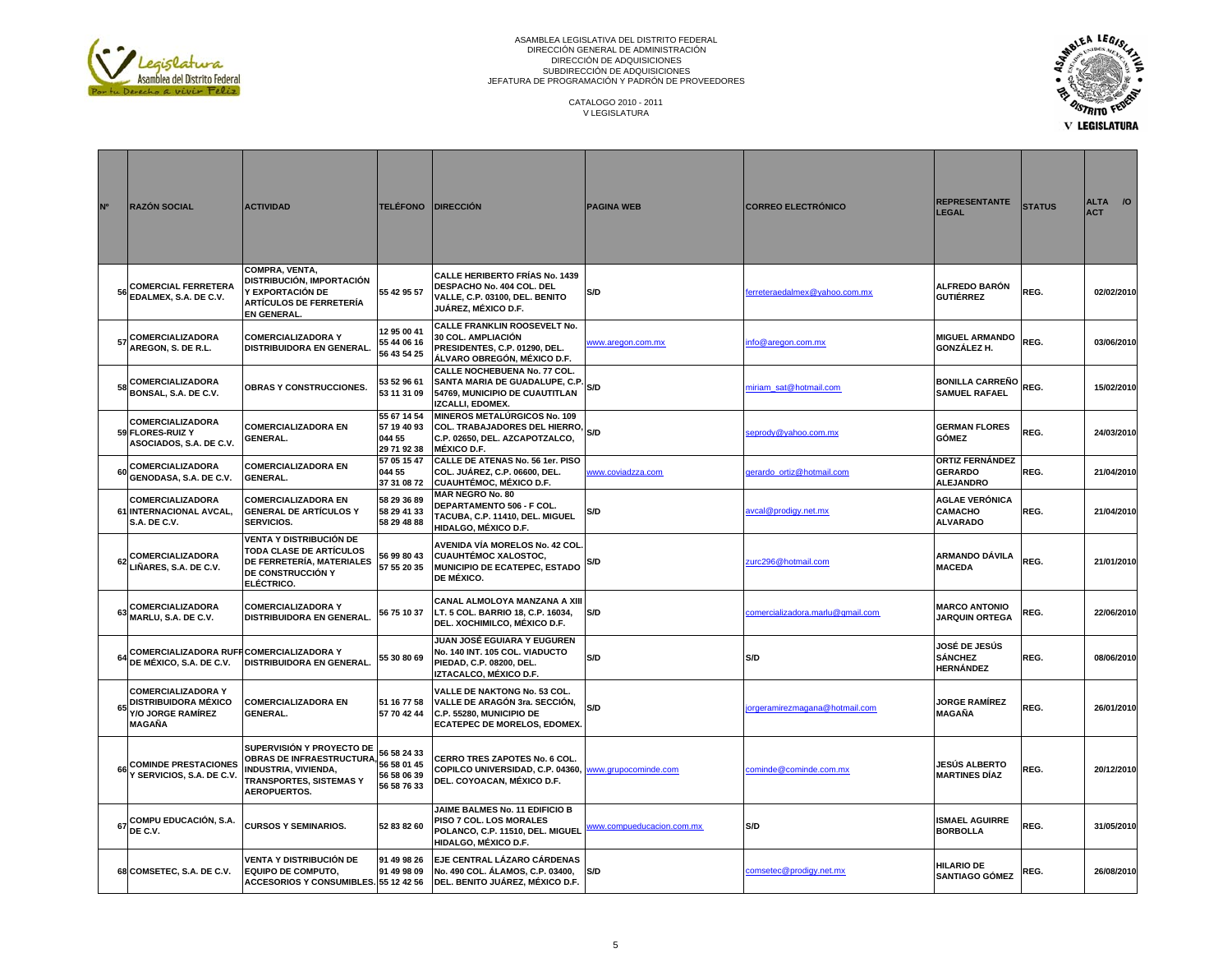ASAMBLEA LEGISLATIVA DEL DISTRITO FEDERAL
DIRECCIÓN GENERAL DE ADMINISTRACIÓN
DIRECCIÓN DE ADQUISICIONES
SUBDIRECCIÓN DE ADQUISICIONES
JEFATURA DE PROGRAMACIÓN Y PADRÓN DE PROVEEDORES

CATALOGO 2010 - 2011
V LEGISLATURA

| Nº | RAZÓN SOCIAL | ACTIVIDAD | TELÉFONO | DIRECCIÓN | PAGINA WEB | CORREO ELECTRÓNICO | REPRESENTANTE LEGAL | STATUS | ALTA /O ACT |
|---|---|---|---|---|---|---|---|---|---|
| 56 | COMERCIAL FERRETERA EDALMEX, S.A. DE C.V. | COMPRA, VENTA, DISTRIBUCIÓN, IMPORTACIÓN Y EXPORTACIÓN DE ARTÍCULOS DE FERRETERÍA EN GENERAL. | 55 42 95 57 | CALLE HERIBERTO FRÍAS No. 1439 DESPACHO No. 404 COL. DEL VALLE, C.P. 03100, DEL. BENITO JUÁREZ, MÉXICO D.F. | S/D | ferreteraedalmex@yahoo.com.mx | ALFREDO BARÓN GUTIÉRREZ | REG. | 02/02/2010 |
| 57 | COMERCIALIZADORA AREGON, S. DE R.L. | COMERCIALIZADORA Y DISTRIBUIDORA EN GENERAL. | 12 95 00 41 55 44 06 16 56 43 54 25 | CALLE FRANKLIN ROOSEVELT No. 30 COL. AMPLIACIÓN PRESIDENTES, C.P. 01290, DEL. ÁLVARO OBREGÓN, MÉXICO D.F. | www.aregon.com.mx | info@aregon.com.mx | MIGUEL ARMANDO GONZÁLEZ H. | REG. | 03/06/2010 |
| 58 | COMERCIALIZADORA BONSAL, S.A. DE C.V. | OBRAS Y CONSTRUCCIONES. | 53 52 96 61 53 11 31 09 | CALLE NOCHEBUENA No. 77 COL. SANTA MARIA DE GUADALUPE, C.P. 54769, MUNICIPIO DE CUAUTITLAN IZCALLI, EDOMEX. | S/D | miriam_sat@hotmail.com | BONILLA CARREÑO SAMUEL RAFAEL | REG. | 15/02/2010 |
| 59 | COMERCIALIZADORA FLORES-RUIZ Y ASOCIADOS, S.A. DE C.V. | COMERCIALIZADORA EN GENERAL. | 55 67 14 54 57 19 40 93 044 55 29 71 92 38 | MINEROS METALÚRGICOS No. 109 COL. TRABAJADORES DEL HIERRO, C.P. 02650, DEL. AZCAPOTZALCO, MÉXICO D.F. | S/D | seprody@yahoo.com.mx | GERMAN FLORES GÓMEZ | REG. | 24/03/2010 |
| 60 | COMERCIALIZADORA GENODASA, S.A. DE C.V. | COMERCIALIZADORA EN GENERAL. | 57 05 15 47 044 55 37 31 08 72 | CALLE DE ATENAS No. 56 1er. PISO COL. JUÁREZ, C.P. 06600, DEL. CUAUHTÉMOC, MÉXICO D.F. | www.coviadzza.com | gerardo_ortiz@hotmail.com | ORTIZ FERNÁNDEZ GERARDO ALEJANDRO | REG. | 21/04/2010 |
| 61 | COMERCIALIZADORA INTERNACIONAL AVCAL, S.A. DE C.V. | COMERCIALIZADORA EN GENERAL DE ARTÍCULOS Y SERVICIOS. | 58 29 36 89 58 29 41 33 58 29 48 88 | MAR NEGRO No. 80 DEPARTAMENTO 506 - F COL. TACUBA, C.P. 11410, DEL. MIGUEL HIDALGO, MÉXICO D.F. | S/D | avcal@prodigy.net.mx | AGLAE VERÓNICA CAMACHO ALVARADO | REG. | 21/04/2010 |
| 62 | COMERCIALIZADORA LIÑARES, S.A. DE C.V. | VENTA Y DISTRIBUCIÓN DE TODA CLASE DE ARTÍCULOS DE FERRETERÍA, MATERIALES DE CONSTRUCCIÓN Y ELÉCTRICO. | 56 99 80 43 57 55 20 35 | AVENIDA VÍA MORELOS No. 42 COL. CUAUHTÉMOC XALOSTOC, MUNICIPIO DE ECATEPEC, ESTADO DE MÉXICO. | S/D | zurc296@hotmail.com | ARMANDO DÁVILA MACEDA | REG. | 21/01/2010 |
| 63 | COMERCIALIZADORA MARLU, S.A. DE C.V. | COMERCIALIZADORA Y DISTRIBUIDORA EN GENERAL. | 56 75 10 37 | CANAL ALMOLOYA MANZANA A XIII LT. 5 COL. BARRIO 18, C.P. 16034, DEL. XOCHIMILCO, MÉXICO D.F. | S/D | comercializadora.marlu@gmail.com | MARCO ANTONIO JARQUIN ORTEGA | REG. | 22/06/2010 |
| 64 | COMERCIALIZADORA RUFF DE MÉXICO, S.A. DE C.V. | COMERCIALIZADORA Y DISTRIBUIDORA EN GENERAL. | 55 30 80 69 | JUAN JOSÉ EGUIARA Y EGUREN No. 140 INT. 105 COL. VIADUCTO PIEDAD, C.P. 08200, DEL. IZTACALCO, MÉXICO D.F. | S/D | S/D | JOSÉ DE JESÚS SÁNCHEZ HERNÁNDEZ | REG. | 08/06/2010 |
| 65 | COMERCIALIZADORA Y DISTRIBUIDORA MÉXICO Y/O JORGE RAMÍREZ MAGAÑA | COMERCIALIZADORA EN GENERAL. | 51 16 77 58 57 70 42 44 | VALLE DE NAKTONG No. 53 COL. VALLE DE ARAGÓN 3ra. SECCIÓN, C.P. 55280, MUNICIPIO DE ECATEPEC DE MORELOS, EDOMEX. | S/D | jorgeramirezmagana@hotmail.com | JORGE RAMÍREZ MAGAÑA | REG. | 26/01/2010 |
| 66 | COMINDE PRESTACIONES Y SERVICIOS, S.A. DE C.V. | SUPERVISIÓN Y PROYECTO DE OBRAS DE INFRAESTRUCTURA, INDUSTRIA, VIVIENDA, TRANSPORTES, SISTEMAS Y AEROPUERTOS. | 56 58 24 33 56 58 01 45 56 58 06 39 56 58 76 33 | CERRO TRES ZAPOTES No. 6 COL. COPILCO UNIVERSIDAD, C.P. 04360, DEL. COYOACAN, MÉXICO D.F. | www.grupocominde.com | cominde@cominde.com.mx | JESÚS ALBERTO MARTINES DÍAZ | REG. | 20/12/2010 |
| 67 | COMPU EDUCACIÓN, S.A. DE C.V. | CURSOS Y SEMINARIOS. | 52 83 82 60 | JAIME BALMES No. 11 EDIFICIO B PISO 7 COL. LOS MORALES POLANCO, C.P. 11510, DEL. MIGUEL HIDALGO, MÉXICO D.F. | www.compueducacion.com.mx | S/D | ISMAEL AGUIRRE BORBOLLA | REG. | 31/05/2010 |
| 68 | COMSETEC, S.A. DE C.V. | VENTA Y DISTRIBUCIÓN DE EQUIPO DE COMPUTO, ACCESORIOS Y CONSUMIBLES. | 91 49 98 26 91 49 98 09 55 12 42 56 | EJE CENTRAL LÁZARO CÁRDENAS No. 490 COL. ÁLAMOS, C.P. 03400, DEL. BENITO JUÁREZ, MÉXICO D.F. | S/D | comsetec@prodigy.net.mx | HILARIO DE SANTIAGO GÓMEZ | REG. | 26/08/2010 |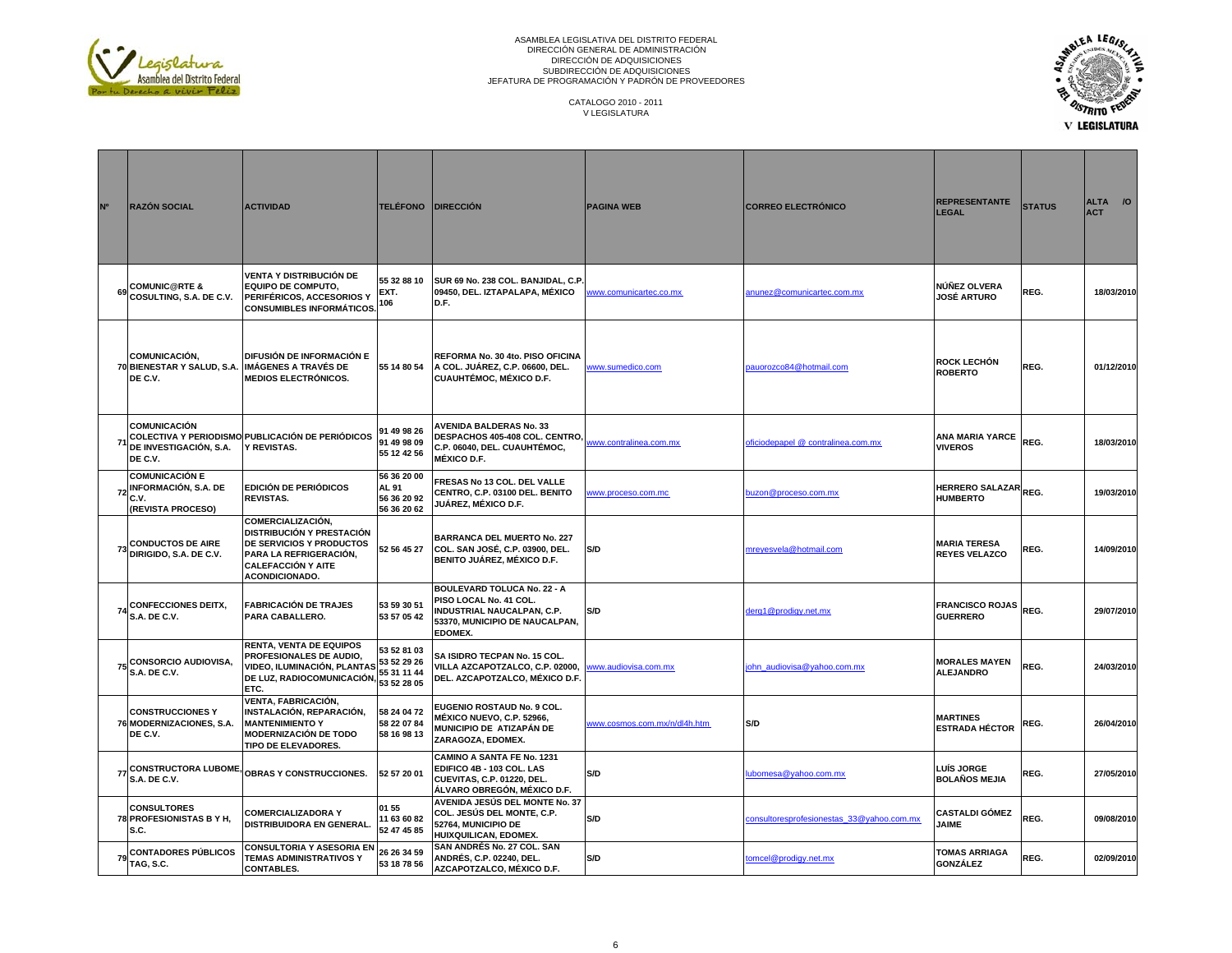ASAMBLEA LEGISLATIVA DEL DISTRITO FEDERAL
DIRECCIÓN GENERAL DE ADMINISTRACIÓN
DIRECCIÓN DE ADQUISICIONES
SUBDIRECCIÓN DE ADQUISICIONES
JEFATURA DE PROGRAMACIÓN Y PADRÓN DE PROVEEDORES

CATALOGO 2010 - 2011
V LEGISLATURA

| Nº | RAZÓN SOCIAL | ACTIVIDAD | TELÉFONO | DIRECCIÓN | PAGINA WEB | CORREO ELECTRÓNICO | REPRESENTANTE LEGAL | STATUS | ALTA /O ACT |
|---|---|---|---|---|---|---|---|---|---|
| 69 | COMUNIC@RTE & COSULTING, S.A. DE C.V. | VENTA Y DISTRIBUCIÓN DE EQUIPO DE COMPUTO, PERIFÉRICOS, ACCESORIOS Y CONSUMIBLES INFORMÁTICOS. | 55 32 88 10 EXT. 106 | SUR 69 No. 238 COL. BANJIDAL, C.P. 09450, DEL. IZTAPALAPA, MÉXICO D.F. | www.comunicartec.co.mx | anunez@comunicartec.com.mx | NÚÑEZ OLVERA JOSÉ ARTURO | REG. | 18/03/2010 |
| 70 | COMUNICACIÓN, BIENESTAR Y SALUD, S.A. DE C.V. | DIFUSIÓN DE INFORMACIÓN E IMÁGENES A TRAVÉS DE MEDIOS ELECTRÓNICOS. | 55 14 80 54 | REFORMA No. 30 4to. PISO OFICINA A COL. JUÁREZ, C.P. 06600, DEL. CUAUHTÉMOC, MÉXICO D.F. | www.sumedico.com | pauorozco84@hotmail.com | ROCK LECHÓN ROBERTO | REG. | 01/12/2010 |
| 71 | COMUNICACIÓN COLECTIVA Y PERIODISMO DE INVESTIGACIÓN, S.A. DE C.V. | PUBLICACIÓN DE PERIÓDICOS Y REVISTAS. | 91 49 98 26 91 49 98 09 55 12 42 56 | AVENIDA BALDERAS No. 33 DESPACHOS 405-408 COL. CENTRO, C.P. 06040, DEL. CUAUHTÉMOC, MÉXICO D.F. | www.contralinea.com.mx | oficiodepapel @ contralinea.com.mx | ANA MARIA YARCE VIVEROS | REG. | 18/03/2010 |
| 72 | COMUNICACIÓN E INFORMACIÓN, S.A. DE C.V. (REVISTA PROCESO) | EDICIÓN DE PERIÓDICOS REVISTAS. | 56 36 20 00 AL 91 56 36 20 92 56 36 20 62 | FRESAS No 13 COL. DEL VALLE CENTRO, C.P. 03100 DEL. BENITO JUÁREZ, MÉXICO D.F. | www.proceso.com.mc | buzon@proceso.com.mx | HERRERO SALAZAR HUMBERTO | REG. | 19/03/2010 |
| 73 | CONDUCTOS DE AIRE DIRIGIDO, S.A. DE C.V. | COMERCIALIZACIÓN, DISTRIBUCIÓN Y PRESTACIÓN DE SERVICIOS Y PRODUCTOS PARA LA REFRIGERACIÓN, CALEFACCIÓN Y AITE ACONDICIONADO. | 52 56 45 27 | BARRANCA DEL MUERTO No. 227 COL. SAN JOSÉ, C.P. 03900, DEL. BENITO JUÁREZ, MÉXICO D.F. | S/D | mreyesvela@hotmail.com | MARIA TERESA REYES VELAZCO | REG. | 14/09/2010 |
| 74 | CONFECCIONES DEITX, S.A. DE C.V. | FABRICACIÓN DE TRAJES PARA CABALLERO. | 53 59 30 51 53 57 05 42 | BOULEVARD TOLUCA No. 22 - A PISO LOCAL No. 41 COL. INDUSTRIAL NAUCALPAN, C.P. 53370, MUNICIPIO DE NAUCALPAN, EDOMEX. | S/D | derg1@prodigy.net.mx | FRANCISCO ROJAS GUERRERO | REG. | 29/07/2010 |
| 75 | CONSORCIO AUDIOVISA, S.A. DE C.V. | RENTA, VENTA DE EQUIPOS PROFESIONALES DE AUDIO, VIDEO, ILUMINACIÓN, PLANTAS DE LUZ, RADIOCOMUNICACIÓN, ETC. | 53 52 81 03 53 52 29 26 55 31 11 44 53 52 28 05 | SA ISIDRO TECPAN No. 15 COL. VILLA AZCAPOTZALCO, C.P. 02000, DEL. AZCAPOTZALCO, MÉXICO D.F. | www.audiovisa.com.mx | john_audiovisa@yahoo.com.mx | MORALES MAYEN ALEJANDRO | REG. | 24/03/2010 |
| 76 | CONSTRUCCIONES Y MODERNIZACIONES, S.A. DE C.V. | VENTA, FABRICACIÓN, INSTALACIÓN, REPARACIÓN, MANTENIMIENTO Y MODERNIZACIÓN DE TODO TIPO DE ELEVADORES. | 58 24 04 72 58 22 07 84 58 16 98 13 | EUGENIO ROSTAUD No. 9 COL. MÉXICO NUEVO, C.P. 52966, MUNICIPIO DE ATIZAPÁN DE ZARAGOZA, EDOMEX. | www.cosmos.com.mx/n/dl4h.htm | S/D | MARTINES ESTRADA HÉCTOR | REG. | 26/04/2010 |
| 77 | CONSTRUCTORA LUBOME, S.A. DE C.V. | OBRAS Y CONSTRUCCIONES. | 52 57 20 01 | CAMINO A SANTA FE No. 1231 EDIFICO 4B - 103 COL. LAS CUEVITAS, C.P. 01220, DEL. ÁLVARO OBREGÓN, MÉXICO D.F. | S/D | lubomesa@yahoo.com.mx | LUÍS JORGE BOLAÑOS MEJIA | REG. | 27/05/2010 |
| 78 | CONSULTORES PROFESIONISTAS B Y H, S.C. | COMERCIALIZADORA Y DISTRIBUIDORA EN GENERAL. | 01 55 11 63 60 82 52 47 45 85 | AVENIDA JESÚS DEL MONTE No. 37 COL. JESÚS DEL MONTE, C.P. 52764, MUNICIPIO DE HUIXQUILICAN, EDOMEX. | S/D | consultoresprofesionestas_33@yahoo.com.mx | CASTALDI GÓMEZ JAIME | REG. | 09/08/2010 |
| 79 | CONTADORES PÚBLICOS TAG, S.C. | CONSULTORIA Y ASESORIA EN TEMAS ADMINISTRATIVOS Y CONTABLES. | 26 26 34 59 53 18 78 56 | SAN ANDRÉS No. 27 COL. SAN ANDRÉS, C.P. 02240, DEL. AZCAPOTZALCO, MÉXICO D.F. | S/D | tomcel@prodigy.net.mx | TOMAS ARRIAGA GONZÁLEZ | REG. | 02/09/2010 |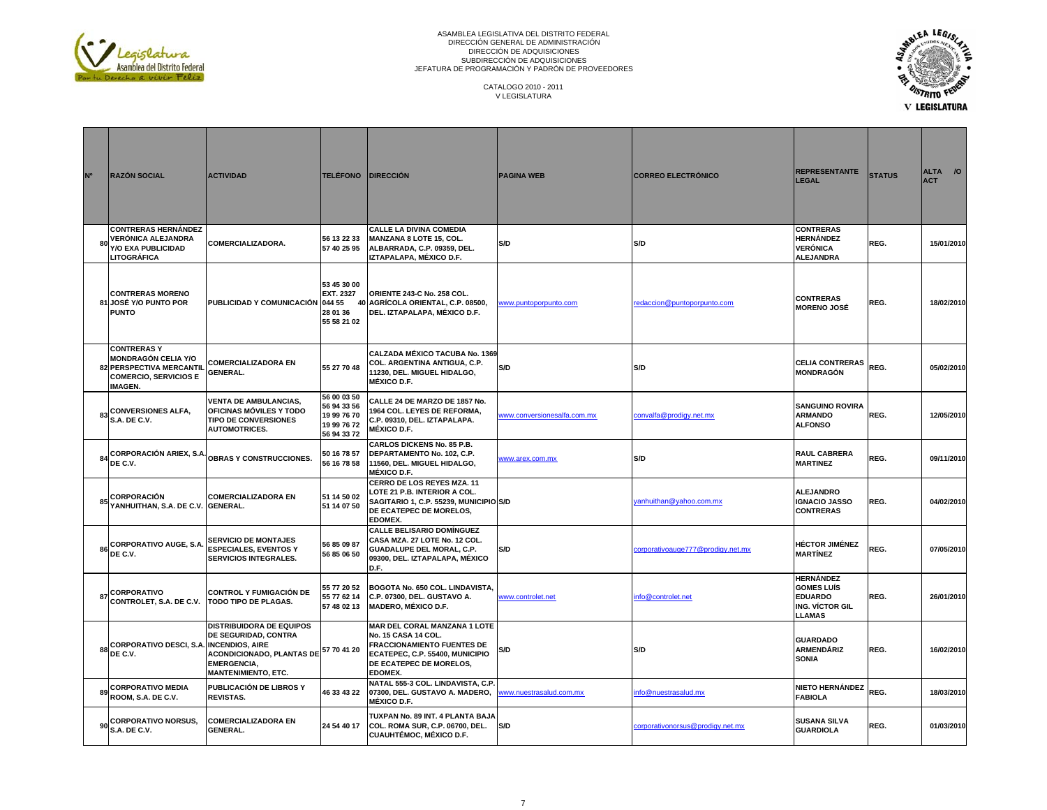ASAMBLEA LEGISLATIVA DEL DISTRITO FEDERAL
DIRECCIÓN GENERAL DE ADMINISTRACIÓN
DIRECCIÓN DE ADQUISICIONES
SUBDIRECCIÓN DE ADQUISICIONES
JEFATURA DE PROGRAMACIÓN Y PADRÓN DE PROVEEDORES

CATALOGO 2010 - 2011
V LEGISLATURA

| Nº | RAZÓN SOCIAL | ACTIVIDAD | TELÉFONO | DIRECCIÓN | PAGINA WEB | CORREO ELECTRÓNICO | REPRESENTANTE LEGAL | STATUS | ALTA /O ACT |
|---|---|---|---|---|---|---|---|---|---|
| 80 | CONTRERAS HERNÁNDEZ VERÓNICA ALEJANDRA Y/O EXA PUBLICIDAD LITOGRÁFICA | COMERCIALIZADORA. | 56 13 22 33 57 40 25 95 | CALLE LA DIVINA COMEDIA MANZANA 8 LOTE 15, COL. ALBARRADA, C.P. 09359, DEL. IZTAPALAPA, MÉXICO D.F. | S/D | S/D | CONTRERAS HERNÁNDEZ VERÓNICA ALEJANDRA | REG. | 15/01/2010 |
| 81 | CONTRERAS MORENO JOSÉ Y/O PUNTO POR PUNTO | PUBLICIDAD Y COMUNICACIÓN | 53 45 30 00 EXT. 2327 044 55 40 28 01 36 55 58 21 02 | ORIENTE 243-C No. 258 COL. AGRÍCOLA ORIENTAL, C.P. 08500, DEL. IZTAPALAPA, MÉXICO D.F. | www.puntoporpunto.com | redaccion@puntoporpunto.com | CONTRERAS MORENO JOSÉ | REG. | 18/02/2010 |
| 82 | CONTRERAS Y MONDRAGÓN CELIA Y/O PERSPECTIVA MERCANTIL COMERCIO, SERVICIOS E IMAGEN. | COMERCIALIZADORA EN GENERAL. | 55 27 70 48 | CALZADA MÉXICO TACUBA No. 1369 COL. ARGENTINA ANTIGUA, C.P. 11230, DEL. MIGUEL HIDALGO, MÉXICO D.F. | S/D | S/D | CELIA CONTRERAS MONDRAGÓN | REG. | 05/02/2010 |
| 83 | CONVERSIONES ALFA, S.A. DE C.V. | VENTA DE AMBULANCIAS, OFICINAS MÓVILES Y TODO TIPO DE CONVERSIONES AUTOMOTRICES. | 56 00 03 50 56 94 33 56 19 99 76 70 19 99 76 72 56 94 33 72 | CALLE 24 DE MARZO DE 1857 No. 1964 COL. LEYES DE REFORMA, C.P. 09310, DEL. IZTAPALAPA. MÉXICO D.F. | www.conversionesalfa.com.mx | convalfa@prodigy.net.mx | SANGUINO ROVIRA ARMANDO ALFONSO | REG. | 12/05/2010 |
| 84 | CORPORACIÓN ARIEX, S.A. DE C.V. | OBRAS Y CONSTRUCCIONES. | 50 16 78 57 56 16 78 58 | CARLOS DICKENS No. 85 P.B. DEPARTAMENTO No. 102, C.P. 11560, DEL. MIGUEL HIDALGO, MÉXICO D.F. | www.arex.com.mx | S/D | RAUL CABRERA MARTINEZ | REG. | 09/11/2010 |
| 85 | CORPORACIÓN YANHUITHAN, S.A. DE C.V. | COMERCIALIZADORA EN GENERAL. | 51 14 50 02 51 14 07 50 | CERRO DE LOS REYES MZA. 11 LOTE 21 P.B. INTERIOR A COL. SAGITARIO 1, C.P. 55239, MUNICIPIO DE ECATEPEC DE MORELOS, EDOMEX. | S/D | yanhuithan@yahoo.com.mx | ALEJANDRO IGNACIO JASSO CONTRERAS | REG. | 04/02/2010 |
| 86 | CORPORATIVO AUGE, S.A. DE C.V. | SERVICIO DE MONTAJES ESPECIALES, EVENTOS Y SERVICIOS INTEGRALES. | 56 85 09 87 56 85 06 50 | CALLE BELISARIO DOMÍNGUEZ CASA MZA. 27 LOTE No. 12 COL. GUADALUPE DEL MORAL, C.P. 09300, DEL. IZTAPALAPA, MÉXICO D.F. | S/D | corporativoauge777@prodigy.net.mx | HÉCTOR JIMÉNEZ MARTÍNEZ | REG. | 07/05/2010 |
| 87 | CORPORATIVO CONTROLET, S.A. DE C.V. | CONTROL Y FUMIGACIÓN DE TODO TIPO DE PLAGAS. | 55 77 20 52 55 77 62 14 57 48 02 13 | BOGOTA No. 650 COL. LINDAVISTA, C.P. 07300, DEL. GUSTAVO A. MADERO, MÉXICO D.F. | www.controlet.net | info@controlet.net | HERNÁNDEZ GOMES LUÍS EDUARDO ING. VÍCTOR GIL LLAMAS | REG. | 26/01/2010 |
| 88 | CORPORATIVO DESCI, S.A. DE C.V. | DISTRIBUIDORA DE EQUIPOS DE SEGURIDAD, CONTRA INCENDIOS, AIRE ACONDICIONADO, PLANTAS DE EMERGENCIA, MANTENIMIENTO, ETC. | 57 70 41 20 | MAR DEL CORAL MANZANA 1 LOTE No. 15 CASA 14 COL. FRACCIONAMIENTO FUENTES DE ECATEPEC, C.P. 55400, MUNICIPIO DE ECATEPEC DE MORELOS, EDOMEX. | S/D | S/D | GUARDADO ARMENDÁRIZ SONIA | REG. | 16/02/2010 |
| 89 | CORPORATIVO MEDIA ROOM, S.A. DE C.V. | PUBLICACIÓN DE LIBROS Y REVISTAS. | 46 33 43 22 | NATAL 555-3 COL. LINDAVISTA, C.P. 07300, DEL. GUSTAVO A. MADERO, MÉXICO D.F. | www.nuestrasalud.com.mx | info@nuestrasalud.mx | NIETO HERNÁNDEZ FABIOLA | REG. | 18/03/2010 |
| 90 | CORPORATIVO NORSUS, S.A. DE C.V. | COMERCIALIZADORA EN GENERAL. | 24 54 40 17 | TUXPAN No. 89 INT. 4 PLANTA BAJA COL. ROMA SUR, C.P. 06700, DEL. CUAUHTÉMOC, MÉXICO D.F. | S/D | corporativonorsus@prodigy.net.mx | SUSANA SILVA GUARDIOLA | REG. | 01/03/2010 |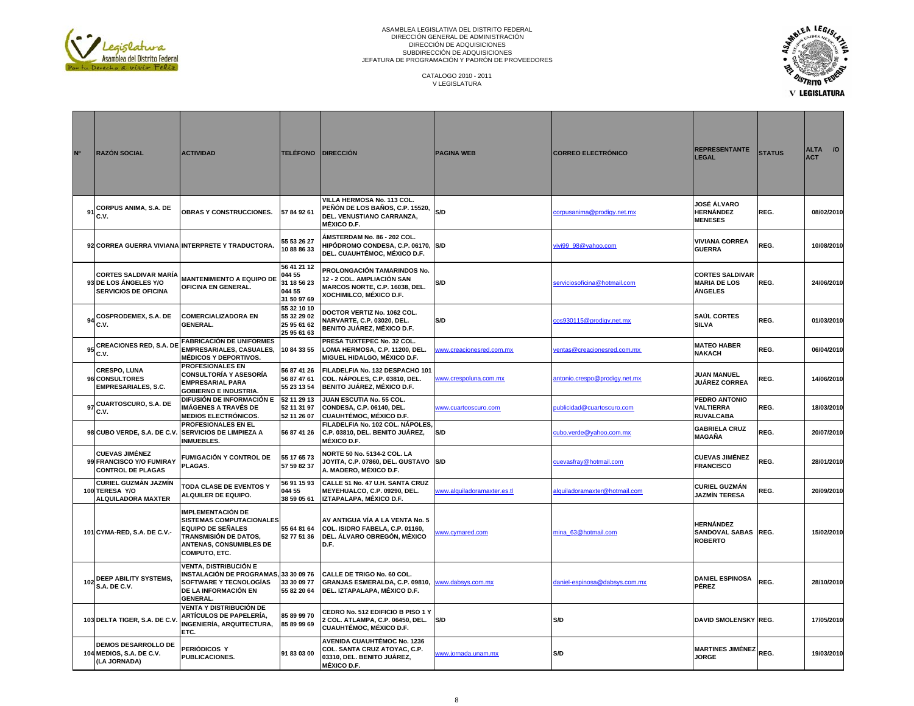ASAMBLEA LEGISLATIVA DEL DISTRITO FEDERAL
DIRECCIÓN GENERAL DE ADMINISTRACIÓN
DIRECCIÓN DE ADQUISICIONES
SUBDIRECCIÓN DE ADQUISICIONES
JEFATURA DE PROGRAMACIÓN Y PADRÓN DE PROVEEDORES

CATALOGO 2010 - 2011
V LEGISLATURA

| Nº | RAZÓN SOCIAL | ACTIVIDAD | TELÉFONO | DIRECCIÓN | PAGINA WEB | CORREO ELECTRÓNICO | REPRESENTANTE LEGAL | STATUS | ALTA /O ACT |
|---|---|---|---|---|---|---|---|---|---|
| 91 | CORPUS ANIMA, S.A. DE C.V. | OBRAS Y CONSTRUCCIONES. | 57 84 92 61 | VILLA HERMOSA No. 113 COL. PEÑÓN DE LOS BAÑOS, C.P. 15520, DEL. VENUSTIANO CARRANZA, MÉXICO D.F. | S/D | corpusanima@prodigy.net.mx | JOSÉ ÁLVARO HERNÁNDEZ MENESES | REG. | 08/02/2010 |
| 92 | CORREA GUERRA VIVIANA | INTERPRETE Y TRADUCTORA. | 55 53 26 27 10 88 86 33 | ÁMSTERDAM No. 86 - 202 COL. HIPÓDROMO CONDESA, C.P. 06170, DEL. CUAUHTÉMOC, MÉXICO D.F. | S/D | vivi99_98@yahoo.com | VIVIANA CORREA GUERRA | REG. | 10/08/2010 |
| 93 | CORTES SALDIVAR MARÍA DE LOS ÁNGELES Y/O SERVICIOS DE OFICINA | MANTENIMIENTO A EQUIPO DE OFICINA EN GENERAL. | 56 41 21 12 044 55 31 18 56 23 044 55 31 50 97 69 | PROLONGACIÓN TAMARINDOS No. 12 - 2 COL. AMPLIACIÓN SAN MARCOS NORTE, C.P. 16038, DEL. XOCHIMILCO, MÉXICO D.F. | S/D | serviciosoficina@hotmail.com | CORTES SALDIVAR MARIA DE LOS ÁNGELES | REG. | 24/06/2010 |
| 94 | COSPRODEMEX, S.A. DE C.V. | COMERCIALIZADORA EN GENERAL. | 55 32 10 10 55 32 29 02 25 95 61 62 25 95 61 63 | DOCTOR VERTIZ No. 1062 COL. NARVARTE, C.P. 03020, DEL. BENITO JUÁREZ, MÉXICO D.F. | S/D | cos930115@prodigy.net.mx | SAÚL CORTES SILVA | REG. | 01/03/2010 |
| 95 | CREACIONES RED, S.A. DE C.V. | FABRICACIÓN DE UNIFORMES EMPRESARIALES, CASUALES, MÉDICOS Y DEPORTIVOS. | 10 84 33 55 | PRESA TUXTEPEC No. 32 COL. LOMA HERMOSA, C.P. 11200, DEL. MIGUEL HIDALGO, MÉXICO D.F. | www.creacionesred.com.mx | ventas@creacionesred.com.mx | MATEO HABER NAKACH | REG. | 06/04/2010 |
| 96 | CRESPO, LUNA CONSULTORES EMPRESARIALES, S.C. | PROFESIONALES EN CONSULTORÍA Y ASESORÍA EMPRESARIAL PARA GOBIERNO E INDUSTRIA. | 56 87 41 26 56 87 47 61 55 23 13 54 | FILADELFIA No. 132 DESPACHO 101 COL. NÁPOLES, C.P. 03810, DEL. BENITO JUÁREZ, MÉXICO D.F. | www.crespoluna.com.mx | antonio.crespo@prodigy.net.mx | JUAN MANUEL JUÁREZ CORREA | REG. | 14/06/2010 |
| 97 | CUARTOSCURO, S.A. DE C.V. | DIFUSIÓN DE INFORMACIÓN E IMÁGENES A TRAVÉS DE MEDIOS ELECTRÓNICOS. | 52 11 29 13 52 11 31 97 52 11 26 07 | JUAN ESCUTIA No. 55 COL. CONDESA, C.P. 06140, DEL. CUAUHTÉMOC, MÉXICO D.F. | www.cuartooscuro.com | publicidad@cuartoscuro.com | PEDRO ANTONIO VALTIERRA RUVALCABA | REG. | 18/03/2010 |
| 98 | CUBO VERDE, S.A. DE C.V. | PROFESIONALES EN EL SERVICIOS DE LIMPIEZA A INMUEBLES. | 56 87 41 26 | FILADELFIA No. 102 COL. NÁPOLES, C.P. 03810, DEL. BENITO JUÁREZ, MÉXICO D.F. | S/D | cubo.verde@yahoo.com.mx | GABRIELA CRUZ MAGAÑA | REG. | 20/07/2010 |
| 99 | CUEVAS JIMÉNEZ FRANCISCO Y/O FUMIRAY CONTROL DE PLAGAS | FUMIGACIÓN Y CONTROL DE PLAGAS. | 55 17 65 73 57 59 82 37 | NORTE 50 No. 5134-2 COL. LA JOYITA, C.P. 07860, DEL. GUSTAVO A. MADERO, MÉXICO D.F. | S/D | cuevasfray@hotmail.com | CUEVAS JIMÉNEZ FRANCISCO | REG. | 28/01/2010 |
| 100 | CURIEL GUZMÁN JAZMÍN TERESA Y/O ALQUILADORA MAXTER | TODA CLASE DE EVENTOS Y ALQUILER DE EQUIPO. | 56 91 15 93 044 55 38 59 05 61 | CALLE 51 No. 47 U.H. SANTA CRUZ MEYEHUALCO, C.P. 09290, DEL. IZTAPALAPA, MÉXICO D.F. | www.alquiladoramaxter.es.tl | alquiladoramaxter@hotmail.com | CURIEL GUZMÁN JAZMÍN TERESA | REG. | 20/09/2010 |
| 101 | CYMA-RED, S.A. DE C.V.- | IMPLEMENTACIÓN DE SISTEMAS COMPUTACIONALES EQUIPO DE SEÑALES TRANSMISIÓN DE DATOS, ANTENAS, CONSUMIBLES DE COMPUTO, ETC. | 55 64 81 64 52 77 51 36 | AV ANTIGUA VÍA A LA VENTA No. 5 COL. ISIDRO FABELA, C.P. 01160, DEL. ÁLVARO OBREGÓN, MÉXICO D.F. | www.cymared.com | mina_63@hotmail.com | HERNÁNDEZ SANDOVAL SABAS ROBERTO | REG. | 15/02/2010 |
| 102 | DEEP ABILITY SYSTEMS, S.A. DE C.V. | VENTA, DISTRIBUCIÓN E INSTALACIÓN DE PROGRAMAS, SOFTWARE Y TECNOLOGÍAS DE LA INFORMACIÓN EN GENERAL. | 33 30 09 76 33 30 09 77 55 82 20 64 | CALLE DE TRIGO No. 60 COL. GRANJAS ESMERALDA, C.P. 09810, DEL. IZTAPALAPA, MÉXICO D.F. | www.dabsys.com.mx | daniel-espinosa@dabsys.com.mx | DANIEL ESPINOSA PÉREZ | REG. | 28/10/2010 |
| 103 | DELTA TIGER, S.A. DE C.V. | VENTA Y DISTRIBUCIÓN DE ARTÍCULOS DE PAPELERÍA, INGENIERÍA, ARQUITECTURA, ETC. | 85 89 99 70 85 89 99 69 | CEDRO No. 512 EDIFICIO B PISO 1 Y 2 COL. ATLAMPA, C.P. 06450, DEL. CUAUHTÉMOC, MÉXICO D.F. | S/D | S/D | DAVID SMOLENSKY | REG. | 17/05/2010 |
| 104 | DEMOS DESARROLLO DE MEDIOS, S.A. DE C.V. (LA JORNADA) | PERIÓDICOS Y PUBLICACIONES. | 91 83 03 00 | AVENIDA CUAUHTÉMOC No. 1236 COL. SANTA CRUZ ATOYAC, C.P. 03310, DEL. BENITO JUÁREZ, MÉXICO D.F. | www.jornada.unam.mx | S/D | MARTINES JIMÉNEZ JORGE | REG. | 19/03/2010 |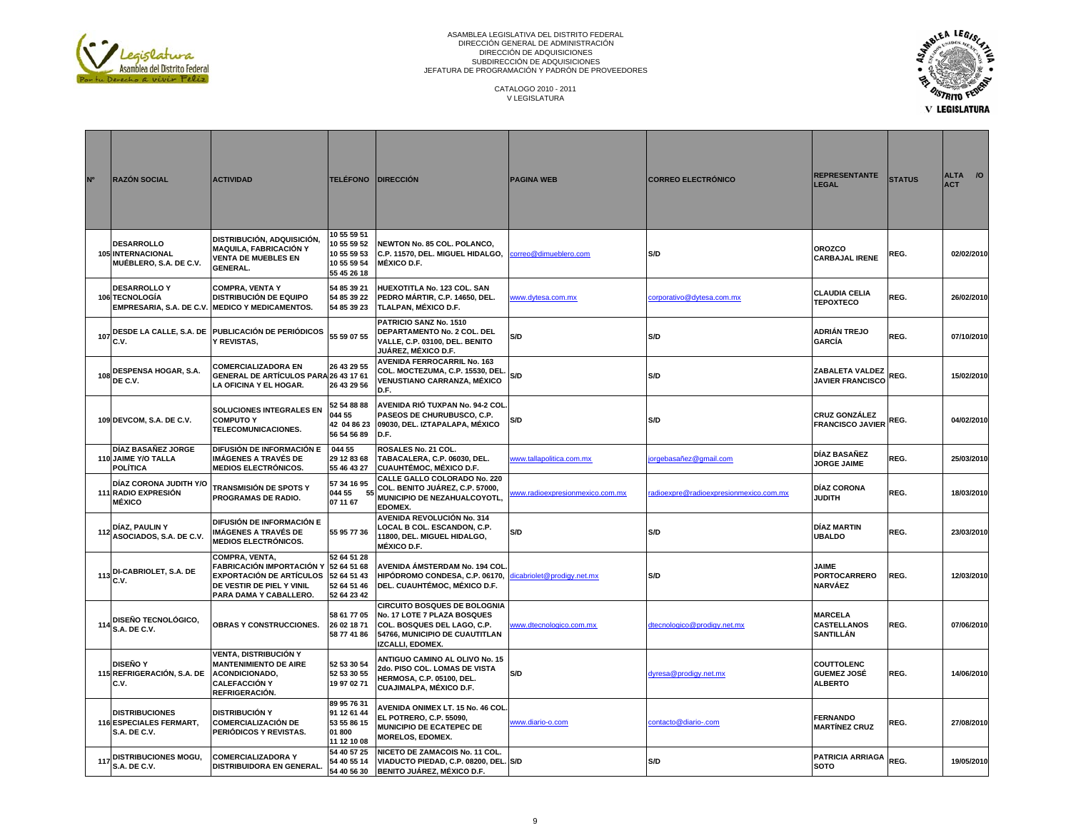ASAMBLEA LEGISLATIVA DEL DISTRITO FEDERAL
DIRECCIÓN GENERAL DE ADMINISTRACIÓN
DIRECCIÓN DE ADQUISICIONES
SUBDIRECCIÓN DE ADQUISICIONES
JEFATURA DE PROGRAMACIÓN Y PADRÓN DE PROVEEDORES

CATALOGO 2010 - 2011
V LEGISLATURA

| Nº | RAZÓN SOCIAL | ACTIVIDAD | TELÉFONO | DIRECCIÓN | PAGINA WEB | CORREO ELECTRÓNICO | REPRESENTANTE LEGAL | STATUS | ALTA /O ACT |
|---|---|---|---|---|---|---|---|---|---|
| 105 | DESARROLLO INTERNACIONAL MUÉBLERO, S.A. DE C.V. | DISTRIBUCIÓN, ADQUISICIÓN, MAQUILA, FABRICACIÓN Y VENTA DE MUEBLES EN GENERAL. | 10 55 59 51 10 55 59 52 10 55 59 53 10 55 59 54 55 45 26 18 | NEWTON No. 85 COL. POLANCO, C.P. 11570, DEL. MIGUEL HIDALGO, MÉXICO D.F. | correo@dimueblero.com | S/D | OROZCO CARBAJAL IRENE | REG. | 02/02/2010 |
| 106 | DESARROLLO Y TECNOLOGÍA EMPRESARIA, S.A. DE C.V. | COMPRA, VENTA Y DISTRIBUCIÓN DE EQUIPO MEDICO Y MEDICAMENTOS. | 54 85 39 21 54 85 39 22 54 85 39 23 | HUEXOTITLA No. 123 COL. SAN PEDRO MÁRTIR, C.P. 14650, DEL. TLALPAN, MÉXICO D.F. | www.dytesa.com.mx | corporativo@dytesa.com.mx | CLAUDIA CELIA TEPOXTECO | REG. | 26/02/2010 |
| 107 | DESDE LA CALLE, S.A. DE C.V. | PUBLICACIÓN DE PERIÓDICOS Y REVISTAS, | 55 59 07 55 | PATRICIO SANZ No. 1510 DEPARTAMENTO No. 2 COL. DEL VALLE, C.P. 03100, DEL. BENITO JUÁREZ, MÉXICO D.F. | S/D | S/D | ADRIÁN TREJO GARCÍA | REG. | 07/10/2010 |
| 108 | DESPENSA HOGAR, S.A. DE C.V. | COMERCIALIZADORA EN GENERAL DE ARTÍCULOS PARA LA OFICINA Y EL HOGAR. | 26 43 29 55 26 43 17 61 26 43 29 56 | AVENIDA FERROCARRIL No. 163 COL. MOCTEZUMA, C.P. 15530, DEL. VENUSTIANO CARRANZA, MÉXICO D.F. | S/D | S/D | ZABALETA VALDEZ JAVIER FRANCISCO | REG. | 15/02/2010 |
| 109 | DEVCOM, S.A. DE C.V. | SOLUCIONES INTEGRALES EN COMPUTO Y TELECOMUNICACIONES. | 52 54 88 88 044 55 42 04 86 23 56 54 56 89 | AVENIDA RIÓ TUXPAN No. 94-2 COL. PASEOS DE CHURUBUSCO, C.P. 09030, DEL. IZTAPALAPA, MÉXICO D.F. | S/D | S/D | CRUZ GONZÁLEZ FRANCISCO JAVIER | REG. | 04/02/2010 |
| 110 | DÍAZ BASAÑEZ JORGE JAIME Y/O TALLA POLÍTICA | DIFUSIÓN DE INFORMACIÓN E IMÁGENES A TRAVÉS DE MEDIOS ELECTRÓNICOS. | 044 55 29 12 83 68 55 46 43 27 | ROSALES No. 21 COL. TABACALERA, C.P. 06030, DEL. CUAUHTÉMOC, MÉXICO D.F. | www.tallapolitica.com.mx | jorgebasañez@gmail.com | DÍAZ BASAÑEZ JORGE JAIME | REG. | 25/03/2010 |
| 111 | DÍAZ CORONA JUDITH Y/O RADIO EXPRESIÓN MÉXICO | TRANSMISIÓN DE SPOTS Y PROGRAMAS DE RADIO. | 57 34 16 95 044 55 55 07 11 67 | CALLE GALLO COLORADO No. 220 COL. BENITO JUÁREZ, C.P. 57000, MUNICIPIO DE NEZAHUALCOYOTL, EDOMEX. | www.radioexpresionmexico.com.mx | radioexpre@radioexpresionmexico.com.mx | DÍAZ CORONA JUDITH | REG. | 18/03/2010 |
| 112 | DÍAZ, PAULIN Y ASOCIADOS, S.A. DE C.V. | DIFUSIÓN DE INFORMACIÓN E IMÁGENES A TRAVÉS DE MEDIOS ELECTRÓNICOS. | 55 95 77 36 | AVENIDA REVOLUCIÓN No. 314 LOCAL B COL. ESCANDON, C.P. 11800, DEL. MIGUEL HIDALGO, MÉXICO D.F. | S/D | S/D | DÍAZ MARTIN UBALDO | REG. | 23/03/2010 |
| 113 | DI-CABRIOLET, S.A. DE C.V. | COMPRA, VENTA, FABRICACIÓN IMPORTACIÓN Y EXPORTACIÓN DE ARTÍCULOS DE VESTIR DE PIEL Y VINIL PARA DAMA Y CABALLERO. | 52 64 51 28 52 64 51 68 52 64 51 43 52 64 51 46 52 64 23 42 | AVENIDA ÁMSTERDAM No. 194 COL. HIPÓDROMO CONDESA, C.P. 06170, DEL. CUAUHTÉMOC, MÉXICO D.F. | dicabriolet@prodigy.net.mx | S/D | JAIME PORTOCARRERO NARVÁEZ | REG. | 12/03/2010 |
| 114 | DISEÑO TECNOLÓGICO, S.A. DE C.V. | OBRAS Y CONSTRUCCIONES. | 58 61 77 05 26 02 18 71 58 77 41 86 | CIRCUITO BOSQUES DE BOLOGNIA No. 17 LOTE 7 PLAZA BOSQUES COL. BOSQUES DEL LAGO, C.P. 54766, MUNICIPIO DE CUAUTITLAN IZCALLI, EDOMEX. | www.dtecnologico.com.mx | dtecnologico@prodigy.net.mx | MARCELA CASTELLANOS SANTILLÁN | REG. | 07/06/2010 |
| 115 | DISEÑO Y REFRIGERACIÓN, S.A. DE C.V. | VENTA, DISTRIBUCIÓN Y MANTENIMIENTO DE AIRE ACONDICIONADO, CALEFACCIÓN Y REFRIGERACIÓN. | 52 53 30 54 52 53 30 55 19 97 02 71 | ANTIGUO CAMINO AL OLIVO No. 15 2do. PISO COL. LOMAS DE VISTA HERMOSA, C.P. 05100, DEL. CUAJIMALPA, MÉXICO D.F. | S/D | dyresa@prodigy.net.mx | COUTTOLENC GUEMEZ JOSÉ ALBERTO | REG. | 14/06/2010 |
| 116 | DISTRIBUCIONES ESPECIALES FERMART, S.A. DE C.V. | DISTRIBUCIÓN Y COMERCIALIZACIÓN DE PERIÓDICOS Y REVISTAS. | 89 95 76 31 91 12 61 44 53 55 86 15 01 800 11 12 10 08 | AVENIDA ONIMEX LT. 15 No. 46 COL. EL POTRERO, C.P. 55090, MUNICIPIO DE ECATEPEC DE MORELOS, EDOMEX. | www.diario-o.com | contacto@diario-.com | FERNANDO MARTÍNEZ CRUZ | REG. | 27/08/2010 |
| 117 | DISTRIBUCIONES MOGU, S.A. DE C.V. | COMERCIALIZADORA Y DISTRIBUIDORA EN GENERAL. | 54 40 57 25 54 40 55 14 54 40 56 30 | NICETO DE ZAMACOIS No. 11 COL. VIADUCTO PIEDAD, C.P. 08200, DEL. BENITO JUÁREZ, MÉXICO D.F. | S/D | S/D | PATRICIA ARRIAGA SOTO | REG. | 19/05/2010 |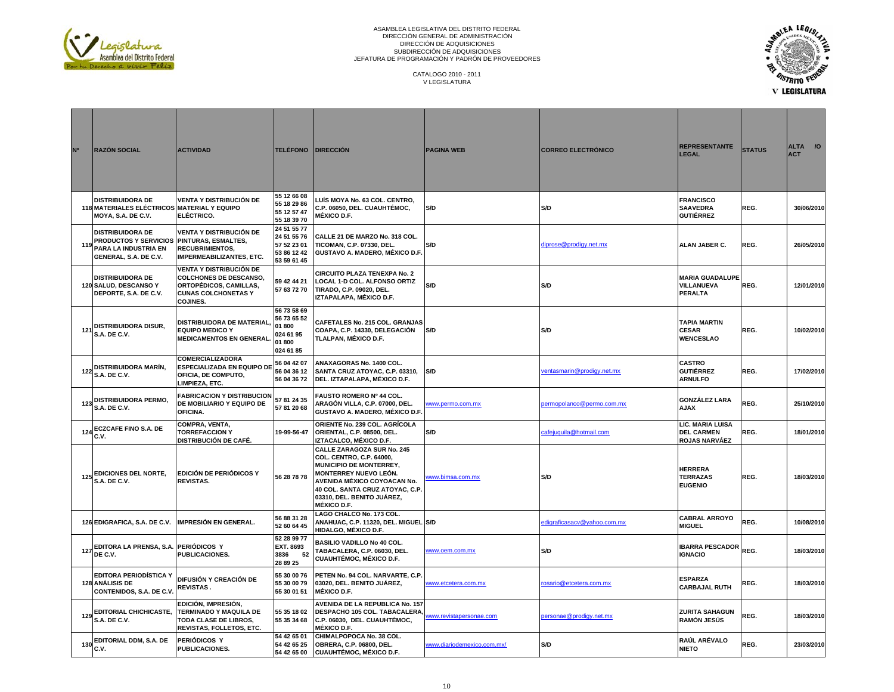ASAMBLEA LEGISLATIVA DEL DISTRITO FEDERAL
DIRECCIÓN GENERAL DE ADMINISTRACIÓN
DIRECCIÓN DE ADQUISICIONES
SUBDIRECCIÓN DE ADQUISICIONES
JEFATURA DE PROGRAMACIÓN Y PADRÓN DE PROVEEDORES

CATALOGO 2010 - 2011
V LEGISLATURA

| Nº | RAZÓN SOCIAL | ACTIVIDAD | TELÉFONO | DIRECCIÓN | PAGINA WEB | CORREO ELECTRÓNICO | REPRESENTANTE LEGAL | STATUS | ALTA /O ACT |
|---|---|---|---|---|---|---|---|---|---|
| 118 | DISTRIBUIDORA DE MATERIALES ELÉCTRICOS MOYA, S.A. DE C.V. | VENTA Y DISTRIBUCIÓN DE MATERIAL Y EQUIPO ELÉCTRICO. | 55 12 66 08 55 18 29 86 55 12 57 47 55 18 39 70 | LUÍS MOYA No. 63 COL. CENTRO, C.P. 06050, DEL. CUAUHTÉMOC, MÉXICO D.F. | S/D | S/D | FRANCISCO SAAVEDRA GUTIÉRREZ | REG. | 30/06/2010 |
| 119 | DISTRIBUIDORA DE PRODUCTOS Y SERVICIOS PARA LA INDUSTRIA EN GENERAL, S.A. DE C.V. | VENTA Y DISTRIBUCIÓN DE PINTURAS, ESMALTES, RECUBRIMIENTOS, IMPERMEABILIZANTES, ETC. | 24 51 55 77 24 51 55 76 57 52 23 01 53 86 12 42 53 59 61 45 | CALLE 21 DE MARZO No. 318 COL. TICOMAN, C.P. 07330, DEL. GUSTAVO A. MADERO, MÉXICO D.F. | S/D | diprose@prodigy.net.mx | ALAN JABER C. | REG. | 26/05/2010 |
| 120 | DISTRIBUIDORA DE SALUD, DESCANSO Y DEPORTE, S.A. DE C.V. | VENTA Y DISTRIBUCIÓN DE COLCHONES DE DESCANSO, ORTOPÉDICOS, CAMILLAS, CUNAS COLCHONETAS Y COJINES. | 59 42 44 21 57 63 72 70 | CIRCUITO PLAZA TENEXPA No. 2 LOCAL 1-D COL. ALFONSO ORTIZ TIRADO, C.P. 09020, DEL. IZTAPALAPA, MÉXICO D.F. | S/D | S/D | MARIA GUADALUPE VILLANUEVA PERALTA | REG. | 12/01/2010 |
| 121 | DISTRIBUIDORA DISUR, S.A. DE C.V. | DISTRIBUIDORA DE MATERIAL, EQUIPO MEDICO Y MEDICAMENTOS EN GENERAL. | 56 73 58 69 56 73 65 52 01 800 024 61 95 01 800 024 61 85 | CAFETALES No. 215 COL. GRANJAS COAPA, C.P. 14330, DELEGACIÓN TLALPAN, MÉXICO D.F. | S/D | S/D | TAPIA MARTIN CESAR WENCESLAO | REG. | 10/02/2010 |
| 122 | DISTRIBUIDORA MARÍN, S.A. DE C.V. | COMERCIALIZADORA ESPECIALIZADA EN EQUIPO DE OFICIA, DE COMPUTO, LIMPIEZA, ETC. | 56 04 42 07 56 04 36 12 56 04 36 72 | ANAXAGORAS No. 1400 COL. SANTA CRUZ ATOYAC, C.P. 03310, DEL. IZTAPALAPA, MÉXICO D.F. | S/D | ventasmarin@prodigy.net.mx | CASTRO GUTIÉRREZ ARNULFO | REG. | 17/02/2010 |
| 123 | DISTRIBUIDORA PERMO, S.A. DE C.V. | FABRICACION Y DISTRIBUCION DE MOBILIARIO Y EQUIPO DE OFICINA. | 57 81 24 35 57 81 20 68 | FAUSTO ROMERO Nº 44 COL. ARAGÓN VILLA, C.P. 07000, DEL. GUSTAVO A. MADERO, MÉXICO D.F. | www.permo.com.mx | permopolanco@permo.com.mx | GONZÁLEZ LARA AJAX | REG. | 25/10/2010 |
| 124 | ECZCAFE FINO S.A. DE C.V. | COMPRA, VENTA, TORREFACCION Y DISTRIBUCIÓN DE CAFÉ. | 19-99-56-47 | ORIENTE No. 239 COL. AGRÍCOLA ORIENTAL, C.P. 08500, DEL. IZTACALCO, MÉXICO D.F. | S/D | cafejuquila@hotmail.com | LIC. MARIA LUISA DEL CARMEN ROJAS NARVÁEZ | REG. | 18/01/2010 |
| 125 | EDICIONES DEL NORTE, S.A. DE C.V. | EDICIÓN DE PERIÓDICOS Y REVISTAS. | 56 28 78 78 | CALLE ZARAGOZA SUR No. 245 COL. CENTRO, C.P. 64000, MUNICIPIO DE MONTERREY, MONTERREY NUEVO LEÓN. AVENIDA MÉXICO COYOACAN No. 40 COL. SANTA CRUZ ATOYAC, C.P. 03310, DEL. BENITO JUÁREZ, MÉXICO D.F. | www.bimsa.com.mx | S/D | HERRERA TERRAZAS EUGENIO | REG. | 18/03/2010 |
| 126 | EDIGRAFICA, S.A. DE C.V. | IMPRESIÓN EN GENERAL. | 56 88 31 28 52 60 64 45 | LAGO CHALCO No. 173 COL. ANAHUAC, C.P. 11320, DEL. MIGUEL HIDALGO, MÉXICO D.F. | S/D | edigraficasacv@yahoo.com.mx | CABRAL ARROYO MIGUEL | REG. | 10/08/2010 |
| 127 | EDITORA LA PRENSA, S.A. DE C.V. | PERIÓDICOS Y PUBLICACIONES. | 52 28 99 77 EXT. 8693 3836 52 28 89 25 | BASILIO VADILLO No 40 COL. TABACALERA, C.P. 06030, DEL. CUAUHTÉMOC, MÉXICO D.F. | www.oem.com.mx | S/D | IBARRA PESCADOR IGNACIO | REG. | 18/03/2010 |
| 128 | EDITORA PERIODÍSTICA Y ANÁLISIS DE CONTENIDOS, S.A. DE C.V. | DIFUSIÓN Y CREACIÓN DE REVISTAS . | 55 30 00 76 55 30 00 79 55 30 01 51 | PETEN No. 94 COL. NARVARTE, C.P. 03020, DEL. BENITO JUÁREZ, MÉXICO D.F. | www.etcetera.com.mx | rosario@etcetera.com.mx | ESPARZA CARBAJAL RUTH | REG. | 18/03/2010 |
| 129 | EDITORIAL CHICHICASTE, S.A. DE C.V. | EDICIÓN, IMPRESIÓN, TERMINADO Y MAQUILA DE TODA CLASE DE LIBROS, REVISTAS, FOLLETOS, ETC. | 55 35 18 02 55 35 34 68 | AVENIDA DE LA REPUBLICA No. 157 DESPACHO 105 COL. TABACALERA, C.P. 06030, DEL. CUAUHTÉMOC, MÉXICO D.F. | www.revistapersonae.com | personae@prodigy.net.mx | ZURITA SAHAGUN RAMÓN JESÚS | REG. | 18/03/2010 |
| 130 | EDITORIAL DDM, S.A. DE C.V. | PERIÓDICOS Y PUBLICACIONES. | 54 42 65 01 54 42 65 25 54 42 65 00 | CHIMALPOPOCA No. 38 COL. OBRERA, C.P. 06800, DEL. CUAUHTÉMOC, MÉXICO D.F. | www.diariodemexico.com.mx/ | S/D | RAÚL ARÉVALO NIETO | REG. | 23/03/2010 |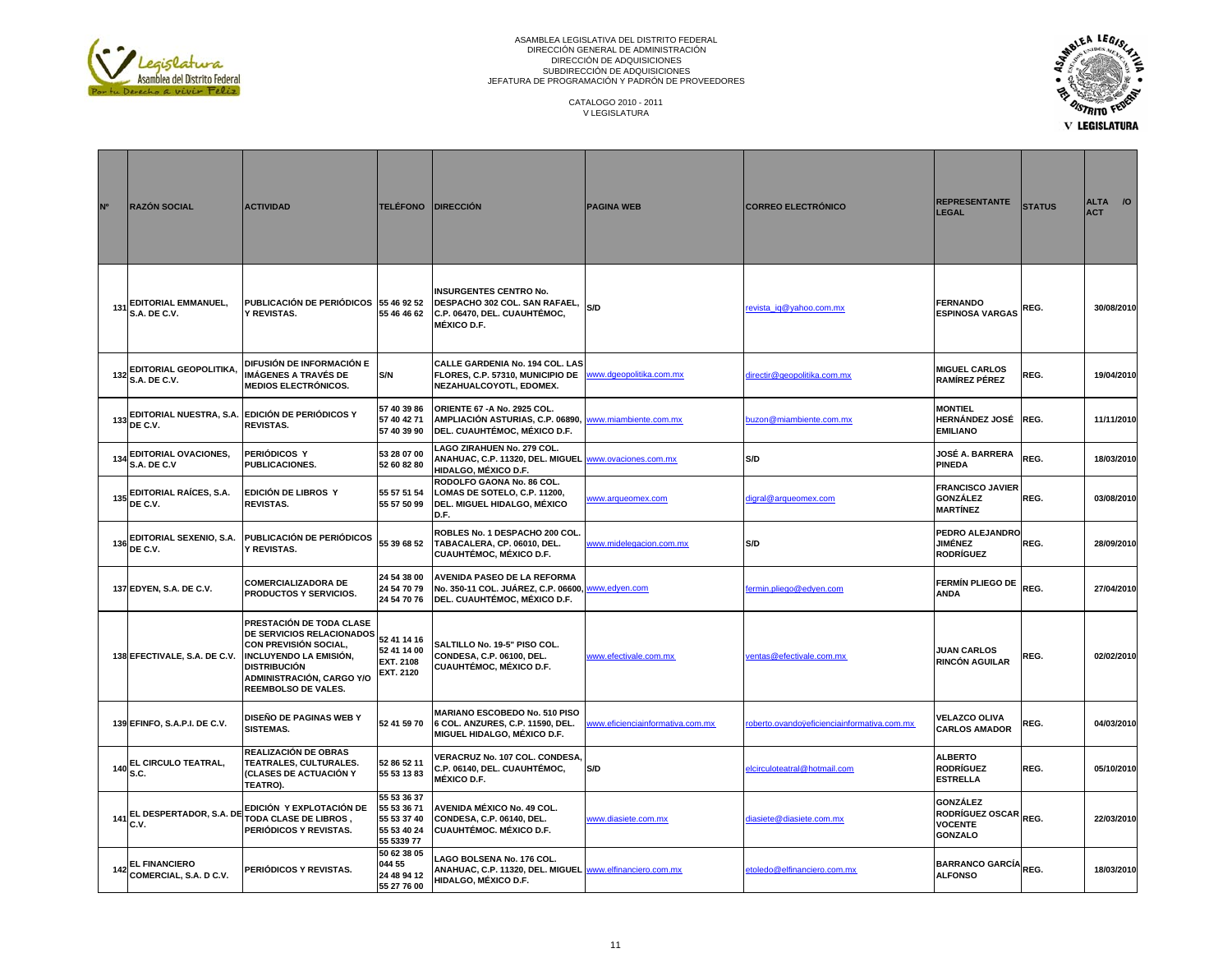ASAMBLEA LEGISLATIVA DEL DISTRITO FEDERAL
DIRECCIÓN GENERAL DE ADMINISTRACIÓN
DIRECCIÓN DE ADQUISICIONES
SUBDIRECCIÓN DE ADQUISICIONES
JEFATURA DE PROGRAMACIÓN Y PADRÓN DE PROVEEDORES

CATALOGO 2010 - 2011
V LEGISLATURA

| Nº | RAZÓN SOCIAL | ACTIVIDAD | TELÉFONO | DIRECCIÓN | PAGINA WEB | CORREO ELECTRÓNICO | REPRESENTANTE LEGAL | STATUS | ALTA /O ACT |
|---|---|---|---|---|---|---|---|---|---|
| 131 | EDITORIAL EMMANUEL, S.A. DE C.V. | PUBLICACIÓN DE PERIÓDICOS Y REVISTAS. | 55 46 92 52 55 46 46 62 | INSURGENTES CENTRO No. DESPACHO 302 COL. SAN RAFAEL, C.P. 06470, DEL. CUAUHTÉMOC, MÉXICO D.F. | S/D | revista_iq@yahoo.com.mx | FERNANDO ESPINOSA VARGAS | REG. | 30/08/2010 |
| 132 | EDITORIAL GEOPOLITIKA, S.A. DE C.V. | DIFUSIÓN DE INFORMACIÓN E IMÁGENES A TRAVÉS DE MEDIOS ELECTRÓNICOS. | S/N | CALLE GARDENIA No. 194 COL. LAS FLORES, C.P. 57310, MUNICIPIO DE NEZAHUALCOYOTL, EDOMEX. | www.dgeopolitika.com.mx | directir@geopolitika.com.mx | MIGUEL CARLOS RAMÍREZ PÉREZ | REG. | 19/04/2010 |
| 133 | EDITORIAL NUESTRA, S.A. DE C.V. | EDICIÓN DE PERIÓDICOS Y REVISTAS. | 57 40 39 86 57 40 42 71 57 40 39 90 | ORIENTE 67 -A No. 2925 COL. AMPLIACIÓN ASTURIAS, C.P. 06890, DEL. CUAUHTÉMOC, MÉXICO D.F. | www.miambiente.com.mx | buzon@miambiente.com.mx | MONTIEL HERNÁNDEZ JOSÉ EMILIANO | REG. | 11/11/2010 |
| 134 | EDITORIAL OVACIONES, S.A. DE C.V | PERIÓDICOS Y PUBLICACIONES. | 53 28 07 00 52 60 82 80 | LAGO ZIRAHUEN No. 279 COL. ANAHUAC, C.P. 11320, DEL. MIGUEL HIDALGO, MÉXICO D.F. | www.ovaciones.com.mx | S/D | JOSÉ A. BARRERA PINEDA | REG. | 18/03/2010 |
| 135 | EDITORIAL RAÍCES, S.A. DE C.V. | EDICIÓN DE LIBROS Y REVISTAS. | 55 57 51 54 55 57 50 99 | RODOLFO GAONA No. 86 COL. LOMAS DE SOTELO, C.P. 11200, DEL. MIGUEL HIDALGO, MÉXICO D.F. | www.arqueomex.com | digral@arqueomex.com | FRANCISCO JAVIER GONZÁLEZ MARTÍNEZ | REG. | 03/08/2010 |
| 136 | EDITORIAL SEXENIO, S.A. DE C.V. | PUBLICACIÓN DE PERIÓDICOS Y REVISTAS. | 55 39 68 52 | ROBLES No. 1 DESPACHO 200 COL. TABACALERA, CP. 06010, DEL. CUAUHTÉMOC, MÉXICO D.F. | www.midelegacion.com.mx | S/D | PEDRO ALEJANDRO JIMÉNEZ RODRÍGUEZ | REG. | 28/09/2010 |
| 137 | EDYEN, S.A. DE C.V. | COMERCIALIZADORA DE PRODUCTOS Y SERVICIOS. | 24 54 38 00 24 54 70 79 24 54 70 76 | AVENIDA PASEO DE LA REFORMA No. 350-11 COL. JUÁREZ, C.P. 06600, DEL. CUAUHTÉMOC, MÉXICO D.F. | www.edyen.com | fermin.pliego@edyen.com | FERMÍN PLIEGO DE ANDA | REG. | 27/04/2010 |
| 138 | EFECTIVALE, S.A. DE C.V. | PRESTACIÓN DE TODA CLASE DE SERVICIOS RELACIONADOS CON PREVISIÓN SOCIAL, INCLUYENDO LA EMISIÓN, DISTRIBUCIÓN ADMINISTRACIÓN, CARGO Y/O REEMBOLSO DE VALES. | 52 41 14 16 52 41 14 00 EXT. 2108 EXT. 2120 | SALTILLO No. 19-5" PISO COL. CONDESA, C.P. 06100, DEL. CUAUHTÉMOC, MÉXICO D.F. | www.efectivale.com.mx | ventas@efectivale.com.mx | JUAN CARLOS RINCÓN AGUILAR | REG. | 02/02/2010 |
| 139 | EFINFO, S.A.P.I. DE C.V. | DISEÑO DE PAGINAS WEB Y SISTEMAS. | 52 41 59 70 | MARIANO ESCOBEDO No. 510 PISO 6 COL. ANZURES, C.P. 11590, DEL. MIGUEL HIDALGO, MÉXICO D.F. | www.eficienciainformativa.com.mx | roberto.ovandoÿeficienciainformativa.com.mx | VELAZCO OLIVA CARLOS AMADOR | REG. | 04/03/2010 |
| 140 | EL CIRCULO TEATRAL, S.C. | REALIZACIÓN DE OBRAS TEATRALES, CULTURALES. (CLASES DE ACTUACIÓN Y TEATRO). | 52 86 52 11 55 53 13 83 | VERACRUZ No. 107 COL. CONDESA, C.P. 06140, DEL. CUAUHTÉMOC, MÉXICO D.F. | S/D | elcirculoteatral@hotmail.com | ALBERTO RODRÍGUEZ ESTRELLA | REG. | 05/10/2010 |
| 141 | EL DESPERTADOR, S.A. DE C.V. | EDICIÓN Y EXPLOTACIÓN DE TODA CLASE DE LIBROS , PERIÓDICOS Y REVISTAS. | 55 53 36 37 55 53 36 71 55 53 37 40 55 53 40 24 55 5339 77 | AVENIDA MÉXICO No. 49 COL. CONDESA, C.P. 06140, DEL. CUAUHTÉMOC. MÉXICO D.F. | www.diasiete.com.mx | diasiete@diasiete.com.mx | GONZÁLEZ RODRÍGUEZ OSCAR VOCENTE GONZALO | REG. | 22/03/2010 |
| 142 | EL FINANCIERO COMERCIAL, S.A. D C.V. | PERIÓDICOS Y REVISTAS. | 50 62 38 05 044 55 24 48 94 12 55 27 76 00 | LAGO BOLSENA No. 176 COL. ANAHUAC, C.P. 11320, DEL. MIGUEL HIDALGO, MÉXICO D.F. | www.elfinanciero.com.mx | etoledo@elfinanciero.com.mx | BARRANCO GARCÍA ALFONSO | REG. | 18/03/2010 |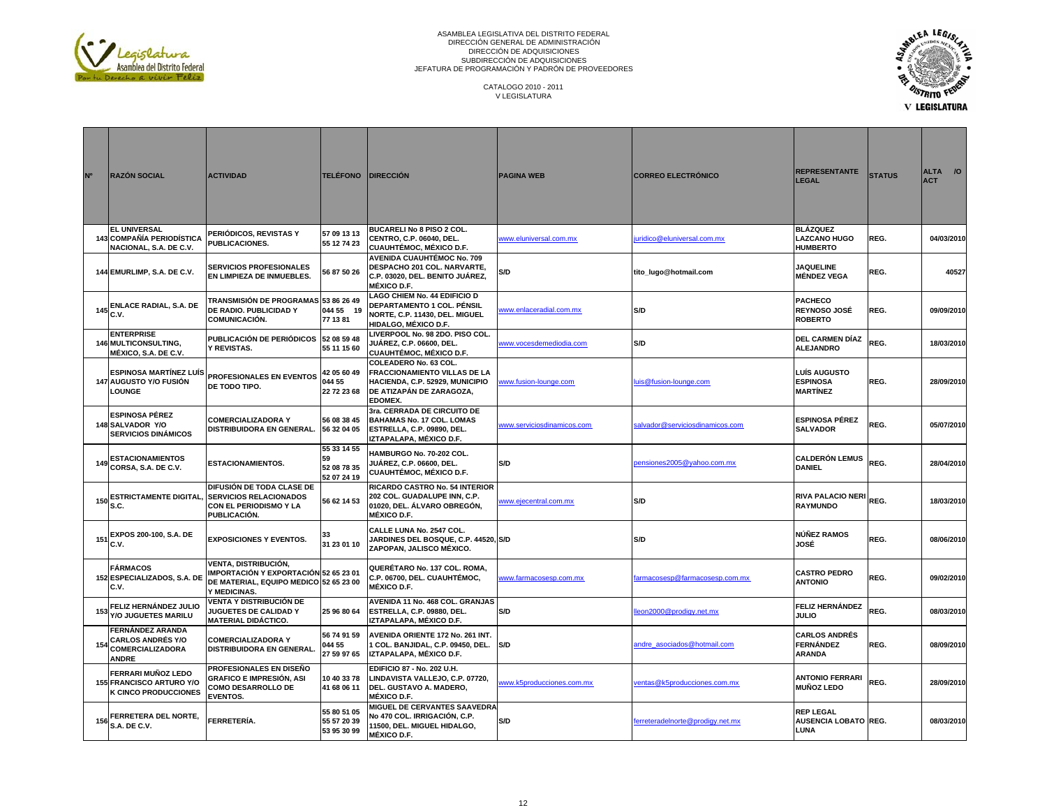ASAMBLEA LEGISLATIVA DEL DISTRITO FEDERAL
DIRECCIÓN GENERAL DE ADMINISTRACIÓN
DIRECCIÓN DE ADQUISICIONES
SUBDIRECCIÓN DE ADQUISICIONES
JEFATURA DE PROGRAMACIÓN Y PADRÓN DE PROVEEDORES

CATALOGO 2010 - 2011
V LEGISLATURA

| Nº | RAZÓN SOCIAL | ACTIVIDAD | TELÉFONO | DIRECCIÓN | PAGINA WEB | CORREO ELECTRÓNICO | REPRESENTANTE LEGAL | STATUS | ALTA /O ACT |
|---|---|---|---|---|---|---|---|---|---|
| 143 | EL UNIVERSAL COMPAÑÍA PERIODÍSTICA NACIONAL, S.A. DE C.V. | PERIÓDICOS, REVISTAS Y PUBLICACIONES. | 57 09 13 13 55 12 74 23 | BUCARELI No 8 PISO 2 COL. CENTRO, C.P. 06040, DEL. CUAUHTÉMOC, MÉXICO D.F. | www.eluniversal.com.mx | juridico@eluniversal.com.mx | BLÁZQUEZ LAZCANO HUGO HUMBERTO | REG. | 04/03/2010 |
| 144 | EMURLIMP, S.A. DE C.V. | SERVICIOS PROFESIONALES EN LIMPIEZA DE INMUEBLES. | 56 87 50 26 | AVENIDA CUAUHTÉMOC No. 709 DESPACHO 201 COL. NARVARTE, C.P. 03020, DEL. BENITO JUÁREZ, MÉXICO D.F. | S/D | tito_lugo@hotmail.com | JAQUELINE MÉNDEZ VEGA | REG. | 40527 |
| 145 | ENLACE RADIAL, S.A. DE C.V. | TRANSMISIÓN DE PROGRAMAS DE RADIO. PUBLICIDAD Y COMUNICACIÓN. | 53 86 26 49 044 55 19 77 13 81 | LAGO CHIEM No. 44 EDIFICIO D DEPARTAMENTO 1 COL. PÉNSIL NORTE, C.P. 11430, DEL. MIGUEL HIDALGO, MÉXICO D.F. | www.enlaceradial.com.mx | S/D | PACHECO REYNOSO JOSÉ ROBERTO | REG. | 09/09/2010 |
| 146 | ENTERPRISE MULTICONSULTING, MÉXICO, S.A. DE C.V. | PUBLICACIÓN DE PERIÓDICOS Y REVISTAS. | 52 08 59 48 55 11 15 60 | LIVERPOOL No. 98 2DO. PISO COL. JUÁREZ, C.P. 06600, DEL. CUAUHTÉMOC, MÉXICO D.F. | www.vocesdemediodia.com | S/D | DEL CARMEN DÍAZ ALEJANDRO | REG. | 18/03/2010 |
| 147 | ESPINOSA MARTÍNEZ LUÍS AUGUSTO Y/O FUSIÓN LOUNGE | PROFESIONALES EN EVENTOS DE TODO TIPO. | 42 05 60 49 044 55 22 72 23 68 | COLEADERO No. 63 COL. FRACCIONAMIENTO VILLAS DE LA HACIENDA, C.P. 52929, MUNICIPIO DE ATIZAPÁN DE ZARAGOZA, EDOMEX. | www.fusion-lounge.com | luis@fusion-lounge.com | LUÍS AUGUSTO ESPINOSA MARTÍNEZ | REG. | 28/09/2010 |
| 148 | ESPINOSA PÉREZ SALVADOR Y/O SERVICIOS DINÁMICOS | COMERCIALIZADORA Y DISTRIBUIDORA EN GENERAL. | 56 08 38 45 56 32 04 05 | 3ra. CERRADA DE CIRCUITO DE BAHAMAS No. 17 COL. LOMAS ESTRELLA, C.P. 09890, DEL. IZTAPALAPA, MÉXICO D.F. | www.serviciosdinamicos.com | salvador@serviciosdinamicos.com | ESPINOSA PÉREZ SALVADOR | REG. | 05/07/2010 |
| 149 | ESTACIONAMIENTOS CORSA, S.A. DE C.V. | ESTACIONAMIENTOS. | 55 33 14 55 59 52 08 78 35 52 07 24 19 | HAMBURGO No. 70-202 COL. JUÁREZ, C.P. 06600, DEL. CUAUHTÉMOC, MÉXICO D.F. | S/D | pensiones2005@yahoo.com.mx | CALDERÓN LEMUS DANIEL | REG. | 28/04/2010 |
| 150 | ESTRICTAMENTE DIGITAL, S.C. | DIFUSIÓN DE TODA CLASE DE SERVICIOS RELACIONADOS CON EL PERIODISMO Y LA PUBLICACIÓN. | 56 62 14 53 | RICARDO CASTRO No. 54 INTERIOR 202 COL. GUADALUPE INN, C.P. 01020, DEL. ÁLVARO OBREGÓN, MÉXICO D.F. | www.ejecentral.com.mx | S/D | RIVA PALACIO NERI RAYMUNDO | REG. | 18/03/2010 |
| 151 | EXPOS 200-100, S.A. DE C.V. | EXPOSICIONES Y EVENTOS. | 33 31 23 01 10 | CALLE LUNA No. 2547 COL. JARDINES DEL BOSQUE, C.P. 44520, ZAPOPAN, JALISCO MÉXICO. | S/D | S/D | NÚÑEZ RAMOS JOSÉ | REG. | 08/06/2010 |
| 152 | FÁRMACOS ESPECIALIZADOS, S.A. DE C.V. | VENTA, DISTRIBUCIÓN, IMPORTACIÓN Y EXPORTACIÓN DE MATERIAL, EQUIPO MEDICO Y MEDICINAS. | 52 65 23 01 52 65 23 00 | QUERÉTARO No. 137 COL. ROMA, C.P. 06700, DEL. CUAUHTÉMOC, MÉXICO D.F. | www.farmacosesp.com.mx | farmacosesp@farmacosesp.com.mx | CASTRO PEDRO ANTONIO | REG. | 09/02/2010 |
| 153 | FELIZ HERNÁNDEZ JULIO Y/O JUGUETES MARILU | VENTA Y DISTRIBUCIÓN DE JUGUETES DE CALIDAD Y MATERIAL DIDÁCTICO. | 25 96 80 64 | AVENIDA 11 No. 468 COL. GRANJAS ESTRELLA, C.P. 09880, DEL. IZTAPALAPA, MÉXICO D.F. | S/D | lleon2000@prodigy.net.mx | FELIZ HERNÁNDEZ JULIO | REG. | 08/03/2010 |
| 154 | FERNÁNDEZ ARANDA CARLOS ANDRÉS Y/O COMERCIALIZADORA ANDRE | COMERCIALIZADORA Y DISTRIBUIDORA EN GENERAL. | 56 74 91 59 044 55 27 59 97 65 | AVENIDA ORIENTE 172 No. 261 INT. 1 COL. BANJIDAL, C.P. 09450, DEL. IZTAPALAPA, MÉXICO D.F. | S/D | andre_asociados@hotmail.com | CARLOS ANDRÉS FERNÁNDEZ ARANDA | REG. | 08/09/2010 |
| 155 | FERRARI MUÑOZ LEDO FRANCISCO ARTURO Y/O K CINCO PRODUCCIONES | PROFESIONALES EN DISEÑO GRAFICO E IMPRESIÓN, ASI COMO DESARROLLO DE EVENTOS. | 10 40 33 78 41 68 06 11 | EDIFICIO 87 - No. 202 U.H. LINDAVISTA VALLEJO, C.P. 07720, DEL. GUSTAVO A. MADERO, MÉXICO D.F. | www.k5producciones.com.mx | ventas@k5producciones.com.mx | ANTONIO FERRARI MUÑOZ LEDO | REG. | 28/09/2010 |
| 156 | FERRETERA DEL NORTE, S.A. DE C.V. | FERRETERÍA. | 55 80 51 05 55 57 20 39 53 95 30 99 | MIGUEL DE CERVANTES SAAVEDRA No 470 COL. IRRIGACIÓN, C.P. 11500, DEL. MIGUEL HIDALGO, MÉXICO D.F. | S/D | ferreteradelnorte@prodigy.net.mx | REP LEGAL AUSENCIA LOBATO LUNA | REG. | 08/03/2010 |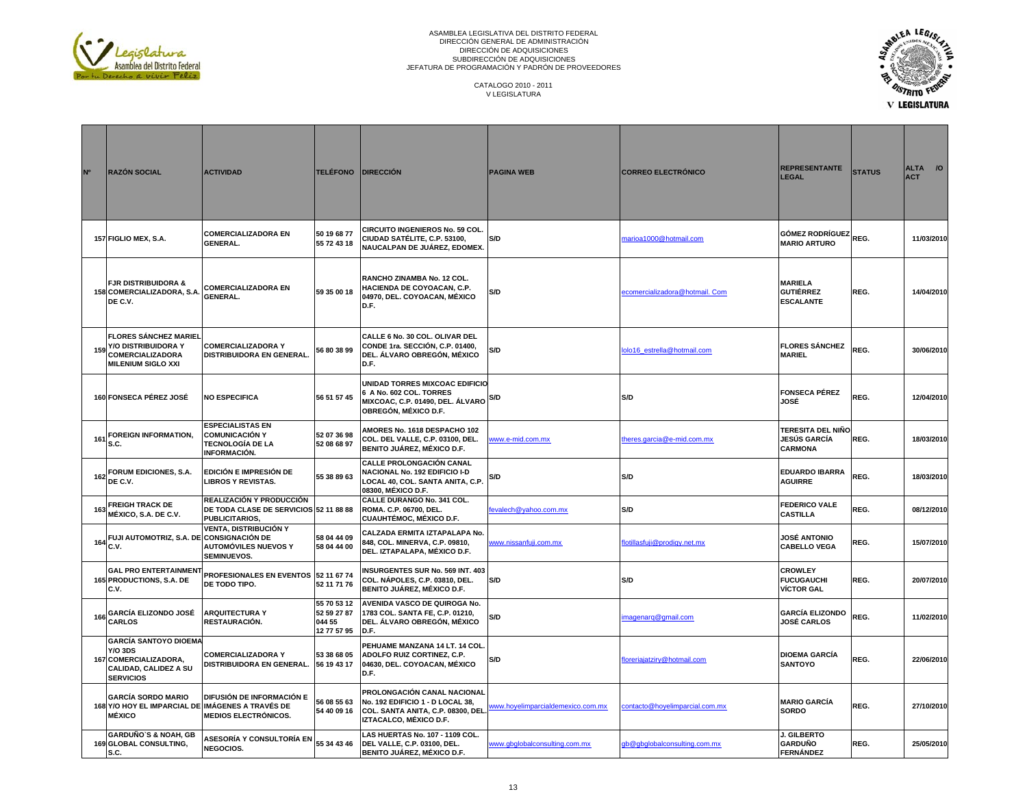ASAMBLEA LEGISLATIVA DEL DISTRITO FEDERAL
DIRECCIÓN GENERAL DE ADMINISTRACIÓN
DIRECCIÓN DE ADQUISICIONES
SUBDIRECCIÓN DE ADQUISICIONES
JEFATURA DE PROGRAMACIÓN Y PADRÓN DE PROVEEDORES

CATALOGO 2010 - 2011
V LEGISLATURA

| Nº | RAZÓN SOCIAL | ACTIVIDAD | TELÉFONO | DIRECCIÓN | PAGINA WEB | CORREO ELECTRÓNICO | REPRESENTANTE LEGAL | STATUS | ALTA /O ACT |
|---|---|---|---|---|---|---|---|---|---|
| 157 | FIGLIO MEX, S.A. | COMERCIALIZADORA EN GENERAL. | 50 19 68 77 55 72 43 18 | CIRCUITO INGENIEROS No. 59 COL. CIUDAD SATÉLITE, C.P. 53100, NAUCALPAN DE JUÁREZ, EDOMEX. | S/D | marioa1000@hotmail.com | GÓMEZ RODRÍGUEZ MARIO ARTURO | REG. | 11/03/2010 |
| 158 | FJR DISTRIBUIDORA & COMERCIALIZADORA, S.A. DE C.V. | COMERCIALIZADORA EN GENERAL. | 59 35 00 18 | RANCHO ZINAMBA No. 12 COL. HACIENDA DE COYOACAN, C.P. 04970, DEL. COYOACAN, MÉXICO D.F. | S/D | ecomercializadora@hotmail. Com | MARIELA GUTIÉRREZ ESCALANTE | REG. | 14/04/2010 |
| 159 | FLORES SÁNCHEZ MARIEL Y/O DISTRIBUIDORA Y COMERCIALIZADORA MILENIUM SIGLO XXI | COMERCIALIZADORA Y DISTRIBUIDORA EN GENERAL. | 56 80 38 99 | CALLE 6 No. 30 COL. OLIVAR DEL CONDE 1ra. SECCIÓN, C.P. 01400, DEL. ÁLVARO OBREGÓN, MÉXICO D.F. | S/D | lolo16_estrella@hotmail.com | FLORES SÁNCHEZ MARIEL | REG. | 30/06/2010 |
| 160 | FONSECA PÉREZ JOSÉ | NO ESPECIFICA | 56 51 57 45 | UNIDAD TORRES MIXCOAC EDIFICIO 6 A No. 602 COL. TORRES MIXCOAC, C.P. 01490, DEL. ÁLVARO OBREGÓN, MÉXICO D.F. | S/D | S/D | FONSECA PÉREZ JOSÉ | REG. | 12/04/2010 |
| 161 | FOREIGN INFORMATION, S.C. | ESPECIALISTAS EN COMUNICACIÓN Y TECNOLOGÍA DE LA INFORMACIÓN. | 52 07 36 98 52 08 68 97 | AMORES No. 1618 DESPACHO 102 COL. DEL VALLE, C.P. 03100, DEL. BENITO JUÁREZ, MÉXICO D.F. | www.e-mid.com.mx | theres.garcia@e-mid.com.mx | TERESITA DEL NIÑO JESÚS GARCÍA CARMONA | REG. | 18/03/2010 |
| 162 | FORUM EDICIONES, S.A. DE C.V. | EDICIÓN E IMPRESIÓN DE LIBROS Y REVISTAS. | 55 38 89 63 | CALLE PROLONGACIÓN CANAL NACIONAL No. 192 EDIFICIO I-D LOCAL 40, COL. SANTA ANITA, C.P. 08300, MÉXICO D.F. | S/D | S/D | EDUARDO IBARRA AGUIRRE | REG. | 18/03/2010 |
| 163 | FREIGH TRACK DE MÉXICO, S.A. DE C.V. | REALIZACIÓN Y PRODUCCIÓN DE TODA CLASE DE SERVICIOS PUBLICITARIOS, | 52 11 88 88 | CALLE DURANGO No. 341 COL. ROMA. C.P. 06700, DEL. CUAUHTÉMOC, MÉXICO D.F. | fevalech@yahoo.com.mx | S/D | FEDERICO VALE CASTILLA | REG. | 08/12/2010 |
| 164 | FUJI AUTOMOTRIZ, S.A. DE C.V. | VENTA, DISTRIBUCIÓN Y CONSIGNACIÓN DE AUTOMÓVILES NUEVOS Y SEMINUEVOS. | 58 04 44 09 58 04 44 00 | CALZADA ERMITA IZTAPALAPA No. 848, COL. MINERVA, C.P. 09810, DEL. IZTAPALAPA, MÉXICO D.F. | www.nissanfuji.com.mx | flotillasfuji@prodigy.net.mx | JOSÉ ANTONIO CABELLO VEGA | REG. | 15/07/2010 |
| 165 | GAL PRO ENTERTAINMENT PRODUCTIONS, S.A. DE C.V. | PROFESIONALES EN EVENTOS DE TODO TIPO. | 52 11 67 74 52 11 71 76 | INSURGENTES SUR No. 569 INT. 403 COL. NÁPOLES, C.P. 03810, DEL. BENITO JUÁREZ, MÉXICO D.F. | S/D | S/D | CROWLEY FUCUGAUCHI VÍCTOR GAL | REG. | 20/07/2010 |
| 166 | GARCÍA ELIZONDO JOSÉ CARLOS | ARQUITECTURA Y RESTAURACIÓN. | 55 70 53 12 52 59 27 87 044 55 12 77 57 95 | AVENIDA VASCO DE QUIROGA No. 1783 COL. SANTA FE, C.P. 01210, DEL. ÁLVARO OBREGÓN, MÉXICO D.F. | S/D | imagenarq@gmail.com | GARCÍA ELIZONDO JOSÉ CARLOS | REG. | 11/02/2010 |
| 167 | GARCÍA SANTOYO DIOEMA Y/O 3DS COMERCIALIZADORA, CALIDAD, CALIDEZ A SU SERVICIOS | COMERCIALIZADORA Y DISTRIBUIDORA EN GENERAL. | 53 38 68 05 56 19 43 17 | PEHUAME MANZANA 14 LT. 14 COL. ADOLFO RUIZ CORTINEZ, C.P. 04630, DEL. COYOACAN, MÉXICO D.F. | S/D | floreriajatziry@hotmail.com | DIOEMA GARCÍA SANTOYO | REG. | 22/06/2010 |
| 168 | GARCÍA SORDO MARIO Y/O HOY EL IMPARCIAL DE MÉXICO | DIFUSIÓN DE INFORMACIÓN E IMÁGENES A TRAVÉS DE MEDIOS ELECTRÓNICOS. | 56 08 55 63 54 40 09 16 | PROLONGACIÓN CANAL NACIONAL No. 192 EDIFICIO 1 - D LOCAL 38, COL. SANTA ANITA, C.P. 08300, DEL. IZTACALCO, MÉXICO D.F. | www.hoyelimparcialdemexico.com.mx | contacto@hoyelimparcial.com.mx | MARIO GARCÍA SORDO | REG. | 27/10/2010 |
| 169 | GARDUÑO`S & NOAH, GB GLOBAL CONSULTING, S.C. | ASESORÍA Y CONSULTORÍA EN NEGOCIOS. | 55 34 43 46 | LAS HUERTAS No. 107 - 1109 COL. DEL VALLE, C.P. 03100, DEL. BENITO JUÁREZ, MÉXICO D.F. | www.gbglobalconsulting.com.mx | gb@gbglobalconsulting.com.mx | J. GILBERTO GARDUÑO FERNÁNDEZ | REG. | 25/05/2010 |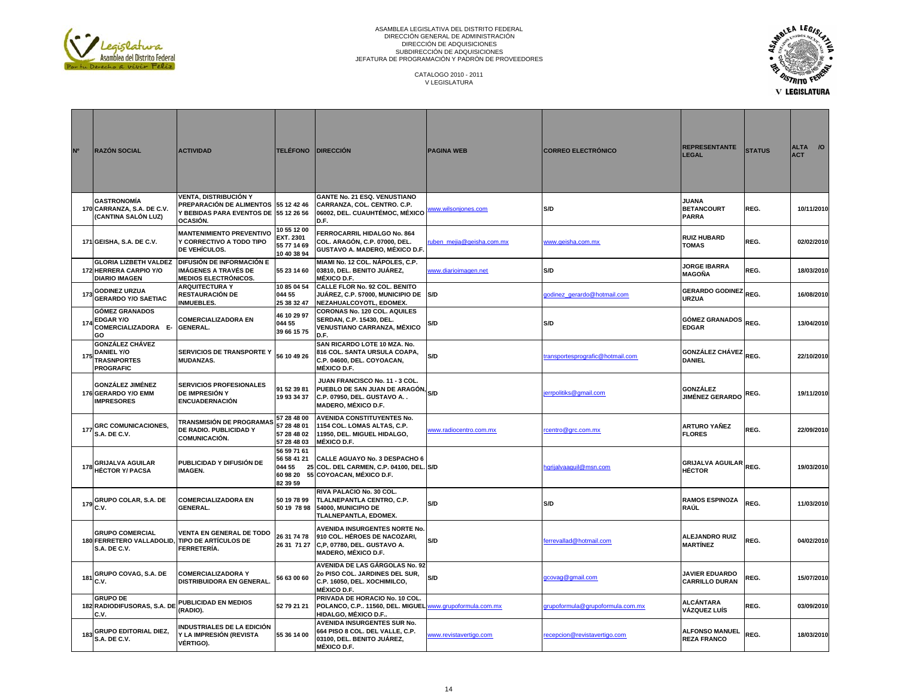ASAMBLEA LEGISLATIVA DEL DISTRITO FEDERAL
DIRECCIÓN GENERAL DE ADMINISTRACIÓN
DIRECCIÓN DE ADQUISICIONES
SUBDIRECCIÓN DE ADQUISICIONES
JEFATURA DE PROGRAMACIÓN Y PADRÓN DE PROVEEDORES

CATALOGO 2010 - 2011
V LEGISLATURA

| Nº | RAZÓN SOCIAL | ACTIVIDAD | TELÉFONO | DIRECCIÓN | PAGINA WEB | CORREO ELECTRÓNICO | REPRESENTANTE LEGAL | STATUS | ALTA /O ACT |
|---|---|---|---|---|---|---|---|---|---|
| 170 | GASTRONOMÍA CARRANZA, S.A. DE C.V. (CANTINA SALÓN LUZ) | VENTA, DISTRIBUCIÓN Y PREPARACIÓN DE ALIMENTOS Y BEBIDAS PARA EVENTOS DE OCASIÓN. | 55 12 42 46 55 12 26 56 | GANTE No. 21 ESQ. VENUSTIANO CARRANZA, COL. CENTRO. C.P. 06002, DEL. CUAUHTÉMOC, MÉXICO D.F. | www.wilsonjones.com | S/D | JUANA BETANCOURT PARRA | REG. | 10/11/2010 |
| 171 | GEISHA, S.A. DE C.V. | MANTENIMIENTO PREVENTIVO Y CORRECTIVO A TODO TIPO DE VEHÍCULOS. | 10 55 12 00 EXT. 2301 55 77 14 69 10 40 38 94 | FERROCARRIL HIDALGO No. 864 COL. ARAGÓN, C.P. 07000, DEL. GUSTAVO A. MADERO, MÉXICO D.F. | ruben_mejia@geisha.com.mx | www.geisha.com.mx | RUIZ HUBARD TOMAS | REG. | 02/02/2010 |
| 172 | GLORIA LIZBETH VALDEZ HERRERA CARPIO Y/O DIARIO IMAGEN | DIFUSIÓN DE INFORMACIÓN E IMÁGENES A TRAVÉS DE MEDIOS ELECTRÓNICOS. | 55 23 14 60 | MIAMI No. 12 COL. NÁPOLES, C.P. 03810, DEL. BENITO JUÁREZ, MÉXICO D.F. | www.diarioimagen.net | S/D | JORGE IBARRA MAGOÑA | REG. | 18/03/2010 |
| 173 | GODINEZ URZUA GERARDO Y/O SAETIAC | ARQUITECTURA Y RESTAURACIÓN DE INMUEBLES. | 10 85 04 54 044 55 25 38 32 47 | CALLE FLOR No. 92 COL. BENITO JUÁREZ, C.P. 57000, MUNICIPIO DE NEZAHUALCOYOTL, EDOMEX. | S/D | godinez_gerardo@hotmail.com | GERARDO GODINEZ URZUA | REG. | 16/08/2010 |
| 174 | GÓMEZ GRANADOS EDGAR Y/O COMERCIALIZADORA E-GO | COMERCIALIZADORA EN GENERAL. | 46 10 29 97 044 55 39 66 15 75 | CORONAS No. 120 COL. AQUILES SERDAN, C.P. 15430, DEL. VENUSTIANO CARRANZA, MÉXICO D.F. | S/D | S/D | GÓMEZ GRANADOS EDGAR | REG. | 13/04/2010 |
| 175 | GONZÁLEZ CHÁVEZ DANIEL Y/O TRASNPORTES PROGRAFIC | SERVICIOS DE TRANSPORTE Y MUDANZAS. | 56 10 49 26 | SAN RICARDO LOTE 10 MZA. No. 816 COL. SANTA URSULA COAPA, C.P. 04600, DEL. COYOACAN, MÉXICO D.F. | S/D | transportesprografic@hotmail.com | GONZÁLEZ CHÁVEZ DANIEL | REG. | 22/10/2010 |
| 176 | GONZÁLEZ JIMÉNEZ GERARDO Y/O EMM IMPRESORES | SERVICIOS PROFESIONALES DE IMPRESIÓN Y ENCUADERNACIÓN | 91 52 39 81 19 93 34 37 | JUAN FRANCISCO No. 11 - 3 COL. PUEBLO DE SAN JUAN DE ARAGÓN, C.P. 07950, DEL. GUSTAVO A. . MADERO, MÉXICO D.F. | S/D | jerrpolitiks@gmail.com | GONZÁLEZ JIMÉNEZ GERARDO | REG. | 19/11/2010 |
| 177 | GRC COMUNICACIONES, S.A. DE C.V. | TRANSMISIÓN DE PROGRAMAS DE RADIO. PUBLICIDAD Y COMUNICACIÓN. | 57 28 48 00 57 28 48 01 57 28 48 02 57 28 48 03 | AVENIDA CONSTITUYENTES No. 1154 COL. LOMAS ALTAS, C.P. 11950, DEL. MIGUEL HIDALGO, MÉXICO D.F. | www.radiocentro.com.mx | rcentro@grc.com.mx | ARTURO YAÑEZ FLORES | REG. | 22/09/2010 |
| 178 | GRIJALVA AGUILAR HÉCTOR Y/ PACSA | PUBLICIDAD Y DIFUSIÓN DE IMAGEN. | 56 59 71 61 56 58 41 21 044 55 25 60 98 20 55 82 39 59 | CALLE AGUAYO No. 3 DESPACHO 6 COL. DEL CARMEN, C.P. 04100, DEL. COYOACAN, MÉXICO D.F. | S/D | hgrijalvaaguil@msn.com | GRIJALVA AGUILAR HÉCTOR | REG. | 19/03/2010 |
| 179 | GRUPO COLAR, S.A. DE C.V. | COMERCIALIZADORA EN GENERAL. | 50 19 78 99 50 19 78 98 | RIVA PALACIO No. 30 COL. TLALNEPANTLA CENTRO, C.P. 54000, MUNICIPIO DE TLALNEPANTLA, EDOMEX. | S/D | S/D | RAMOS ESPINOZA RAÚL | REG. | 11/03/2010 |
| 180 | GRUPO COMERCIAL FERRETERO VALLADOLID, S.A. DE C.V. | VENTA EN GENERAL DE TODO TIPO DE ARTÍCULOS DE FERRETERÍA. | 26 31 74 78 26 31 71 27 | AVENIDA INSURGENTES NORTE No. 910 COL. HÉROES DE NACOZARI, C,P, 07780, DEL. GUSTAVO A. MADERO, MÉXICO D.F. | S/D | ferrevallad@hotmail.com | ALEJANDRO RUIZ MARTÍNEZ | REG. | 04/02/2010 |
| 181 | GRUPO COVAG, S.A. DE C.V. | COMERCIALIZADORA Y DISTRIBUIDORA EN GENERAL. | 56 63 00 60 | AVENIDA DE LAS GÁRGOLAS No. 92 2o PISO COL. JARDINES DEL SUR, C.P. 16050, DEL. XOCHIMILCO, MÉXICO D.F. | S/D | gcovag@gmail.com | JAVIER EDUARDO CARRILLO DURAN | REG. | 15/07/2010 |
| 182 | GRUPO DE RADIODIFUSORAS, S.A. DE C.V. | PUBLICIDAD EN MEDIOS (RADIO). | 52 79 21 21 | PRIVADA DE HORACIO No. 10 COL. POLANCO, C.P.. 11560, DEL. MIGUEL HIDALGO, MÉXICO D.F.. | www.grupoformula.com.mx | grupoformula@grupoformula.com.mx | ALCÁNTARA VÁZQUEZ LUÍS | REG. | 03/09/2010 |
| 183 | GRUPO EDITORIAL DIEZ, S.A. DE C.V. | INDUSTRIALES DE LA EDICIÓN Y LA IMPRESIÓN (REVISTA VÉRTIGO). | 55 36 14 00 | AVENIDA INSURGENTES SUR No. 664 PISO 8 COL. DEL VALLE, C.P. 03100, DEL. BENITO JUÁREZ, MÉXICO D.F. | www.revistavertigo.com | recepcion@revistavertigo.com | ALFONSO MANUEL REZA FRANCO | REG. | 18/03/2010 |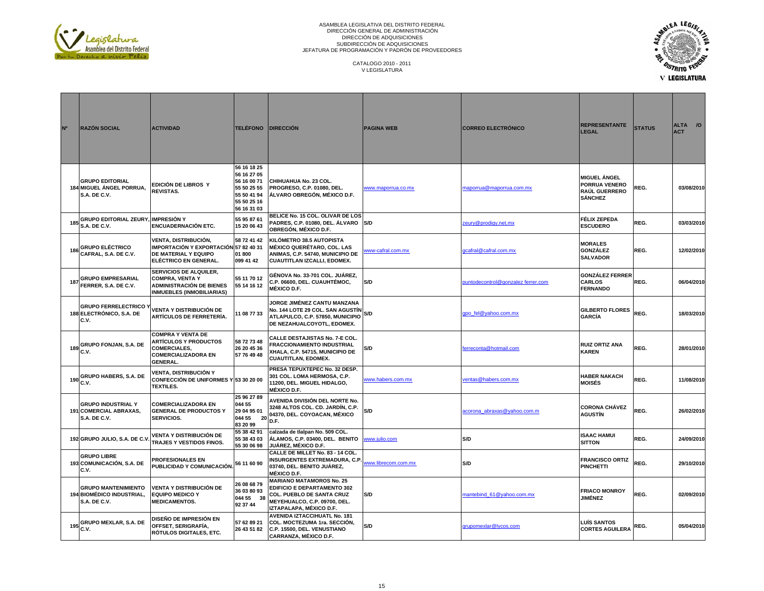ASAMBLEA LEGISLATIVA DEL DISTRITO FEDERAL
DIRECCIÓN GENERAL DE ADMINISTRACIÓN
DIRECCIÓN DE ADQUISICIONES
SUBDIRECCIÓN DE ADQUISICIONES
JEFATURA DE PROGRAMACIÓN Y PADRÓN DE PROVEEDORES

CATALOGO 2010 - 2011
V LEGISLATURA

| Nº | RAZÓN SOCIAL | ACTIVIDAD | TELÉFONO | DIRECCIÓN | PAGINA WEB | CORREO ELECTRÓNICO | REPRESENTANTE LEGAL | STATUS | ALTA /O ACT |
|---|---|---|---|---|---|---|---|---|---|
| 184 | GRUPO EDITORIAL MIGUEL ÁNGEL PORRUA, S.A. DE C.V. | EDICIÓN DE LIBROS Y REVISTAS. | 56 16 18 25 56 16 27 05 56 16 00 71 55 50 25 55 55 50 41 94 55 50 25 16 56 16 31 03 | CHIHUAHUA No. 23 COL. PROGRESO, C.P. 01080, DEL. ÁLVARO OBREGÓN, MÉXICO D.F. | www.maporrua.co.mx | maporrua@maporrua.com.mx | MIGUEL ÁNGEL PORRUA VENERO RAÚL GUERRERO SÁNCHEZ | REG. | 03/08/2010 |
| 185 | GRUPO EDITORIAL ZEURY, S.A. DE C.V. | IMPRESIÓN Y ENCUADERNACIÓN ETC. | 55 95 87 61 15 20 06 43 | BELICE No. 15 COL. OLIVAR DE LOS PADRES, C.P. 01080, DEL. ÁLVARO OBREGÓN, MÉXICO D.F. | S/D | zeury@prodigy.net.mx | FÉLIX ZEPEDA ESCUDERO | REG. | 03/03/2010 |
| 186 | GRUPO ELÉCTRICO CAFRAL, S.A. DE C.V. | VENTA, DISTRIBUCIÓN, IMPORTACIÓN Y EXPORTACIÓN DE MATERIAL Y EQUIPO ELÉCTRICO EN GENERAL. | 58 72 41 42 57 82 40 31 01 800 099 41 42 | KILÓMETRO 38.5 AUTOPISTA MÉXICO QUERÉTARO, COL. LAS ANIMAS, C.P. 54740, MUNICIPIO DE CUAUTITLAN IZCALLI, EDOMEX. | www-cafral.com.mx | gcafral@cafral.com.mx | MORALES GONZÁLEZ SALVADOR | REG. | 12/02/2010 |
| 187 | GRUPO EMPRESARIAL FERRER, S.A. DE C.V. | SERVICIOS DE ALQUILER, COMPRA, VENTA Y ADMINISTRACIÓN DE BIENES INMUEBLES (INMOBILIARIAS) | 55 11 70 12 55 14 16 12 | GÉNOVA No. 33-701 COL. JUÁREZ, C.P. 06600, DEL. CUAUHTÉMOC, MÉXICO D.F. | S/D | puntodecontrol@gonzalez ferrer.com | GONZÁLEZ FERRER CARLOS FERNANDO | REG. | 06/04/2010 |
| 188 | GRUPO FERRELECTRICO Y ELECTRÓNICO, S.A. DE C.V. | VENTA Y DISTRIBUCIÓN DE ARTÍCULOS DE FERRETERÍA. | 11 08 77 33 | JORGE JIMÉNEZ CANTU MANZANA No. 144 LOTE 29 COL. SAN AGUSTÍN ATLAPULCO, C.P. 57850, MUNICIPIO DE NEZAHUALCOYOTL, EDOMEX. | S/D | gpo_fel@yahoo.com.mx | GILBERTO FLORES GARCÍA | REG. | 18/03/2010 |
| 189 | GRUPO FONJAN, S.A. DE C.V. | COMPRA Y VENTA DE ARTÍCULOS Y PRODUCTOS COMERCIALES, COMERCIALIZADORA EN GENERAL. | 58 72 73 48 26 20 45 36 57 76 49 48 | CALLE DESTAJISTAS No. 7-E COL. FRACCIONAMIENTO INDUSTRIAL XHALA, C.P. 54715, MUNICIPIO DE CUAUTITLAN, EDOMEX. | S/D | ferreconta@hotmail.com | RUIZ ORTIZ ANA KAREN | REG. | 28/01/2010 |
| 190 | GRUPO HABERS, S.A. DE C.V. | VENTA, DISTRIBUCIÓN Y CONFECCIÓN DE UNIFORMES Y TEXTILES. | 53 30 20 00 | PRESA TEPUXTEPEC No. 32 DESP. 301 COL. LOMA HERMOSA, C.P. 11200, DEL. MIGUEL HIDALGO, MÉXICO D.F. | www.habers.com.mx | ventas@habers.com.mx | HABER NAKACH MOISÉS | REG. | 11/08/2010 |
| 191 | GRUPO INDUSTRIAL Y COMERCIAL ABRAXAS, S.A. DE C.V. | COMERCIALIZADORA EN GENERAL DE PRODUCTOS Y SERVICIOS. | 25 96 27 89 044 55 29 04 95 01 044 55 20 83 20 99 | AVENIDA DIVISIÓN DEL NORTE No. 3248 ALTOS COL. CD. JARDÍN, C.P. 04370, DEL. COYOACAN, MÉXICO D.F. | S/D | acorona_abraxas@yahoo.com.m | CORONA CHÁVEZ AGUSTÍN | REG. | 26/02/2010 |
| 192 | GRUPO JULIO, S.A. DE C.V. | VENTA Y DISTRIBUCIÓN DE TRAJES Y VESTIDOS FINOS. | 55 38 42 91 55 38 43 03 55 30 06 98 | calzada de tlalpan No. 509 COL. ÁLAMOS, C.P. 03400, DEL. BENITO JUÁREZ, MÉXICO D.F. | www.julio.com | S/D | ISAAC HAMUI SITTON | REG. | 24/09/2010 |
| 193 | GRUPO LIBRE COMUNICACIÓN, S.A. DE C.V. | PROFESIONALES EN PUBLICIDAD Y COMUNICACIÓN. | 56 11 60 90 | CALLE DE MILLET No. 83 - 14 COL. INSURGENTES EXTREMADURA, C.P. 03740, DEL. BENITO JUÁREZ, MÉXICO D.F. | www.librecom.com.mx | S/D | FRANCISCO ORTIZ PINCHETTI | REG. | 29/10/2010 |
| 194 | GRUPO MANTENIMIENTO BIOMÉDICO INDUSTRIAL, S.A. DE C.V. | VENTA Y DISTRIBUCIÓN DE EQUIPO MEDICO Y MEDICAMENTOS. | 26 08 68 79 36 03 80 93 044 55 38 92 37 44 | MARIANO MATAMOROS No. 25 EDIFICIO E DEPARTAMENTO 302 COL. PUEBLO DE SANTA CRUZ MEYEHUALCO, C.P. 09700, DEL. IZTAPALAPA, MÉXICO D.F. | S/D | mantebind_61@yahoo.com.mx | FRIACO MONROY JIMÉNEZ | REG. | 02/09/2010 |
| 195 | GRUPO MEXLAR, S.A. DE C.V. | DISEÑO DE IMPRESIÓN EN OFFSET, SERIGRAFÍA, RÓTULOS DIGITALES, ETC. | 57 62 89 21 26 43 51 82 | AVENIDA IZTACCIHUATL No. 181 COL. MOCTEZUMA 1ra. SECCIÓN, C.P. 15500, DEL. VENUSTIANO CARRANZA, MÉXICO D.F. | S/D | grupomexlar@lycos.com | LUÍS SANTOS CORTES AGUILERA | REG. | 05/04/2010 |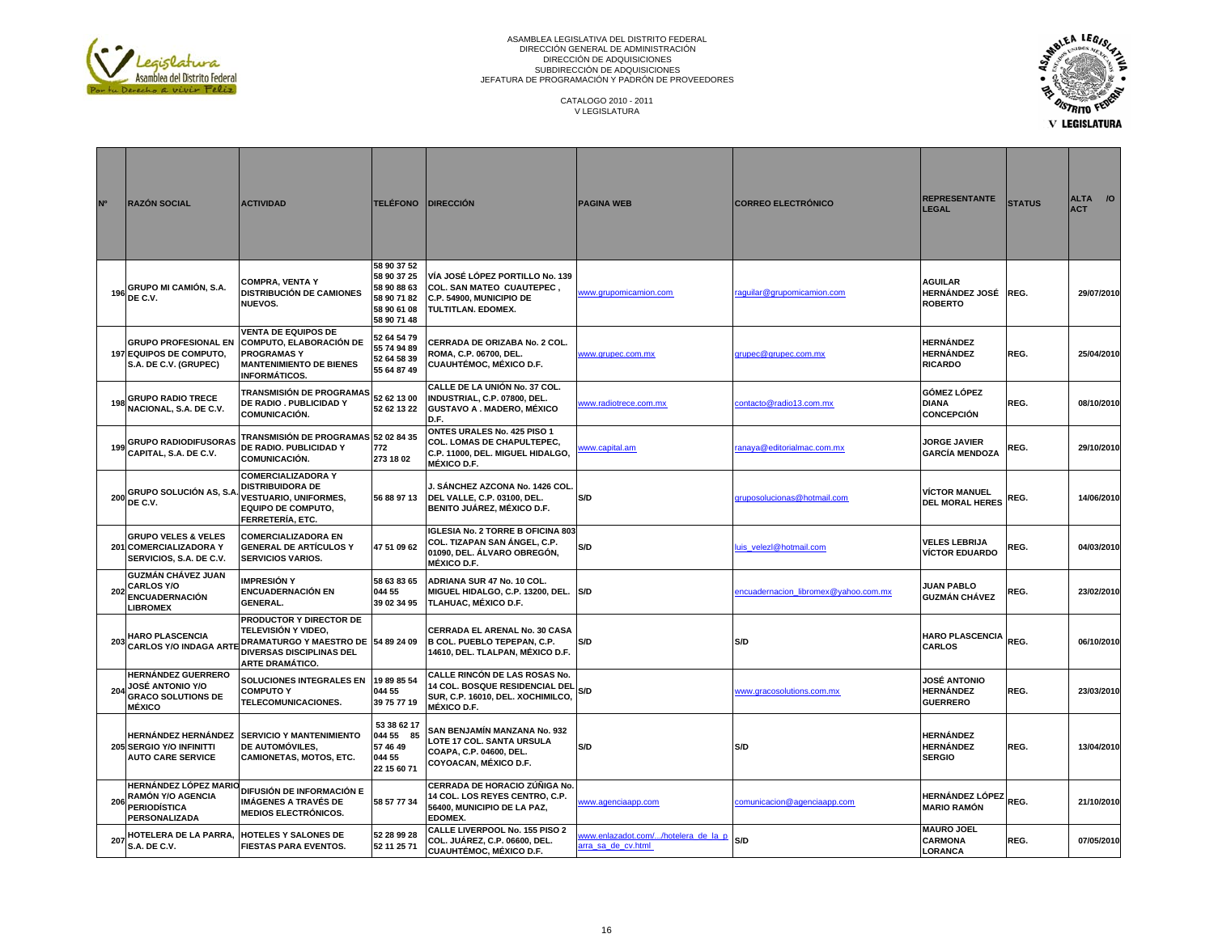ASAMBLEA LEGISLATIVA DEL DISTRITO FEDERAL
DIRECCIÓN GENERAL DE ADMINISTRACIÓN
DIRECCIÓN DE ADQUISICIONES
SUBDIRECCIÓN DE ADQUISICIONES
JEFATURA DE PROGRAMACIÓN Y PADRÓN DE PROVEEDORES

CATALOGO 2010 - 2011
V LEGISLATURA

| Nº | RAZÓN SOCIAL | ACTIVIDAD | TELÉFONO | DIRECCIÓN | PAGINA WEB | CORREO ELECTRÓNICO | REPRESENTANTE LEGAL | STATUS | ALTA /O ACT |
|---|---|---|---|---|---|---|---|---|---|
| 196 | GRUPO MI CAMIÓN, S.A. DE C.V. | COMPRA, VENTA Y DISTRIBUCIÓN DE CAMIONES NUEVOS. | 58 90 37 52 58 90 37 25 58 90 88 63 58 90 71 82 58 90 61 08 58 90 71 48 | VÍA JOSÉ LÓPEZ PORTILLO No. 139 COL. SAN MATEO CUAUTEPEC , C.P. 54900, MUNICIPIO DE TULTITLAN. EDOMEX. | www.grupomicamion.com | raguilar@grupomicamion.com | AGUILAR HERNÁNDEZ JOSÉ ROBERTO | REG. | 29/07/2010 |
| 197 | GRUPO PROFESIONAL EN EQUIPOS DE COMPUTO, S.A. DE C.V. (GRUPEC) | VENTA DE EQUIPOS DE COMPUTO, ELABORACIÓN DE PROGRAMAS Y MANTENIMIENTO DE BIENES INFORMÁTICOS. | 52 64 54 79 55 74 94 89 52 64 58 39 55 64 87 49 | CERRADA DE ORIZABA No. 2 COL. ROMA, C.P. 06700, DEL. CUAUHTÉMOC, MÉXICO D.F. | www.grupec.com.mx | grupec@grupec.com.mx | HERNÁNDEZ HERNÁNDEZ RICARDO | REG. | 25/04/2010 |
| 198 | GRUPO RADIO TRECE NACIONAL, S.A. DE C.V. | TRANSMISIÓN DE PROGRAMAS DE RADIO . PUBLICIDAD Y COMUNICACIÓN. | 52 62 13 00 52 62 13 22 | CALLE DE LA UNIÓN No. 37 COL. INDUSTRIAL, C.P. 07800, DEL. GUSTAVO A . MADERO, MÉXICO D.F. | www.radiotrece.com.mx | contacto@radio13.com.mx | GÓMEZ LÓPEZ DIANA CONCEPCIÓN | REG. | 08/10/2010 |
| 199 | GRUPO RADIODIFUSORAS CAPITAL, S.A. DE C.V. | TRANSMISIÓN DE PROGRAMAS DE RADIO. PUBLICIDAD Y COMUNICACIÓN. | 52 02 84 35 772 273 18 02 | ONTES URALES No. 425 PISO 1 COL. LOMAS DE CHAPULTEPEC, C.P. 11000, DEL. MIGUEL HIDALGO, MÉXICO D.F. | www.capital.am | ranaya@editorialmac.com.mx | JORGE JAVIER GARCÍA MENDOZA | REG. | 29/10/2010 |
| 200 | GRUPO SOLUCIÓN AS, S.A. DE C.V. | COMERCIALIZADORA Y DISTRIBUIDORA DE VESTUARIO, UNIFORMES, EQUIPO DE COMPUTO, FERRETERÍA, ETC. | 56 88 97 13 | J. SÁNCHEZ AZCONA No. 1426 COL. DEL VALLE, C.P. 03100, DEL. BENITO JUÁREZ, MÉXICO D.F. | S/D | gruposolucionas@hotmail.com | VÍCTOR MANUEL DEL MORAL HERES | REG. | 14/06/2010 |
| 201 | GRUPO VELES & VELES COMERCIALIZADORA Y SERVICIOS, S.A. DE C.V. | COMERCIALIZADORA EN GENERAL DE ARTÍCULOS Y SERVICIOS VARIOS. | 47 51 09 62 | IGLESIA No. 2 TORRE B OFICINA 803 COL. TIZAPAN SAN ÁNGEL, C.P. 01090, DEL. ÁLVARO OBREGÓN, MÉXICO D.F. | S/D | luis_velezl@hotmail.com | VELES LEBRIJA VÍCTOR EDUARDO | REG. | 04/03/2010 |
| 202 | GUZMÁN CHÁVEZ JUAN CARLOS Y/O ENCUADERNACIÓN LIBROMEX | IMPRESIÓN Y ENCUADERNACIÓN EN GENERAL. | 58 63 83 65 044 55 39 02 34 95 | ADRIANA SUR 47 No. 10 COL. MIGUEL HIDALGO, C.P. 13200, DEL. TLAHUAC, MÉXICO D.F. | S/D | encuadernacion_libromex@yahoo.com.mx | JUAN PABLO GUZMÁN CHÁVEZ | REG. | 23/02/2010 |
| 203 | HARO PLASCENCIA CARLOS Y/O INDAGA ARTE | PRODUCTOR Y DIRECTOR DE TELEVISIÓN Y VIDEO, DRAMATURGO Y MAESTRO DE DIVERSAS DISCIPLINAS DEL ARTE DRAMÁTICO. | 54 89 24 09 | CERRADA EL ARENAL No. 30 CASA B COL. PUEBLO TEPEPAN, C.P. 14610, DEL. TLALPAN, MÉXICO D.F. | S/D | S/D | HARO PLASCENCIA CARLOS | REG. | 06/10/2010 |
| 204 | HERNÁNDEZ GUERRERO JOSÉ ANTONIO Y/O GRACO SOLUTIONS DE MÉXICO | SOLUCIONES INTEGRALES EN COMPUTO Y TELECOMUNICACIONES. | 19 89 85 54 044 55 39 75 77 19 | CALLE RINCÓN DE LAS ROSAS No. 14 COL. BOSQUE RESIDENCIAL DEL SUR, C.P. 16010, DEL. XOCHIMILCO, MÉXICO D.F. | S/D | www.gracosolutions.com.mx | JOSÉ ANTONIO HERNÁNDEZ GUERRERO | REG. | 23/03/2010 |
| 205 | HERNÁNDEZ HERNÁNDEZ SERGIO Y/O INFINITTI AUTO CARE SERVICE | SERVICIO Y MANTENIMIENTO DE AUTOMÓVILES, CAMIONETAS, MOTOS, ETC. | 53 38 62 17 044 55 85 57 46 49 044 55 22 15 60 71 | SAN BENJAMÍN MANZANA No. 932 LOTE 17 COL. SANTA URSULA COAPA, C.P. 04600, DEL. COYOACAN, MÉXICO D.F. | S/D | S/D | HERNÁNDEZ HERNÁNDEZ SERGIO | REG. | 13/04/2010 |
| 206 | HERNÁNDEZ LÓPEZ MARIO RAMÓN Y/O AGENCIA PERIODÍSTICA PERSONALIZADA | DIFUSIÓN DE INFORMACIÓN E IMÁGENES A TRAVÉS DE MEDIOS ELECTRÓNICOS. | 58 57 77 34 | CERRADA DE HORACIO ZÚÑIGA No. 14 COL. LOS REYES CENTRO, C.P. 56400, MUNICIPIO DE LA PAZ, EDOMEX. | www.agenciaapp.com | comunicacion@agenciaapp.com | HERNÁNDEZ LÓPEZ MARIO RAMÓN | REG. | 21/10/2010 |
| 207 | HOTELERA DE LA PARRA, S.A. DE C.V. | HOTELES Y SALONES DE FIESTAS PARA EVENTOS. | 52 28 99 28 52 11 25 71 | CALLE LIVERPOOL No. 155 PISO 2 COL. JUÁREZ, C.P. 06600, DEL. CUAUHTÉMOC, MÉXICO D.F. | www.enlazadot.com/.../hotelera_de_la_parra_sa_de_cv.html | S/D | MAURO JOEL CARMONA LORANCA | REG. | 07/05/2010 |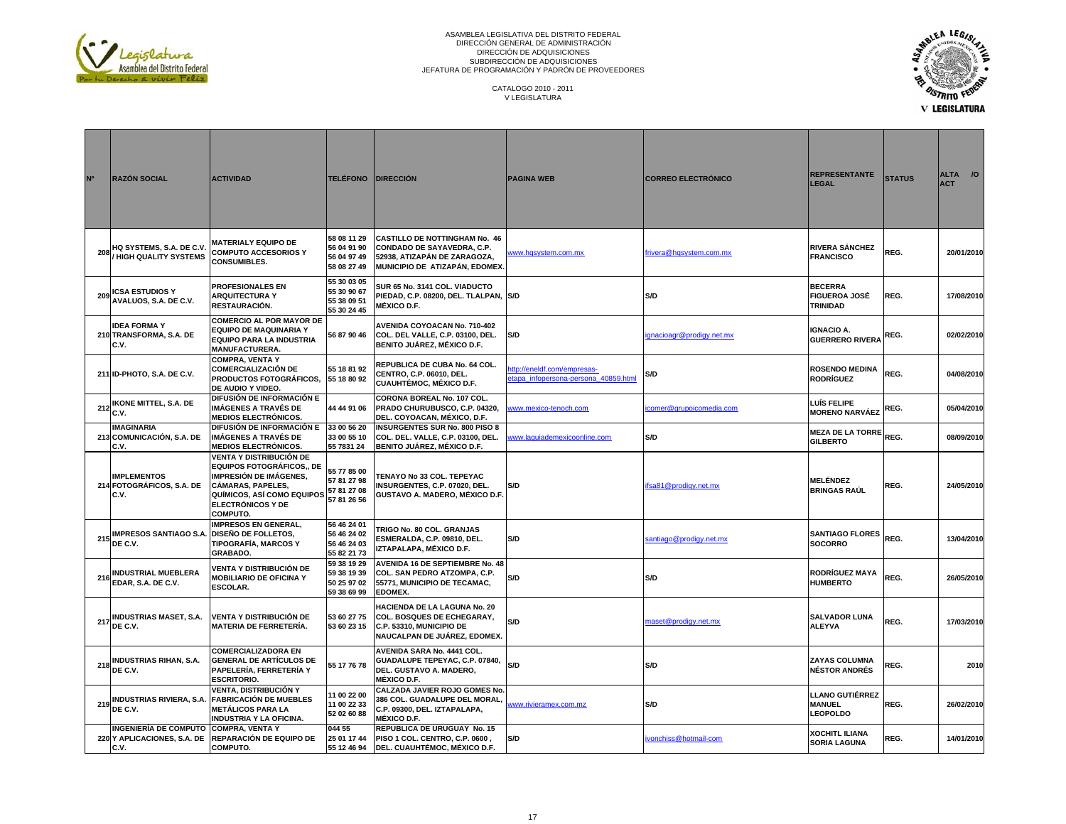ASAMBLEA LEGISLATIVA DEL DISTRITO FEDERAL
DIRECCIÓN GENERAL DE ADMINISTRACIÓN
DIRECCIÓN DE ADQUISICIONES
SUBDIRECCIÓN DE ADQUISICIONES
JEFATURA DE PROGRAMACIÓN Y PADRÓN DE PROVEEDORES

CATALOGO 2010 - 2011
V LEGISLATURA

| Nº | RAZÓN SOCIAL | ACTIVIDAD | TELÉFONO | DIRECCIÓN | PAGINA WEB | CORREO ELECTRÓNICO | REPRESENTANTE LEGAL | STATUS | ALTA /O ACT |
|---|---|---|---|---|---|---|---|---|---|
| 208 | HQ SYSTEMS, S.A. DE C.V. / HIGH QUALITY SYSTEMS | MATERIALY EQUIPO DE COMPUTO ACCESORIOS Y CONSUMIBLES. | 58 08 11 29 56 04 91 90 56 04 97 49 58 08 27 49 | CASTILLO DE NOTTINGHAM No. 46 CONDADO DE SAYAVEDRA, C.P. 52938, ATIZAPÁN DE ZARAGOZA, MUNICIPIO DE ATIZAPÁN, EDOMEX. | www.hqsystem.com.mx | frivera@hqsystem.com.mx | RIVERA SÁNCHEZ FRANCISCO | REG. | 20/01/2010 |
| 209 | ICSA ESTUDIOS Y AVALUOS, S.A. DE C.V. | PROFESIONALES EN ARQUITECTURA Y RESTAURACIÓN. | 55 30 03 05 55 30 90 67 55 38 09 51 55 30 24 45 | SUR 65 No. 3141 COL. VIADUCTO PIEDAD, C.P. 08200, DEL. TLALPAN, MÉXICO D.F. | S/D | S/D | BECERRA FIGUEROA JOSÉ TRINIDAD | REG. | 17/08/2010 |
| 210 | IDEA FORMA Y TRANSFORMA, S.A. DE C.V. | COMERCIO AL POR MAYOR DE EQUIPO DE MAQUINARIA Y EQUIPO PARA LA INDUSTRIA MANUFACTURERA. | 56 87 90 46 | AVENIDA COYOACAN No. 710-402 COL. DEL VALLE, C.P. 03100, DEL. BENITO JUÁREZ, MÉXICO D.F. | S/D | ignacioagr@prodigy.net.mx | IGNACIO A. GUERRERO RIVERA | REG. | 02/02/2010 |
| 211 | ID-PHOTO, S.A. DE C.V. | COMPRA, VENTA Y COMERCIALIZACIÓN DE PRODUCTOS FOTOGRÁFICOS, DE AUDIO Y VIDEO. | 55 18 81 92 55 18 80 92 | REPUBLICA DE CUBA No. 64 COL. CENTRO, C.P. 06010, DEL. CUAUHTÉMOC, MÉXICO D.F. | http://eneldf.com/empresas-etapa_infopersona-persona_40859.html | S/D | ROSENDO MEDINA RODRÍGUEZ | REG. | 04/08/2010 |
| 212 | IKONE MITTEL, S.A. DE C.V. | DIFUSIÓN DE INFORMACIÓN E IMÁGENES A TRAVÉS DE MEDIOS ELECTRÓNICOS. | 44 44 91 06 | CORONA BOREAL No. 107 COL. PRADO CHURUBUSCO, C.P. 04320, DEL. COYOACAN, MÉXICO, D.F. | www.mexico-tenoch.com | icomer@grupoicomedia.com | LUÍS FELIPE MORENO NARVÁEZ | REG. | 05/04/2010 |
| 213 | IMAGINARIA COMUNICACIÓN, S.A. DE C.V. | DIFUSIÓN DE INFORMACIÓN E IMÁGENES A TRAVÉS DE MEDIOS ELECTRÓNICOS. | 33 00 56 20 33 00 55 10 55 7831 24 | INSURGENTES SUR No. 800 PISO 8 COL. DEL VALLE, C.P. 03100, DEL. BENITO JUÁREZ, MÉXICO D.F. | www.laguiademexicoonline.com | S/D | MEZA DE LA TORRE GILBERTO | REG. | 08/09/2010 |
| 214 | IMPLEMENTOS FOTOGRÁFICOS, S.A. DE C.V. | VENTA Y DISTRIBUCIÓN DE EQUIPOS FOTOGRÁFICOS,, DE IMPRESIÓN DE IMÁGENES, CÁMARAS, PAPELES, QUÍMICOS, ASÍ COMO EQUIPOS ELECTRÓNICOS Y DE COMPUTO. | 55 77 85 00 57 81 27 98 57 81 27 08 57 81 26 56 | TENAYO No 33 COL. TEPEYAC INSURGENTES, C.P. 07020, DEL. GUSTAVO A. MADERO, MÉXICO D.F. | S/D | ifsa81@prodigy.net.mx | MELÉNDEZ BRINGAS RAÚL | REG. | 24/05/2010 |
| 215 | IMPRESOS SANTIAGO S.A. DE C.V. | IMPRESOS EN GENERAL, DISEÑO DE FOLLETOS, TIPOGRAFÍA, MARCOS Y GRABADO. | 56 46 24 01 56 46 24 02 56 46 24 03 55 82 21 73 | TRIGO No. 80 COL. GRANJAS ESMERALDA, C.P. 09810, DEL. IZTAPALAPA, MÉXICO D.F. | S/D | santiago@prodigy.net.mx | SANTIAGO FLORES SOCORRO | REG. | 13/04/2010 |
| 216 | INDUSTRIAL MUEBLERA EDAR, S.A. DE C.V. | VENTA Y DISTRIBUCIÓN DE MOBILIARIO DE OFICINA Y ESCOLAR. | 59 38 19 29 59 38 19 39 50 25 97 02 59 38 69 99 | AVENIDA 16 DE SEPTIEMBRE No. 48 COL. SAN PEDRO ATZOMPA, C.P. 55771, MUNICIPIO DE TECAMAC, EDOMEX. | S/D | S/D | RODRÍGUEZ MAYA HUMBERTO | REG. | 26/05/2010 |
| 217 | INDUSTRIAS MASET, S.A. DE C.V. | VENTA Y DISTRIBUCIÓN DE MATERIA DE FERRETERÍA. | 53 60 27 75 53 60 23 15 | HACIENDA DE LA LAGUNA No. 20 COL. BOSQUES DE ECHEGARAY, C.P. 53310, MUNICIPIO DE NAUCALPAN DE JUÁREZ, EDOMEX. | S/D | maset@prodigy.net.mx | SALVADOR LUNA ALEYVA | REG. | 17/03/2010 |
| 218 | INDUSTRIAS RIHAN, S.A. DE C.V. | COMERCIALIZADORA EN GENERAL DE ARTÍCULOS DE PAPELERÍA, FERRETERÍA Y ESCRITORIO. | 55 17 76 78 | AVENIDA SARA No. 4441 COL. GUADALUPE TEPEYAC, C.P. 07840, DEL. GUSTAVO A. MADERO, MÉXICO D.F. | S/D | S/D | ZAYAS COLUMNA NÉSTOR ANDRÉS | REG. | 2010 |
| 219 | INDUSTRIAS RIVIERA, S.A. DE C.V. | VENTA, DISTRIBUCIÓN Y FABRICACIÓN DE MUEBLES METÁLICOS PARA LA INDUSTRIA Y LA OFICINA. | 11 00 22 00 11 00 22 33 52 02 60 88 | CALZADA JAVIER ROJO GOMES No. 386 COL. GUADALUPE DEL MORAL, C.P. 09300, DEL. IZTAPALAPA, MÉXICO D.F. | www.rivieramex.com.mz | S/D | LLANO GUTIÉRREZ MANUEL LEOPOLDO | REG. | 26/02/2010 |
| 220 | INGENIERÍA DE COMPUTO Y APLICACIONES, S.A. DE C.V. | COMPRA, VENTA Y REPARACIÓN DE EQUIPO DE COMPUTO. | 044 55 25 01 17 44 55 12 46 94 | REPUBLICA DE URUGUAY No. 15 PISO 1 COL. CENTRO, C.P. 0600 , DEL. CUAUHTÉMOC, MÉXICO D.F. | S/D | ivonchiss@hotmail-com | XOCHITL ILIANA SORIA LAGUNA | REG. | 14/01/2010 |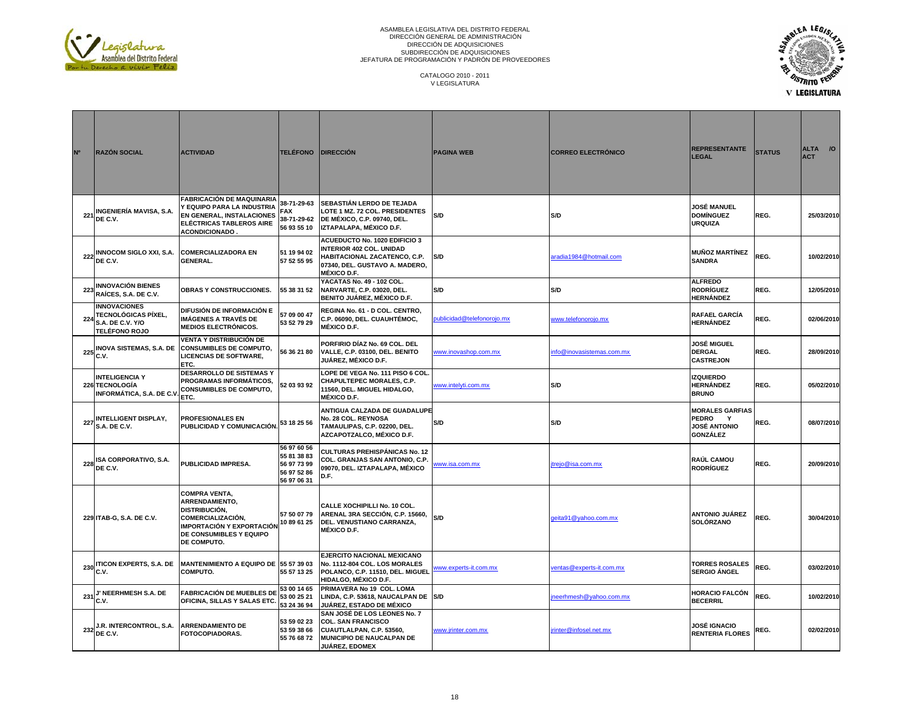ASAMBLEA LEGISLATIVA DEL DISTRITO FEDERAL
DIRECCIÓN GENERAL DE ADMINISTRACIÓN
DIRECCIÓN DE ADQUISICIONES
SUBDIRECCIÓN DE ADQUISICIONES
JEFATURA DE PROGRAMACIÓN Y PADRÓN DE PROVEEDORES

CATALOGO 2010 - 2011
V LEGISLATURA

| Nº | RAZÓN SOCIAL | ACTIVIDAD | TELÉFONO | DIRECCIÓN | PAGINA WEB | CORREO ELECTRÓNICO | REPRESENTANTE LEGAL | STATUS | ALTA /O ACT |
|---|---|---|---|---|---|---|---|---|---|
| 221 | INGENIERÍA MAVISA, S.A. DE C.V. | FABRICACIÓN DE MAQUINARIA Y EQUIPO PARA LA INDUSTRIA EN GENERAL, INSTALACIONES ELÉCTRICAS TABLEROS AIRE ACONDICIONADO . | 38-71-29-63 FAX 38-71-29-62 56 93 55 10 | SEBASTIÁN LERDO DE TEJADA LOTE 1 MZ. 72 COL. PRESIDENTES DE MÉXICO, C.P. 09740, DEL. IZTAPALAPA, MÉXICO D.F. | S/D | S/D | JOSÉ MANUEL DOMÍNGUEZ URQUIZA | REG. | 25/03/2010 |
| 222 | INNOCOM SIGLO XXI, S.A. DE C.V. | COMERCIALIZADORA EN GENERAL. | 51 19 94 02 57 52 55 95 | ACUEDUCTO No. 1020 EDIFICIO 3 INTERIOR 402 COL. UNIDAD HABITACIONAL ZACATENCO, C.P. 07340, DEL. GUSTAVO A. MADERO, MÉXICO D.F. | S/D | aradia1984@hotmail.com | MUÑOZ MARTÍNEZ SANDRA | REG. | 10/02/2010 |
| 223 | INNOVACIÓN BIENES RAÍCES, S.A. DE C.V. | OBRAS Y CONSTRUCCIONES. | 55 38 31 52 | YACATAS No. 49 - 102 COL. NARVARTE, C.P. 03020, DEL. BENITO JUÁREZ, MÉXICO D.F. | S/D | S/D | ALFREDO RODRÍGUEZ HERNÁNDEZ | REG. | 12/05/2010 |
| 224 | INNOVACIONES TECNOLÓGICAS PÍXEL, S.A. DE C.V. Y/O TELÉFONO ROJO | DIFUSIÓN DE INFORMACIÓN E IMÁGENES A TRAVÉS DE MEDIOS ELECTRÓNICOS. | 57 09 00 47 53 52 79 29 | REGINA No. 61 - D COL. CENTRO, C.P. 06090, DEL. CUAUHTÉMOC, MÉXICO D.F. | publicidad@telefonorojo.mx | www.telefonorojo.mx | RAFAEL GARCÍA HERNÁNDEZ | REG. | 02/06/2010 |
| 225 | INOVA SISTEMAS, S.A. DE C.V. | VENTA Y DISTRIBUCIÓN DE CONSUMIBLES DE COMPUTO, LICENCIAS DE SOFTWARE, ETC. | 56 36 21 80 | PORFIRIO DÍAZ No. 69 COL. DEL VALLE, C.P. 03100, DEL. BENITO JUÁREZ, MÉXICO D.F. | www.inovashop.com.mx | info@inovasistemas.com.mx | JOSÉ MIGUEL DERGAL CASTREJON | REG. | 28/09/2010 |
| 226 | INTELIGENCIA Y TECNOLOGÍA INFORMÁTICA, S.A. DE C.V. | DESARROLLO DE SISTEMAS Y PROGRAMAS INFORMÁTICOS, CONSUMIBLES DE COMPUTO, ETC. | 52 03 93 92 | LOPE DE VEGA No. 111 PISO 6 COL. CHAPULTEPEC MORALES, C.P. 11560, DEL. MIGUEL HIDALGO, MÉXICO D.F. | www.intelyti.com.mx | S/D | IZQUIERDO HERNÁNDEZ BRUNO | REG. | 05/02/2010 |
| 227 | INTELLIGENT DISPLAY, S.A. DE C.V. | PROFESIONALES EN PUBLICIDAD Y COMUNICACIÓN. | 53 18 25 56 | ANTIGUA CALZADA DE GUADALUPE No. 28 COL. REYNOSA TAMAULIPAS, C.P. 02200, DEL. AZCAPOTZALCO, MÉXICO D.F. | S/D | S/D | MORALES GARFIAS PEDRO Y JOSÉ ANTONIO GONZÁLEZ | REG. | 08/07/2010 |
| 228 | ISA CORPORATIVO, S.A. DE C.V. | PUBLICIDAD IMPRESA. | 56 97 60 56 55 81 38 83 56 97 73 99 56 97 52 86 56 97 06 31 | CULTURAS PREHISPÁNICAS No. 12 COL. GRANJAS SAN ANTONIO, C.P. 09070, DEL. IZTAPALAPA, MÉXICO D.F. | www.isa.com.mx | jtrejo@isa.com.mx | RAÚL CAMOU RODRÍGUEZ | REG. | 20/09/2010 |
| 229 | ITAB-G, S.A. DE C.V. | COMPRA VENTA, ARRENDAMIENTO, DISTRIBUCIÓN, COMERCIALIZACIÓN, IMPORTACIÓN Y EXPORTACIÓN DE CONSUMIBLES Y EQUIPO DE COMPUTO. | 57 50 07 79 10 89 61 25 | CALLE XOCHIPILLI No. 10 COL. ARENAL 3RA SECCIÓN, C.P. 15660, DEL. VENUSTIANO CARRANZA, MÉXICO D.F. | S/D | geita91@yahoo.com.mx | ANTONIO JUÁREZ SOLÓRZANO | REG. | 30/04/2010 |
| 230 | ITICON EXPERTS, S.A. DE C.V. | MANTENIMIENTO A EQUIPO DE COMPUTO. | 55 57 39 03 55 57 13 25 | EJERCITO NACIONAL MEXICANO No. 1112-804 COL. LOS MORALES POLANCO, C.P. 11510, DEL. MIGUEL HIDALGO, MÉXICO D.F. | www.experts-it.com.mx | ventas@experts-it.com.mx | TORRES ROSALES SERGIO ÁNGEL | REG. | 03/02/2010 |
| 231 | J' NEERHMESH S.A. DE C.V. | FABRICACIÓN DE MUEBLES DE OFICINA, SILLAS Y SALAS ETC. | 53 00 14 65 53 00 25 21 53 24 36 94 | PRIMAVERA No 19 COL. LOMA LINDA, C.P. 53618, NAUCALPAN DE JUÁREZ, ESTADO DE MÉXICO | S/D | jneerhmesh@yahoo.com.mx | HORACIO FALCÓN BECERRIL | REG. | 10/02/2010 |
| 232 | J.R. INTERCONTROL, S.A. DE C.V. | ARRENDAMIENTO DE FOTOCOPIADORAS. | 53 59 02 23 53 59 38 66 55 76 68 72 | SAN JOSÉ DE LOS LEONES No. 7 COL. SAN FRANCISCO CUAUTLALPAN, C.P. 53560, MUNICIPIO DE NAUCALPAN DE JUÁREZ, EDOMEX | www.jrinter.com.mx | jrinter@infosel.net.mx | JOSÉ IGNACIO RENTERIA FLORES | REG. | 02/02/2010 |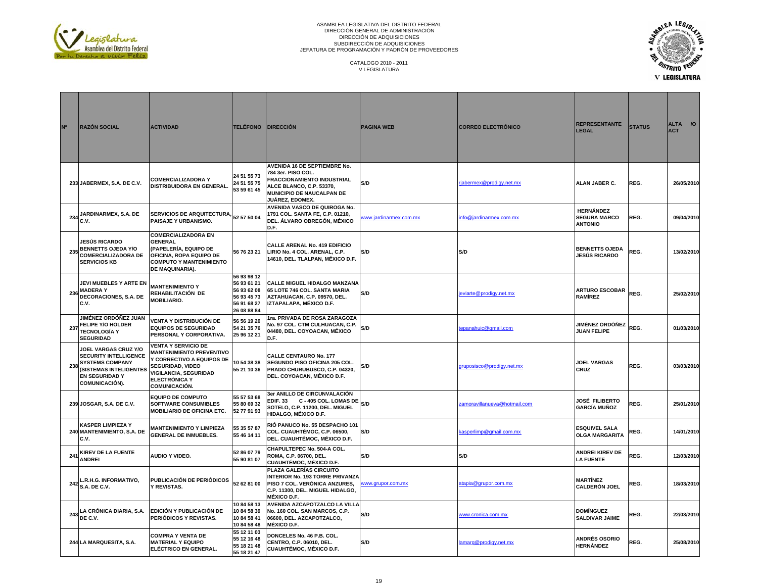ASAMBLEA LEGISLATIVA DEL DISTRITO FEDERAL
DIRECCIÓN GENERAL DE ADMINISTRACIÓN
DIRECCIÓN DE ADQUISICIONES
SUBDIRECCIÓN DE ADQUISICIONES
JEFATURA DE PROGRAMACIÓN Y PADRÓN DE PROVEEDORES

CATALOGO 2010 - 2011
V LEGISLATURA

| Nº | RAZÓN SOCIAL | ACTIVIDAD | TELÉFONO | DIRECCIÓN | PAGINA WEB | CORREO ELECTRÓNICO | REPRESENTANTE LEGAL | STATUS | ALTA /O ACT |
|---|---|---|---|---|---|---|---|---|---|
| 233 | JABERMEX, S.A. DE C.V. | COMERCIALIZADORA Y DISTRIBUIDORA EN GENERAL. | 24 51 55 73 24 51 55 75 53 59 61 45 | AVENIDA 16 DE SEPTIEMBRE No. 784 3er. PISO COL. FRACCIONAMIENTO INDUSTRIAL ALCE BLANCO, C.P. 53370, MUNICIPIO DE NAUCALPAN DE JUÁREZ, EDOMEX. | S/D | rjabermex@prodigy.net.mx | ALAN JABER C. | REG. | 26/05/2010 |
| 234 | JARDINARMEX, S.A. DE C.V. | SERVICIOS DE ARQUITECTURA, PAISAJE Y URBANISMO. | 52 57 50 04 | AVENIDA VASCO DE QUIROGA No. 1791 COL. SANTA FE, C.P. 01210, DEL. ÁLVARO OBREGÓN, MÉXICO D.F. | www.jardinarmex.com.mx | info@jardinarmex.com.mx | HERNÁNDEZ SEGURA MARCO ANTONIO | REG. | 09/04/2010 |
| 235 | JESÚS RICARDO BENNETTS OJEDA Y/O COMERCIALIZADORA DE SERVICIOS KB | COMERCIALIZADORA EN GENERAL (PAPELERÍA, EQUIPO DE OFICINA, ROPA EQUIPO DE COMPUTO Y MANTENIMIENTO DE MAQUINARIA). | 56 76 23 21 | CALLE ARENAL No. 419 EDIFICIO LIRIO No. 4 COL. ARENAL, C.P. 14610, DEL. TLALPAN, MÉXICO D.F. | S/D | S/D | BENNETTS OJEDA JESÚS RICARDO | REG. | 13/02/2010 |
| 236 | JEVI MUEBLES Y ARTE EN MADERA Y DECORACIONES, S.A. DE C.V. | MANTENIMIENTO Y REHABILITACIÓN DE MOBILIARIO. | 56 93 98 12 56 93 61 21 56 93 62 08 56 93 45 73 56 91 68 27 26 08 88 84 | CALLE MIGUEL HIDALGO MANZANA 65 LOTE 746 COL. SANTA MARIA AZTAHUACAN, C.P. 09570, DEL. IZTAPALAPA, MÉXICO D.F. | S/D | jeviarte@prodigy.net.mx | ARTURO ESCOBAR RAMÍREZ | REG. | 25/02/2010 |
| 237 | JIMÉNEZ ORDÓÑEZ JUAN FELIPE Y/O HOLDER TECNOLOGÍA Y SEGURIDAD | VENTA Y DISTRIBUCIÓN DE EQUIPOS DE SEGURIDAD PERSONAL Y CORPORATIVA. | 56 56 19 20 54 21 35 76 25 96 12 21 | 1ra. PRIVADA DE ROSA ZARAGOZA No. 97 COL. CTM CULHUACAN, C.P. 04480, DEL. COYOACAN, MÉXICO D.F. | S/D | tepanahuic@gmail.com | JIMÉNEZ ORDÓÑEZ JUAN FELIPE | REG. | 01/03/2010 |
| 238 | JOEL VARGAS CRUZ Y/O SECURITY INTELLIGENCE SYSTEMS COMPANY (SISTEMAS INTELIGENTES EN SEGURIDAD Y COMUNICACIÓN). | VENTA Y SERVICIO DE MANTENIMIENTO PREVENTIVO Y CORRECTIVO A EQUIPOS DE SEGURIDAD, VIDEO VIGILANCIA, SEGURIDAD ELECTRÓNICA Y COMUNICACIÓN. | 10 54 38 38 55 21 10 36 | CALLE CENTAURO No. 177 SEGUNDO PISO OFICINA 205 COL. PRADO CHURUBUSCO, C.P. 04320, DEL. COYOACAN, MÉXICO D.F. | S/D | gruposisco@prodigy.net.mx | JOEL VARGAS CRUZ | REG. | 03/03/2010 |
| 239 | JOSGAR, S.A. DE C.V. | EQUIPO DE COMPUTO SOFTWARE CONSUMIBLES MOBILIARIO DE OFICINA ETC. | 55 57 53 68 55 80 69 32 52 77 91 93 | 3er ANILLO DE CIRCUNVALACIÓN EDIF. 33 C - 405 COL. LOMAS DE SOTELO, C.P. 11200, DEL. MIGUEL HIDALGO, MÉXICO D.F. | S/D | zamoravillanueva@hotmail.com | JOSÉ FILIBERTO GARCÍA MUÑOZ | REG. | 25/01/2010 |
| 240 | KASPER LIMPIEZA Y MANTENIMIENTO, S.A. DE C.V. | MANTENIMIENTO Y LIMPIEZA GENERAL DE INMUEBLES. | 55 35 57 87 55 46 14 11 | RIÓ PANUCO No. 55 DESPACHO 101 COL. CUAUHTÉMOC, C.P. 06500, DEL. CUAUHTÉMOC, MÉXICO D.F. | S/D | kasperlimp@gmail.com.mx | ESQUIVEL SALA OLGA MARGARITA | REG. | 14/01/2010 |
| 241 | KIREV DE LA FUENTE ANDREI | AUDIO Y VIDEO. | 52 86 07 79 55 90 81 07 | CHAPULTEPEC No. 504-A COL. ROMA, C.P. 06700, DEL. CUAUHTÉMOC, MÉXICO D.F. | S/D | S/D | ANDREI KIREV DE LA FUENTE | REG. | 12/03/2010 |
| 242 | L.R.H.G. INFORMATIVO, S.A. DE C.V. | PUBLICACIÓN DE PERIÓDICOS Y REVISTAS. | 52 62 81 00 | PLAZA GALERÍAS CIRCUITO INTERIOR No. 193 TORRE PRIVANZA PISO 7 COL. VERÓNICA ANZURES, C.P. 11300, DEL. MIGUEL HIDALGO, MÉXICO D.F. | www.grupor.com.mx | atapia@grupor.com.mx | MARTÍNEZ CALDERÓN JOEL | REG. | 18/03/2010 |
| 243 | LA CRÓNICA DIARIA, S.A. DE C.V. | EDICIÓN Y PUBLICACIÓN DE PERIÓDICOS Y REVISTAS. | 10 84 58 13 10 84 58 39 10 84 58 41 10 84 58 48 | AVENIDA AZCAPOTZALCO LA VILLA No. 160 COL. SAN MARCOS, C.P. 06600, DEL. AZCAPOTZALCO, MÉXICO D.F. | S/D | www.cronica.com.mx | DOMÍNGUEZ SALDIVAR JAIME | REG. | 22/03/2010 |
| 244 | LA MARQUESITA, S.A. | COMPRA Y VENTA DE MATERIAL Y EQUIPO ELÉCTRICO EN GENERAL. | 55 12 11 03 55 12 16 48 55 18 21 48 55 18 21 47 | DONCELES No. 46 P.B. COL. CENTRO, C.P. 06010, DEL. CUAUHTÉMOC, MÉXICO D.F. | S/D | lamarq@prodigy.net.mx | ANDRÉS OSORIO HERNÁNDEZ | REG. | 25/08/2010 |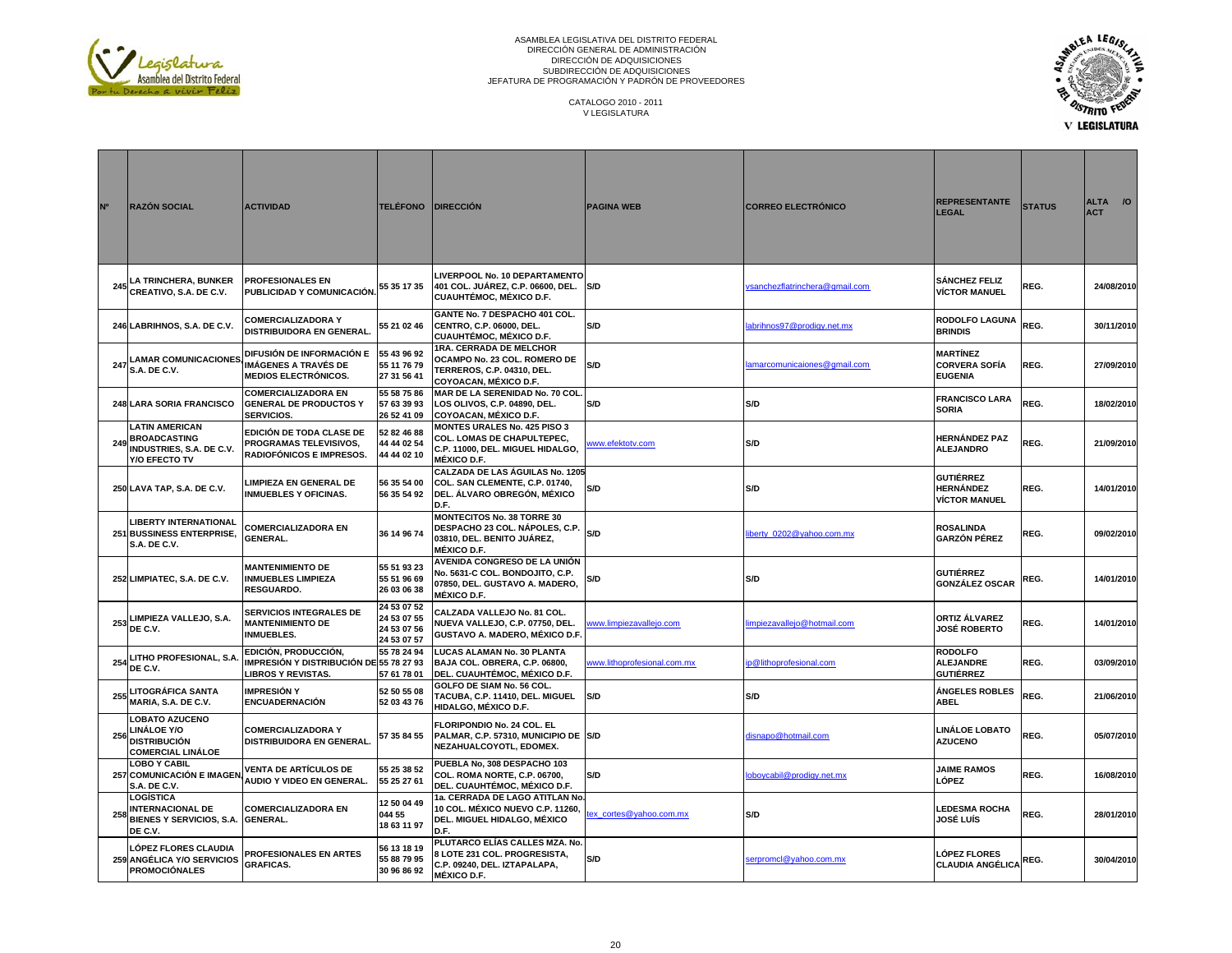ASAMBLEA LEGISLATIVA DEL DISTRITO FEDERAL
DIRECCIÓN GENERAL DE ADMINISTRACIÓN
DIRECCIÓN DE ADQUISICIONES
SUBDIRECCIÓN DE ADQUISICIONES
JEFATURA DE PROGRAMACIÓN Y PADRÓN DE PROVEEDORES

CATALOGO 2010 - 2011
V LEGISLATURA

| Nº | RAZÓN SOCIAL | ACTIVIDAD | TELÉFONO | DIRECCIÓN | PAGINA WEB | CORREO ELECTRÓNICO | REPRESENTANTE LEGAL | STATUS | ALTA /O ACT |
|---|---|---|---|---|---|---|---|---|---|
| 245 | LA TRINCHERA, BUNKER CREATIVO, S.A. DE C.V. | PROFESIONALES EN PUBLICIDAD Y COMUNICACIÓN. | 55 35 17 35 | LIVERPOOL No. 10 DEPARTAMENTO 401 COL. JUÁREZ, C.P. 06600, DEL. CUAUHTÉMOC, MÉXICO D.F. | S/D | vsanchezflatrinchera@gmail.com | SÁNCHEZ FELIZ VÍCTOR MANUEL | REG. | 24/08/2010 |
| 246 | LABRIHNOS, S.A. DE C.V. | COMERCIALIZADORA Y DISTRIBUIDORA EN GENERAL. | 55 21 02 46 | GANTE No. 7 DESPACHO 401 COL. CENTRO, C.P. 06000, DEL. CUAUHTÉMOC, MÉXICO D.F. | S/D | labrihnos97@prodigy.net.mx | RODOLFO LAGUNA BRINDIS | REG. | 30/11/2010 |
| 247 | LAMAR COMUNICACIONES, S.A. DE C.V. | DIFUSIÓN DE INFORMACIÓN E IMÁGENES A TRAVÉS DE MEDIOS ELECTRÓNICOS. | 55 43 96 92 55 11 76 79 27 31 56 41 | 1RA. CERRADA DE MELCHOR OCAMPO No. 23 COL. ROMERO DE TERREROS, C.P. 04310, DEL. COYOACAN, MÉXICO D.F. | S/D | lamarcomunicaiones@gmail.com | MARTÍNEZ CORVERA SOFÍA EUGENIA | REG. | 27/09/2010 |
| 248 | LARA SORIA FRANCISCO | COMERCIALIZADORA EN GENERAL DE PRODUCTOS Y SERVICIOS. | 55 58 75 86 57 63 39 93 26 52 41 09 | MAR DE LA SERENIDAD No. 70 COL. LOS OLIVOS, C.P. 04890, DEL. COYOACAN, MÉXICO D.F. | S/D | S/D | FRANCISCO LARA SORIA | REG. | 18/02/2010 |
| 249 | LATIN AMERICAN BROADCASTING INDUSTRIES, S.A. DE C.V. Y/O EFECTO TV | EDICIÓN DE TODA CLASE DE PROGRAMAS TELEVISIVOS, RADIOFÓNICOS E IMPRESOS. | 52 82 46 88 44 44 02 54 44 44 02 10 | MONTES URALES No. 425 PISO 3 COL. LOMAS DE CHAPULTEPEC, C.P. 11000, DEL. MIGUEL HIDALGO, MÉXICO D.F. | www.efektotv.com | S/D | HERNÁNDEZ PAZ ALEJANDRO | REG. | 21/09/2010 |
| 250 | LAVA TAP, S.A. DE C.V. | LIMPIEZA EN GENERAL DE INMUEBLES Y OFICINAS. | 56 35 54 00 56 35 54 92 | CALZADA DE LAS ÁGUILAS No. 1205 COL. SAN CLEMENTE, C.P. 01740, DEL. ÁLVARO OBREGÓN, MÉXICO D.F. | S/D | S/D | GUTIÉRREZ HERNÁNDEZ VÍCTOR MANUEL | REG. | 14/01/2010 |
| 251 | LIBERTY INTERNATIONAL BUSSINESS ENTERPRISE, S.A. DE C.V. | COMERCIALIZADORA EN GENERAL. | 36 14 96 74 | MONTECITOS No. 38 TORRE 30 DESPACHO 23 COL. NÁPOLES, C.P. 03810, DEL. BENITO JUÁREZ, MÉXICO D.F. | S/D | liberty_0202@yahoo.com.mx | ROSALINDA GARZÓN PÉREZ | REG. | 09/02/2010 |
| 252 | LIMPIATEC, S.A. DE C.V. | MANTENIMIENTO DE INMUEBLES LIMPIEZA RESGUARDO. | 55 51 93 23 55 51 96 69 26 03 06 38 | AVENIDA CONGRESO DE LA UNIÓN No. 5631-C COL. BONDOJITO, C.P. 07850, DEL. GUSTAVO A. MADERO, MÉXICO D.F. | S/D | S/D | GUTIÉRREZ GONZÁLEZ OSCAR | REG. | 14/01/2010 |
| 253 | LIMPIEZA VALLEJO, S.A. DE C.V. | SERVICIOS INTEGRALES DE MANTENIMIENTO DE INMUEBLES. | 24 53 07 52 24 53 07 55 24 53 07 56 24 53 07 57 | CALZADA VALLEJO No. 81 COL. NUEVA VALLEJO, C.P. 07750, DEL. GUSTAVO A. MADERO, MÉXICO D.F. | www.limpiezavallejo.com | limpiezavallejo@hotmail.com | ORTIZ ÁLVAREZ JOSÉ ROBERTO | REG. | 14/01/2010 |
| 254 | LITHO PROFESIONAL, S.A. DE C.V. | EDICIÓN, PRODUCCIÓN, IMPRESIÓN Y DISTRIBUCIÓN DE LIBROS Y REVISTAS. | 55 78 24 94 55 78 27 93 57 61 78 01 | LUCAS ALAMAN No. 30 PLANTA BAJA COL. OBRERA, C.P. 06800, DEL. CUAUHTÉMOC, MÉXICO D.F. | www.lithoprofesional.com.mx | ip@lithoprofesional.com | RODOLFO ALEJANDRE GUTIÉRREZ | REG. | 03/09/2010 |
| 255 | LITOGRÁFICA SANTA MARIA, S.A. DE C.V. | IMPRESIÓN Y ENCUADERNACIÓN | 52 50 55 08 52 03 43 76 | GOLFO DE SIAM No. 56 COL. TACUBA, C.P. 11410, DEL. MIGUEL HIDALGO, MÉXICO D.F. | S/D | S/D | ÁNGELES ROBLES ABEL | REG. | 21/06/2010 |
| 256 | LOBATO AZUCENO LINÁLOE Y/O DISTRIBUCIÓN COMERCIAL LINÁLOE | COMERCIALIZADORA Y DISTRIBUIDORA EN GENERAL. | 57 35 84 55 | FLORIPONDIO No. 24 COL. EL PALMAR, C.P. 57310, MUNICIPIO DE NEZAHUALCOYOTL, EDOMEX. | S/D | disnapo@hotmail.com | LINÁLOE LOBATO AZUCENO | REG. | 05/07/2010 |
| 257 | LOBO Y CABIL COMUNICACIÓN E IMAGEN, S.A. DE C.V. | VENTA DE ARTÍCULOS DE AUDIO Y VIDEO EN GENERAL. | 55 25 38 52 55 25 27 61 | PUEBLA No. 308 DESPACHO 103 COL. ROMA NORTE, C.P. 06700, DEL. CUAUHTÉMOC, MÉXICO D.F. | S/D | loboycabil@prodigy.net.mx | JAIME RAMOS LÓPEZ | REG. | 16/08/2010 |
| 258 | LOGÍSTICA INTERNACIONAL DE BIENES Y SERVICIOS, S.A. DE C.V. | COMERCIALIZADORA EN GENERAL. | 12 50 04 49 044 55 18 63 11 97 | 1a. CERRADA DE LAGO ATITLAN No. 10 COL. MÉXICO NUEVO C.P. 11260, DEL. MIGUEL HIDALGO, MÉXICO D.F. | tex_cortes@yahoo.com.mx | S/D | LEDESMA ROCHA JOSÉ LUÍS | REG. | 28/01/2010 |
| 259 | LÓPEZ FLORES CLAUDIA ANGÉLICA Y/O SERVICIOS PROMOCIÓNALES | PROFESIONALES EN ARTES GRAFICAS. | 56 13 18 19 55 88 79 95 30 96 86 92 | PLUTARCO ELÍAS CALLES MZA. No. 8 LOTE 231 COL. PROGRESISTA, C.P. 09240, DEL. IZTAPALAPA, MÉXICO D.F. | S/D | serpromcl@yahoo.com.mx | LÓPEZ FLORES CLAUDIA ANGÉLICA | REG. | 30/04/2010 |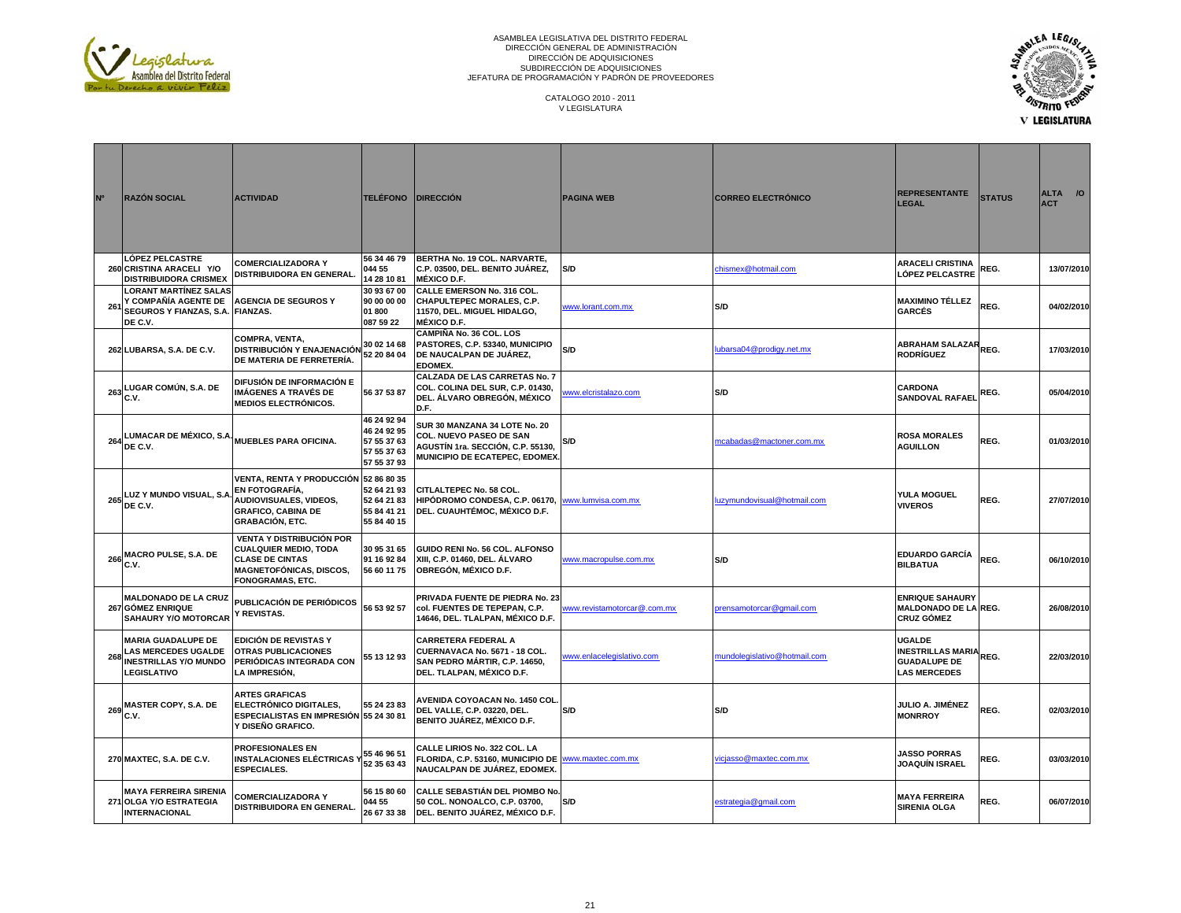ASAMBLEA LEGISLATIVA DEL DISTRITO FEDERAL
DIRECCIÓN GENERAL DE ADMINISTRACIÓN
DIRECCIÓN DE ADQUISICIONES
SUBDIRECCIÓN DE ADQUISICIONES
JEFATURA DE PROGRAMACIÓN Y PADRÓN DE PROVEEDORES

CATALOGO 2010 - 2011
V LEGISLATURA

| Nº | RAZÓN SOCIAL | ACTIVIDAD | TELÉFONO | DIRECCIÓN | PAGINA WEB | CORREO ELECTRÓNICO | REPRESENTANTE LEGAL | STATUS | ALTA /O ACT |
|---|---|---|---|---|---|---|---|---|---|
| 260 | LÓPEZ PELCASTRE CRISTINA ARACELI Y/O DISTRIBUIDORA CRISMEX | COMERCIALIZADORA Y DISTRIBUIDORA EN GENERAL. | 56 34 46 79 044 55 14 28 10 81 | BERTHA No. 19 COL. NARVARTE, C.P. 03500, DEL. BENITO JUÁREZ, MÉXICO D.F. | S/D | chismex@hotmail.com | ARACELI CRISTINA LÓPEZ PELCASTRE | REG. | 13/07/2010 |
| 261 | LORANT MARTÍNEZ SALAS Y COMPAÑÍA AGENTE DE SEGUROS Y FIANZAS, S.A. DE C.V. | AGENCIA DE SEGUROS Y FIANZAS. | 30 93 67 00 90 00 00 00 01 800 087 59 22 | CALLE EMERSON No. 316 COL. CHAPULTEPEC MORALES, C.P. 11570, DEL. MIGUEL HIDALGO, MÉXICO D.F. | www.lorant.com.mx | S/D | MAXIMINO TÉLLEZ GARCÉS | REG. | 04/02/2010 |
| 262 | LUBARSA, S.A. DE C.V. | COMPRA, VENTA, DISTRIBUCIÓN Y ENAJENACIÓN DE MATERIA DE FERRETERÍA. | 30 02 14 68 52 20 84 04 | CAMPIÑA No. 36 COL. LOS PASTORES, C.P. 53340, MUNICIPIO DE NAUCALPAN DE JUÁREZ, EDOMEX. | S/D | lubarsa04@prodigy.net.mx | ABRAHAM SALAZAR RODRÍGUEZ | REG. | 17/03/2010 |
| 263 | LUGAR COMÚN, S.A. DE C.V. | DIFUSIÓN DE INFORMACIÓN E IMÁGENES A TRAVÉS DE MEDIOS ELECTRÓNICOS. | 56 37 53 87 | CALZADA DE LAS CARRETAS No. 7 COL. COLINA DEL SUR, C.P. 01430, DEL. ÁLVARO OBREGÓN, MÉXICO D.F. | www.elcristalazo.com | S/D | CARDONA SANDOVAL RAFAEL | REG. | 05/04/2010 |
| 264 | LUMACAR DE MÉXICO, S.A. DE C.V. | MUEBLES PARA OFICINA. | 46 24 92 94 46 24 92 95 57 55 37 63 57 55 37 63 57 55 37 93 | SUR 30 MANZANA 34 LOTE No. 20 COL. NUEVO PASEO DE SAN AGUSTÍN 1ra. SECCIÓN, C.P. 55130, MUNICIPIO DE ECATEPEC, EDOMEX. | S/D | mcabadas@mactoner.com.mx | ROSA MORALES AGUILLON | REG. | 01/03/2010 |
| 265 | LUZ Y MUNDO VISUAL, S.A. DE C.V. | VENTA, RENTA Y PRODUCCIÓN EN FOTOGRAFÍA, AUDIOVISUALES, VIDEOS, GRAFICO, CABINA DE GRABACIÓN, ETC. | 52 86 80 35 52 64 21 93 52 64 21 83 55 84 41 21 55 84 40 15 | CITLALTEPEC No. 58 COL. HIPÓDROMO CONDESA, C.P. 06170, DEL. CUAUHTÉMOC, MÉXICO D.F. | www.lumvisa.com.mx | luzymundovisual@hotmail.com | YULA MOGUEL VIVEROS | REG. | 27/07/2010 |
| 266 | MACRO PULSE, S.A. DE C.V. | VENTA Y DISTRIBUCIÓN POR CUALQUIER MEDIO, TODA CLASE DE CINTAS MAGNETOFÓNICAS, DISCOS, FONOGRAMAS, ETC. | 30 95 31 65 91 16 92 84 56 60 11 75 | GUIDO RENI No. 56 COL. ALFONSO XIII, C.P. 01460, DEL. ÁLVARO OBREGÓN, MÉXICO D.F. | www.macropulse.com.mx | S/D | EDUARDO GARCÍA BILBATUA | REG. | 06/10/2010 |
| 267 | MALDONADO DE LA CRUZ GÓMEZ ENRIQUE SAHAURY Y/O MOTORCAR | PUBLICACIÓN DE PERIÓDICOS Y REVISTAS. | 56 53 92 57 | PRIVADA FUENTE DE PIEDRA No. 23 col. FUENTES DE TEPEPAN, C.P. 14646, DEL. TLALPAN, MÉXICO D.F. | www.revistamotorcar@.com.mx | prensamotorcar@gmail.com | ENRIQUE SAHAURY MALDONADO DE LA CRUZ GÓMEZ | REG. | 26/08/2010 |
| 268 | MARIA GUADALUPE DE LAS MERCEDES UGALDE INESTRILLAS Y/O MUNDO LEGISLATIVO | EDICIÓN DE REVISTAS Y OTRAS PUBLICACIONES PERIÓDICAS INTEGRADA CON LA IMPRESIÓN, | 55 13 12 93 | CARRETERA FEDERAL A CUERNAVACA No. 5671 - 18 COL. SAN PEDRO MÁRTIR, C.P. 14650, DEL. TLALPAN, MÉXICO D.F. | www.enlacelegislativo.com | mundolegislativo@hotmail.com | UGALDE INESTRILLAS MARIA GUADALUPE DE LAS MERCEDES | REG. | 22/03/2010 |
| 269 | MASTER COPY, S.A. DE C.V. | ARTES GRAFICAS ELECTRÓNICO DIGITALES, ESPECIALISTAS EN IMPRESIÓN Y DISEÑO GRAFICO. | 55 24 23 83 55 24 30 81 | AVENIDA COYOACAN No. 1450 COL. DEL VALLE, C.P. 03220, DEL. BENITO JUÁREZ, MÉXICO D.F. | S/D | S/D | JULIO A. JIMÉNEZ MONRROY | REG. | 02/03/2010 |
| 270 | MAXTEC, S.A. DE C.V. | PROFESIONALES EN INSTALACIONES ELÉCTRICAS Y ESPECIALES. | 55 46 96 51 52 35 63 43 | CALLE LIRIOS No. 322 COL. LA FLORIDA, C.P. 53160, MUNICIPIO DE NAUCALPAN DE JUÁREZ, EDOMEX. | www.maxtec.com.mx | vicjasso@maxtec.com.mx | JASSO PORRAS JOAQUÍN ISRAEL | REG. | 03/03/2010 |
| 271 | MAYA FERREIRA SIRENIA OLGA Y/O ESTRATEGIA INTERNACIONAL | COMERCIALIZADORA Y DISTRIBUIDORA EN GENERAL. | 56 15 80 60 044 55 26 67 33 38 | CALLE SEBASTIÁN DEL PIOMBO No. 50 COL. NONOALCO, C.P. 03700, DEL. BENITO JUÁREZ, MÉXICO D.F. | S/D | estrategia@gmail.com | MAYA FERREIRA SIRENIA OLGA | REG. | 06/07/2010 |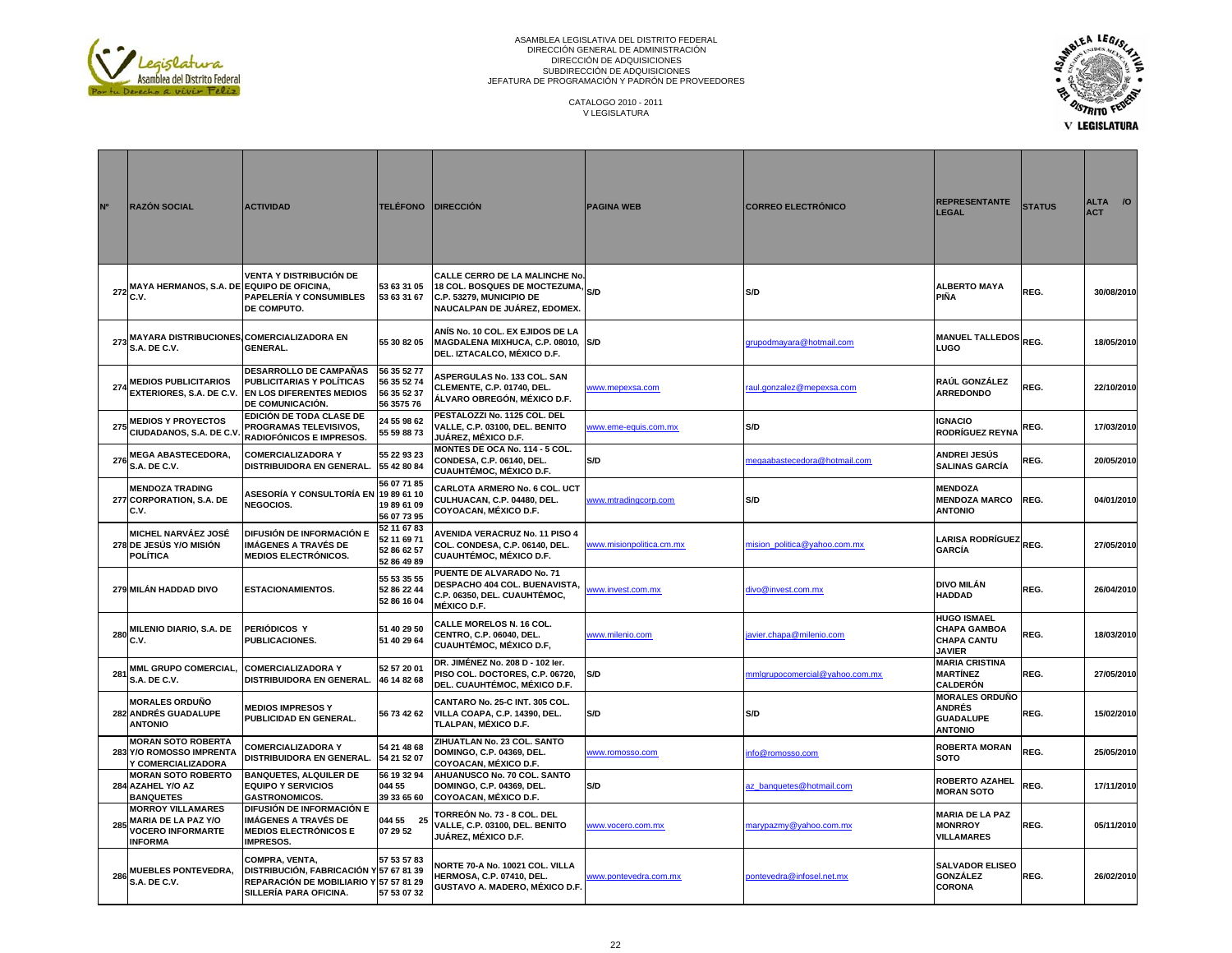ASAMBLEA LEGISLATIVA DEL DISTRITO FEDERAL
DIRECCIÓN GENERAL DE ADMINISTRACIÓN
DIRECCIÓN DE ADQUISICIONES
SUBDIRECCIÓN DE ADQUISICIONES
JEFATURA DE PROGRAMACIÓN Y PADRÓN DE PROVEEDORES

CATALOGO 2010 - 2011
V LEGISLATURA

| Nº | RAZÓN SOCIAL | ACTIVIDAD | TELÉFONO | DIRECCIÓN | PAGINA WEB | CORREO ELECTRÓNICO | REPRESENTANTE LEGAL | STATUS | ALTA /O ACT |
|---|---|---|---|---|---|---|---|---|---|
| 272 | MAYA HERMANOS, S.A. DE C.V. | VENTA Y DISTRIBUCIÓN DE EQUIPO DE OFICINA, PAPELERÍA Y CONSUMIBLES DE COMPUTO. | 53 63 31 05 53 63 31 67 | CALLE CERRO DE LA MALINCHE No. 18 COL. BOSQUES DE MOCTEZUMA, C.P. 53279, MUNICIPIO DE NAUCALPAN DE JUÁREZ, EDOMEX. | S/D | S/D | ALBERTO MAYA PIÑA | REG. | 30/08/2010 |
| 273 | MAYARA DISTRIBUCIONES, S.A. DE C.V. | COMERCIALIZADORA EN GENERAL. | 55 30 82 05 | ANÍS No. 10 COL. EX EJIDOS DE LA MAGDALENA MIXHUCA, C.P. 08010, DEL. IZTACALCO, MÉXICO D.F. | S/D | grupodmayara@hotmail.com | MANUEL TALLEDOS LUGO | REG. | 18/05/2010 |
| 274 | MEDIOS PUBLICITARIOS EXTERIORES, S.A. DE C.V. | DESARROLLO DE CAMPAÑAS PUBLICITARIAS Y POLÍTICAS EN LOS DIFERENTES MEDIOS DE COMUNICACIÓN. | 56 35 52 77 56 35 52 74 56 35 52 37 56 3575 76 | ASPERGULAS No. 133 COL. SAN CLEMENTE, C.P. 01740, DEL. ÁLVARO OBREGÓN, MÉXICO D.F. | www.mepexsa.com | raul.gonzalez@mepexsa.com | RAÚL GONZÁLEZ ARREDONDO | REG. | 22/10/2010 |
| 275 | MEDIOS Y PROYECTOS CIUDADANOS, S.A. DE C.V. | EDICIÓN DE TODA CLASE DE PROGRAMAS TELEVISIVOS, RADIOFÓNICOS E IMPRESOS. | 24 55 98 62 55 59 88 73 | PESTALOZZI No. 1125 COL. DEL VALLE, C.P. 03100, DEL. BENITO JUÁREZ, MÉXICO D.F. | www.eme-equis.com.mx | S/D | IGNACIO RODRÍGUEZ REYNA | REG. | 17/03/2010 |
| 276 | MEGA ABASTECEDORA, S.A. DE C.V. | COMERCIALIZADORA Y DISTRIBUIDORA EN GENERAL. | 55 22 93 23 55 42 80 84 | MONTES DE OCA No. 114 - 5 COL. CONDESA, C.P. 06140, DEL. CUAUHTÉMOC, MÉXICO D.F. | S/D | megaabastecedora@hotmail.com | ANDREI JESÚS SALINAS GARCÍA | REG. | 20/05/2010 |
| 277 | MENDOZA TRADING CORPORATION, S.A. DE C.V. | ASESORÍA Y CONSULTORÍA EN NEGOCIOS. | 56 07 71 85 19 89 61 10 19 89 61 09 56 07 73 95 | CARLOTA ARMERO No. 6 COL. UCT CULHUACAN, C.P. 04480, DEL. COYOACAN, MÉXICO D.F. | www.mtradingcorp.com | S/D | MENDOZA MENDOZA MARCO ANTONIO | REG. | 04/01/2010 |
| 278 | MICHEL NARVÁEZ JOSÉ DE JESÚS Y/O MISIÓN POLÍTICA | DIFUSIÓN DE INFORMACIÓN E IMÁGENES A TRAVÉS DE MEDIOS ELECTRÓNICOS. | 52 11 67 83 52 11 69 71 52 86 62 57 52 86 49 89 | AVENIDA VERACRUZ No. 11 PISO 4 COL. CONDESA, C.P. 06140, DEL. CUAUHTÉMOC, MÉXICO D.F. | www.misionpolitica.cm.mx | mision_politica@yahoo.com.mx | LARISA RODRÍGUEZ GARCÍA | REG. | 27/05/2010 |
| 279 | MILÁN HADDAD DIVO | ESTACIONAMIENTOS. | 55 53 35 55 52 86 22 44 52 86 16 04 | PUENTE DE ALVARADO No. 71 DESPACHO 404 COL. BUENAVISTA, C.P. 06350, DEL. CUAUHTÉMOC, MÉXICO D.F. | www.invest.com.mx | divo@invest.com.mx | DIVO MILÁN HADDAD | REG. | 26/04/2010 |
| 280 | MILENIO DIARIO, S.A. DE C.V. | PERIÓDICOS Y PUBLICACIONES. | 51 40 29 50 51 40 29 64 | CALLE MORELOS N. 16 COL. CENTRO, C.P. 06040, DEL. CUAUHTÉMOC, MÉXICO D.F, | www.milenio.com | javier.chapa@milenio.com | HUGO ISMAEL CHAPA GAMBOA CHAPA CANTU JAVIER | REG. | 18/03/2010 |
| 281 | MML GRUPO COMERCIAL, S.A. DE C.V. | COMERCIALIZADORA Y DISTRIBUIDORA EN GENERAL. | 52 57 20 01 46 14 82 68 | DR. JIMÉNEZ No. 208 D - 102 ler. PISO COL. DOCTORES, C.P. 06720, DEL. CUAUHTÉMOC, MÉXICO D.F. | S/D | mmlgrupocomercial@yahoo.com.mx | MARIA CRISTINA MARTÍNEZ CALDERÓN | REG. | 27/05/2010 |
| 282 | MORALES ORDUÑO ANDRÉS GUADALUPE ANTONIO | MEDIOS IMPRESOS Y PUBLICIDAD EN GENERAL. | 56 73 42 62 | CANTARO No. 25-C INT. 305 COL. VILLA COAPA, C.P. 14390, DEL. TLALPAN, MÉXICO D.F. | S/D | S/D | MORALES ORDUÑO ANDRÉS GUADALUPE ANTONIO | REG. | 15/02/2010 |
| 283 | MORAN SOTO ROBERTA Y/O ROMOSSO IMPRENTA Y COMERCIALIZADORA | COMERCIALIZADORA Y DISTRIBUIDORA EN GENERAL. | 54 21 48 68 54 21 52 07 | ZIHUATLAN No. 23 COL. SANTO DOMINGO, C.P. 04369, DEL. COYOACAN, MÉXICO D.F. | www.romosso.com | info@romosso.com | ROBERTA MORAN SOTO | REG. | 25/05/2010 |
| 284 | MORAN SOTO ROBERTO AZAHEL Y/O AZ BANQUETES | BANQUETES, ALQUILER DE EQUIPO Y SERVICIOS GASTRONOMICOS. | 56 19 32 94 044 55 39 33 65 60 | AHUANUSCO No. 70 COL. SANTO DOMINGO, C.P. 04369, DEL. COYOACAN, MÉXICO D.F. | S/D | az_banquetes@hotmail.com | ROBERTO AZAHEL MORAN SOTO | REG. | 17/11/2010 |
| 285 | MORROY VILLAMARES MARIA DE LA PAZ Y/O VOCERO INFORMARTE INFORMA | DIFUSIÓN DE INFORMACIÓN E IMÁGENES A TRAVÉS DE MEDIOS ELECTRÓNICOS E IMPRESOS. | 044 55 25 07 29 52 | TORREÓN No. 73 - 8 COL. DEL VALLE, C.P. 03100, DEL. BENITO JUÁREZ, MÉXICO D.F. | www.vocero.com.mx | marypazmy@yahoo.com.mx | MARIA DE LA PAZ MONRROY VILLAMARES | REG. | 05/11/2010 |
| 286 | MUEBLES PONTEVEDRA, S.A. DE C.V. | COMPRA, VENTA, DISTRIBUCIÓN, FABRICACIÓN Y REPARACIÓN DE MOBILIARIO Y SILLERÍA PARA OFICINA. | 57 53 57 83 57 67 81 39 57 57 81 29 57 53 07 32 | NORTE 70-A No. 10021 COL. VILLA HERMOSA, C.P. 07410, DEL. GUSTAVO A. MADERO, MÉXICO D.F. | www.pontevedra.com.mx | pontevedra@infosel.net.mx | SALVADOR ELISEO GONZÁLEZ CORONA | REG. | 26/02/2010 |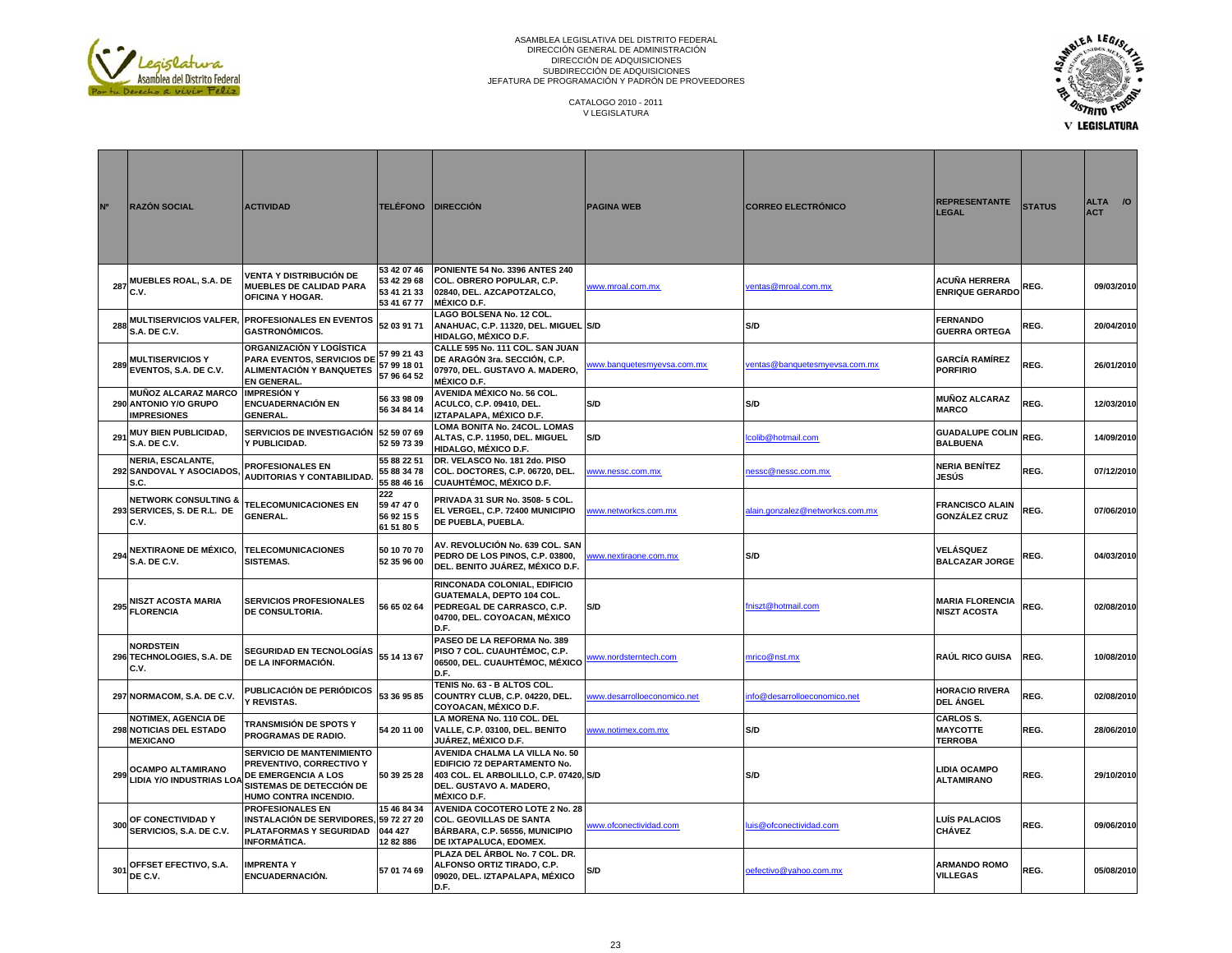ASAMBLEA LEGISLATIVA DEL DISTRITO FEDERAL
DIRECCIÓN GENERAL DE ADMINISTRACIÓN
DIRECCIÓN DE ADQUISICIONES
SUBDIRECCIÓN DE ADQUISICIONES
JEFATURA DE PROGRAMACIÓN Y PADRÓN DE PROVEEDORES

CATALOGO 2010 - 2011
V LEGISLATURA

| Nº | RAZÓN SOCIAL | ACTIVIDAD | TELÉFONO | DIRECCIÓN | PAGINA WEB | CORREO ELECTRÓNICO | REPRESENTANTE LEGAL | STATUS | ALTA /O ACT |
|---|---|---|---|---|---|---|---|---|---|
| 287 | MUEBLES ROAL, S.A. DE C.V. | VENTA Y DISTRIBUCIÓN DE MUEBLES DE CALIDAD PARA OFICINA Y HOGAR. | 53 42 07 46 53 42 29 68 53 41 21 33 53 41 67 77 | PONIENTE 54 No. 3396 ANTES 240 COL. OBRERO POPULAR, C.P. 02840, DEL. AZCAPOTZALCO, MÉXICO D.F. | www.mroal.com.mx | ventas@mroal.com.mx | ACUÑA HERRERA ENRIQUE GERARDO | REG. | 09/03/2010 |
| 288 | MULTISERVICIOS VALFER, S.A. DE C.V. | PROFESIONALES EN EVENTOS GASTRONÓMICOS. | 52 03 91 71 | LAGO BOLSENA No. 12 COL. ANAHUAC, C.P. 11320, DEL. MIGUEL HIDALGO, MÉXICO D.F. | S/D | S/D | FERNANDO GUERRA ORTEGA | REG. | 20/04/2010 |
| 289 | MULTISERVICIOS Y EVENTOS, S.A. DE C.V. | ORGANIZACIÓN Y LOGÍSTICA PARA EVENTOS, SERVICIOS DE ALIMENTACIÓN Y BANQUETES EN GENERAL. | 57 99 21 43 57 99 18 01 57 96 64 52 | CALLE 595 No. 111 COL. SAN JUAN DE ARAGÓN 3ra. SECCIÓN, C.P. 07970, DEL. GUSTAVO A. MADERO, MÉXICO D.F. | www.banquetesmyevsa.com.mx | ventas@banquetesmyevsa.com.mx | GARCÍA RAMÍREZ PORFIRIO | REG. | 26/01/2010 |
| 290 | MUÑOZ ALCARAZ MARCO ANTONIO Y/O GRUPO IMPRESIONES | IMPRESIÓN Y ENCUADERNACIÓN EN GENERAL. | 56 33 98 09 56 34 84 14 | AVENIDA MÉXICO No. 56 COL. ACULCO, C.P. 09410, DEL. IZTAPALAPA, MÉXICO D.F. | S/D | S/D | MUÑOZ ALCARAZ MARCO | REG. | 12/03/2010 |
| 291 | MUY BIEN PUBLICIDAD, S.A. DE C.V. | SERVICIOS DE INVESTIGACIÓN Y PUBLICIDAD. | 52 59 07 69 52 59 73 39 | LOMA BONITA No. 24COL. LOMAS ALTAS, C.P. 11950, DEL. MIGUEL HIDALGO, MÉXICO D.F. | S/D | lcolib@hotmail.com | GUADALUPE COLIN BALBUENA | REG. | 14/09/2010 |
| 292 | NERIA, ESCALANTE, SANDOVAL Y ASOCIADOS, S.C. | PROFESIONALES EN AUDITORIAS Y CONTABILIDAD. | 55 88 22 51 55 88 34 78 55 88 46 16 | DR. VELASCO No. 181 2do. PISO COL. DOCTORES, C.P. 06720, DEL. CUAUHTÉMOC, MÉXICO D.F. | www.nessc.com.mx | nessc@nessc.com.mx | NERIA BENÍTEZ JESÚS | REG. | 07/12/2010 |
| 293 | NETWORK CONSULTING & SERVICES, S. DE R.L. DE C.V. | TELECOMUNICACIONES EN GENERAL. | 222 59 47 47 0 56 92 15 5 61 51 80 5 | PRIVADA 31 SUR No. 3508- 5 COL. EL VERGEL, C.P. 72400 MUNICIPIO DE PUEBLA, PUEBLA. | www.networkcs.com.mx | alain.gonzalez@networkcs.com.mx | FRANCISCO ALAIN GONZÁLEZ CRUZ | REG. | 07/06/2010 |
| 294 | NEXTIRAONE DE MÉXICO, S.A. DE C.V. | TELECOMUNICACIONES SISTEMAS. | 50 10 70 70 52 35 96 00 | AV. REVOLUCIÓN No. 639 COL. SAN PEDRO DE LOS PINOS, C.P. 03800, DEL. BENITO JUÁREZ, MÉXICO D.F. | www.nextiraone.com.mx | S/D | VELÁSQUEZ BALCAZAR JORGE | REG. | 04/03/2010 |
| 295 | NISZT ACOSTA MARIA FLORENCIA | SERVICIOS PROFESIONALES DE CONSULTORIA. | 56 65 02 64 | RINCONADA COLONIAL, EDIFICIO GUATEMALA, DEPTO 104 COL. PEDREGAL DE CARRASCO, C.P. 04700, DEL. COYOACAN, MÉXICO D.F. | S/D | fniszt@hotmail.com | MARIA FLORENCIA NISZT ACOSTA | REG. | 02/08/2010 |
| 296 | NORDSTEIN TECHNOLOGIES, S.A. DE C.V. | SEGURIDAD EN TECNOLOGÍAS DE LA INFORMACIÓN. | 55 14 13 67 | PASEO DE LA REFORMA No. 389 PISO 7 COL. CUAUHTÉMOC, C.P. 06500, DEL. CUAUHTÉMOC, MÉXICO D.F. | www.nordsterntech.com | mrico@nst.mx | RAÚL RICO GUISA | REG. | 10/08/2010 |
| 297 | NORMACOM, S.A. DE C.V. | PUBLICACIÓN DE PERIÓDICOS Y REVISTAS. | 53 36 95 85 | TENIS No. 63 - B ALTOS COL. COUNTRY CLUB, C.P. 04220, DEL. COYOACAN, MÉXICO D.F. | www.desarrolloeconomico.net | info@desarrolloeconomico.net | HORACIO RIVERA DEL ÁNGEL | REG. | 02/08/2010 |
| 298 | NOTIMEX, AGENCIA DE NOTICIAS DEL ESTADO MEXICANO | TRANSMISIÓN DE SPOTS Y PROGRAMAS DE RADIO. | 54 20 11 00 | LA MORENA No. 110 COL. DEL VALLE, C.P. 03100, DEL. BENITO JUÁREZ, MÉXICO D.F. | www.notimex.com.mx | S/D | CARLOS S. MAYCOTTE TERROBA | REG. | 28/06/2010 |
| 299 | OCAMPO ALTAMIRANO LIDIA Y/O INDUSTRIAS LOA | SERVICIO DE MANTENIMIENTO PREVENTIVO, CORRECTIVO Y DE EMERGENCIA A LOS SISTEMAS DE DETECCIÓN DE HUMO CONTRA INCENDIO. | 50 39 25 28 | AVENIDA CHALMA LA VILLA No. 50 EDIFICIO 72 DEPARTAMENTO No. 403 COL. EL ARBOLILLO, C.P. 07420, DEL. GUSTAVO A. MADERO, MÉXICO D.F. | S/D | S/D | LIDIA OCAMPO ALTAMIRANO | REG. | 29/10/2010 |
| 300 | OF CONECTIVIDAD Y SERVICIOS, S.A. DE C.V. | PROFESIONALES EN INSTALACIÓN DE SERVIDORES, PLATAFORMAS Y SEGURIDAD INFORMÁTICA. | 15 46 84 34 59 72 27 20 044 427 12 82 886 | AVENIDA COCOTERO LOTE 2 No. 28 COL. GEOVILLAS DE SANTA BÁRBARA, C.P. 56556, MUNICIPIO DE IXTAPALUCA, EDOMEX. | www.ofconectividad.com | luis@ofconectividad.com | LUÍS PALACIOS CHÁVEZ | REG. | 09/06/2010 |
| 301 | OFFSET EFECTIVO, S.A. DE C.V. | IMPRENTA Y ENCUADERNACIÓN. | 57 01 74 69 | PLAZA DEL ÁRBOL No. 7 COL. DR. ALFONSO ORTIZ TIRADO, C.P. 09020, DEL. IZTAPALAPA, MÉXICO D.F. | S/D | oefectivo@yahoo.com.mx | ARMANDO ROMO VILLEGAS | REG. | 05/08/2010 |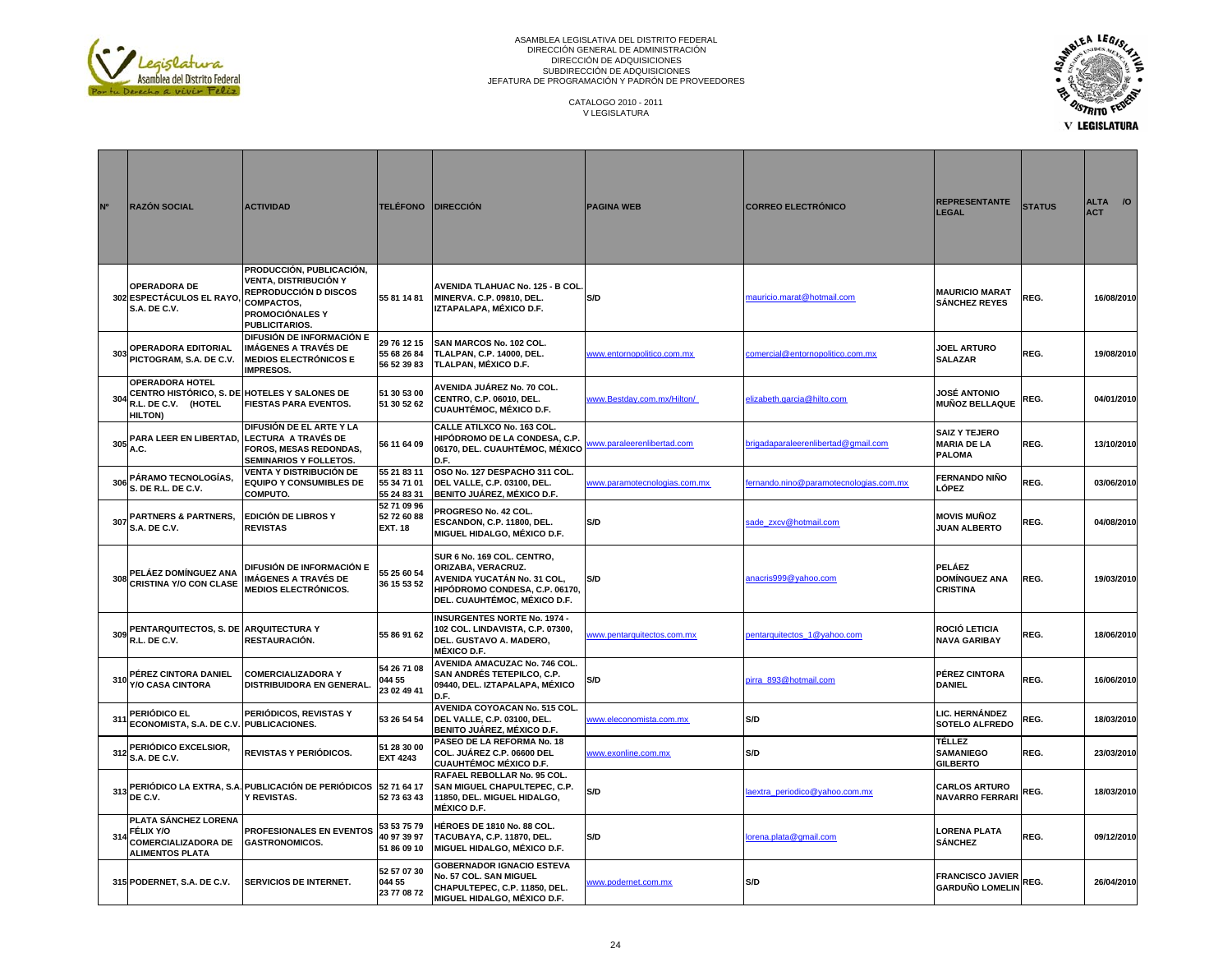ASAMBLEA LEGISLATIVA DEL DISTRITO FEDERAL
DIRECCIÓN GENERAL DE ADMINISTRACIÓN
DIRECCIÓN DE ADQUISICIONES
SUBDIRECCIÓN DE ADQUISICIONES
JEFATURA DE PROGRAMACIÓN Y PADRÓN DE PROVEEDORES

CATALOGO 2010 - 2011
V LEGISLATURA

| Nº | RAZÓN SOCIAL | ACTIVIDAD | TELÉFONO | DIRECCIÓN | PAGINA WEB | CORREO ELECTRÓNICO | REPRESENTANTE LEGAL | STATUS | ALTA /O ACT |
|---|---|---|---|---|---|---|---|---|---|
| 302 | OPERADORA DE ESPECTÁCULOS EL RAYO, S.A. DE C.V. | PRODUCCIÓN, PUBLICACIÓN, VENTA, DISTRIBUCIÓN Y REPRODUCCIÓN D DISCOS COMPACTOS, PROMOCIÓNALES Y PUBLICITARIOS. | 55 81 14 81 | AVENIDA TLAHUAC No. 125 - B COL. MINERVA. C.P. 09810, DEL. IZTAPALAPA, MÉXICO D.F. | S/D | mauricio.marat@hotmail.com | MAURICIO MARAT SÁNCHEZ REYES | REG. | 16/08/2010 |
| 303 | OPERADORA EDITORIAL PICTOGRAM, S.A. DE C.V. | DIFUSIÓN DE INFORMACIÓN E IMÁGENES A TRAVÉS DE MEDIOS ELECTRÓNICOS E IMPRESOS. | 29 76 12 15 55 68 26 84 56 52 39 83 | SAN MARCOS No. 102 COL. TLALPAN, C.P. 14000, DEL. TLALPAN, MÉXICO D.F. | www.entornopolitico.com.mx | comercial@entornopolitico.com.mx | JOEL ARTURO SALAZAR | REG. | 19/08/2010 |
| 304 | OPERADORA HOTEL CENTRO HISTÓRICO, S. DE R.L. DE C.V. (HOTEL HILTON) | HOTELES Y SALONES DE FIESTAS PARA EVENTOS. | 51 30 53 00 51 30 52 62 | AVENIDA JUÁREZ No. 70 COL. CENTRO, C.P. 06010, DEL. CUAUHTÉMOC, MÉXICO D.F. | www.Bestday.com.mx/Hilton/ | elizabeth.garcia@hilto.com | JOSÉ ANTONIO MUÑOZ BELLAQUE | REG. | 04/01/2010 |
| 305 | PARA LEER EN LIBERTAD, A.C. | DIFUSIÓN DE EL ARTE Y LA LECTURA A TRAVÉS DE FOROS, MESAS REDONDAS, SEMINARIOS Y FOLLETOS. | 56 11 64 09 | CALLE ATILXCO No. 163 COL. HIPÓDROMO DE LA CONDESA, C.P. 06170, DEL. CUAUHTÉMOC, MÉXICO D.F. | www.paraleerenlibertad.com | brigadaparaleerenlibertad@gmail.com | SAIZ Y TEJERO MARIA DE LA PALOMA | REG. | 13/10/2010 |
| 306 | PÁRAMO TECNOLOGÍAS, S. DE R.L. DE C.V. | VENTA Y DISTRIBUCIÓN DE EQUIPO Y CONSUMIBLES DE COMPUTO. | 55 21 83 11 55 34 71 01 55 24 83 31 | OSO No. 127 DESPACHO 311 COL. DEL VALLE, C.P. 03100, DEL. BENITO JUÁREZ, MÉXICO D.F. | www.paramotecnologias.com.mx | fernando.nino@paramotecnologias.com.mx | FERNANDO NIÑO LÓPEZ | REG. | 03/06/2010 |
| 307 | PARTNERS & PARTNERS, S.A. DE C.V. | EDICIÓN DE LIBROS Y REVISTAS | 52 71 09 96 52 72 60 88 EXT. 18 | PROGRESO No. 42 COL. ESCANDON, C.P. 11800, DEL. MIGUEL HIDALGO, MÉXICO D.F. | S/D | sade_zxcv@hotmail.com | MOVIS MUÑOZ JUAN ALBERTO | REG. | 04/08/2010 |
| 308 | PELÁEZ DOMÍNGUEZ ANA CRISTINA Y/O CON CLASE | DIFUSIÓN DE INFORMACIÓN E IMÁGENES A TRAVÉS DE MEDIOS ELECTRÓNICOS. | 55 25 60 54 36 15 53 52 | SUR 6 No. 169 COL. CENTRO, ORIZABA, VERACRUZ. AVENIDA YUCATÁN No. 31 COL, HIPÓDROMO CONDESA, C.P. 06170, DEL. CUAUHTÉMOC, MÉXICO D.F. | S/D | anacris999@yahoo.com | PELÁEZ DOMÍNGUEZ ANA CRISTINA | REG. | 19/03/2010 |
| 309 | PENTARQUITECTOS, S. DE R.L. DE C.V. | ARQUITECTURA Y RESTAURACIÓN. | 55 86 91 62 | INSURGENTES NORTE No. 1974 - 102 COL. LINDAVISTA, C.P. 07300, DEL. GUSTAVO A. MADERO, MÉXICO D.F. | www.pentarquitectos.com.mx | pentarquitectos_1@yahoo.com | ROCIÓ LETICIA NAVA GARIBAY | REG. | 18/06/2010 |
| 310 | PÉREZ CINTORA DANIEL Y/O CASA CINTORA | COMERCIALIZADORA Y DISTRIBUIDORA EN GENERAL. | 54 26 71 08 044 55 23 02 49 41 | AVENIDA AMACUZAC No. 746 COL. SAN ANDRÉS TETEPILCO, C.P. 09440, DEL. IZTAPALAPA, MÉXICO D.F. | S/D | pirra_893@hotmail.com | PÉREZ CINTORA DANIEL | REG. | 16/06/2010 |
| 311 | PERIÓDICO EL ECONOMISTA, S.A. DE C.V. | PERIÓDICOS, REVISTAS Y PUBLICACIONES. | 53 26 54 54 | AVENIDA COYOACAN No. 515 COL. DEL VALLE, C.P. 03100, DEL. BENITO JUÁREZ, MÉXICO D.F. | www.eleconomista.com.mx | S/D | LIC. HERNÁNDEZ SOTELO ALFREDO | REG. | 18/03/2010 |
| 312 | PERIÓDICO EXCELSIOR, S.A. DE C.V. | REVISTAS Y PERIÓDICOS. | 51 28 30 00 EXT 4243 | PASEO DE LA REFORMA No. 18 COL. JUÁREZ C.P. 06600 DEL CUAUHTÉMOC MÉXICO D.F. | www.exonline.com.mx | S/D | TÉLLEZ SAMANIEGO GILBERTO | REG. | 23/03/2010 |
| 313 | PERIÓDICO LA EXTRA, S.A. DE C.V. | PUBLICACIÓN DE PERIÓDICOS Y REVISTAS. | 52 71 64 17 52 73 63 43 | RAFAEL REBOLLAR No. 95 COL. SAN MIGUEL CHAPULTEPEC, C.P. 11850, DEL. MIGUEL HIDALGO, MÉXICO D.F. | S/D | laextra_periodico@yahoo.com.mx | CARLOS ARTURO NAVARRO FERRARI | REG. | 18/03/2010 |
| 314 | PLATA SÁNCHEZ LORENA FÉLIX Y/O COMERCIALIZADORA DE ALIMENTOS PLATA | PROFESIONALES EN EVENTOS GASTRONOMICOS. | 53 53 75 79 40 97 39 97 51 86 09 10 | HÉROES DE 1810 No. 88 COL. TACUBAYA, C.P. 11870, DEL. MIGUEL HIDALGO, MÉXICO D.F. | S/D | lorena.plata@gmail.com | LORENA PLATA SÁNCHEZ | REG. | 09/12/2010 |
| 315 | PODERNET, S.A. DE C.V. | SERVICIOS DE INTERNET. | 52 57 07 30 044 55 23 77 08 72 | GOBERNADOR IGNACIO ESTEVA No. 57 COL. SAN MIGUEL CHAPULTEPEC, C.P. 11850, DEL. MIGUEL HIDALGO, MÉXICO D.F. | www.podernet.com.mx | S/D | FRANCISCO JAVIER GARDUÑO LOMELIN | REG. | 26/04/2010 |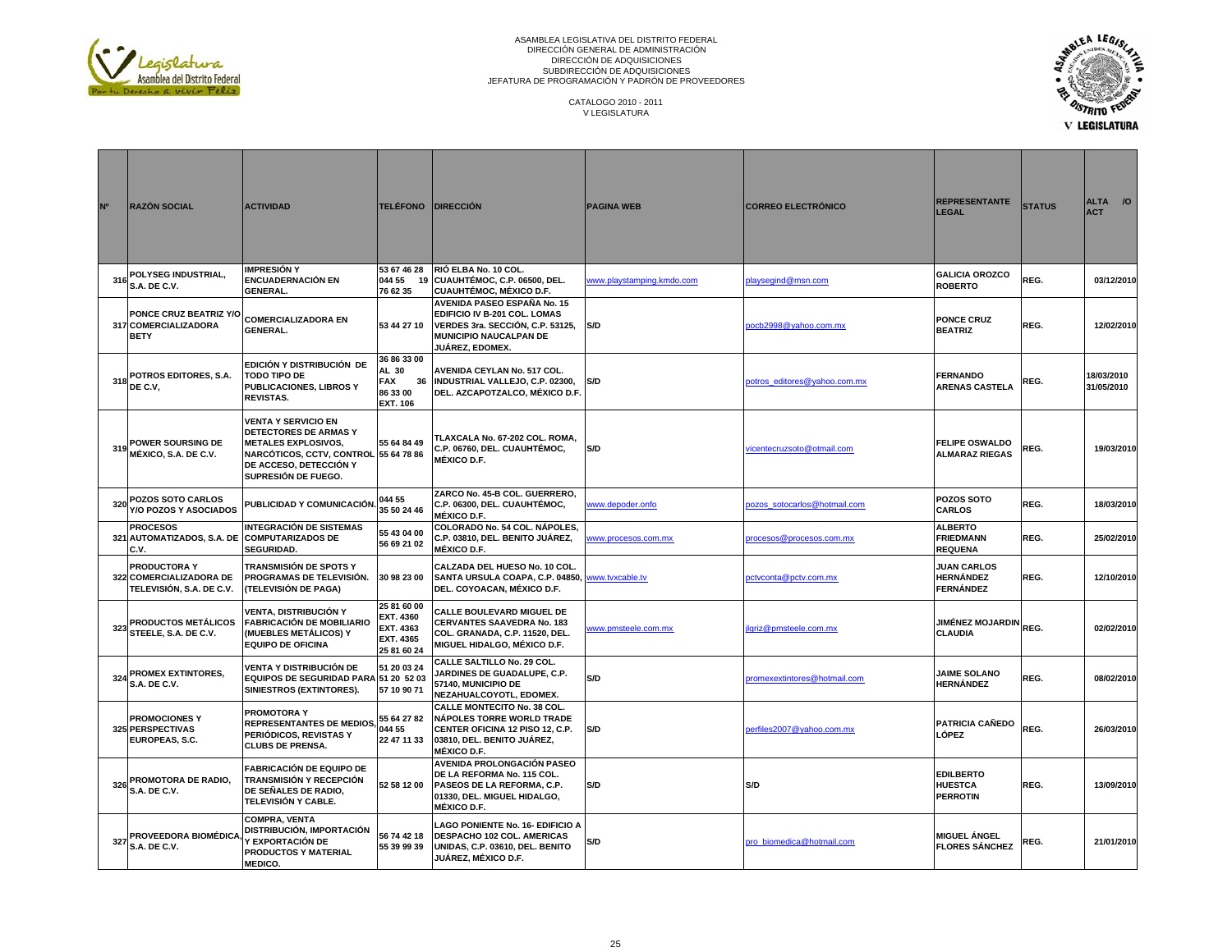ASAMBLEA LEGISLATIVA DEL DISTRITO FEDERAL
DIRECCIÓN GENERAL DE ADMINISTRACIÓN
DIRECCIÓN DE ADQUISICIONES
SUBDIRECCIÓN DE ADQUISICIONES
JEFATURA DE PROGRAMACIÓN Y PADRÓN DE PROVEEDORES

CATALOGO 2010 - 2011
V LEGISLATURA

| Nº | RAZÓN SOCIAL | ACTIVIDAD | TELÉFONO | DIRECCIÓN | PAGINA WEB | CORREO ELECTRÓNICO | REPRESENTANTE LEGAL | STATUS | ALTA /O ACT |
|---|---|---|---|---|---|---|---|---|---|
| 316 | POLYSEG INDUSTRIAL, S.A. DE C.V. | IMPRESIÓN Y ENCUADERNACIÓN EN GENERAL. | 53 67 46 28 044 55 19 76 62 35 | RIÓ ELBA No. 10 COL. CUAUHTÉMOC, C.P. 06500, DEL. CUAUHTÉMOC, MÉXICO D.F. | www.playstamping.kmdo.com | playsegind@msn.com | GALICIA OROZCO ROBERTO | REG. | 03/12/2010 |
| 317 | PONCE CRUZ BEATRIZ Y/O COMERCIALIZADORA BETY | COMERCIALIZADORA EN GENERAL. | 53 44 27 10 | AVENIDA PASEO ESPAÑA No. 15 EDIFICIO IV B-201 COL. LOMAS VERDES 3ra. SECCIÓN, C.P. 53125, MUNICIPIO NAUCALPAN DE JUÁREZ, EDOMEX. | S/D | pocb2998@yahoo.com.mx | PONCE CRUZ BEATRIZ | REG. | 12/02/2010 |
| 318 | POTROS EDITORES, S.A. DE C.V, | EDICIÓN Y DISTRIBUCIÓN DE TODO TIPO DE PUBLICACIONES, LIBROS Y REVISTAS. | 36 86 33 00 AL 30 FAX 36 86 33 00 EXT. 106 | AVENIDA CEYLAN No. 517 COL. INDUSTRIAL VALLEJO, C.P. 02300, DEL. AZCAPOTZALCO, MÉXICO D.F. | S/D | potros_editores@yahoo.com.mx | FERNANDO ARENAS CASTELA | REG. | 18/03/2010 31/05/2010 |
| 319 | POWER SOURSING DE MÉXICO, S.A. DE C.V. | VENTA Y SERVICIO EN DETECTORES DE ARMAS Y METALES EXPLOSIVOS, NARCÓTICOS, CCTV, CONTROL DE ACCESO, DETECCIÓN Y SUPRESIÓN DE FUEGO. | 55 64 84 49 55 64 78 86 | TLAXCALA No. 67-202 COL. ROMA, C.P. 06760, DEL. CUAUHTÉMOC, MÉXICO D.F. | S/D | vicentecruzsoto@otmail.com | FELIPE OSWALDO ALMARAZ RIEGAS | REG. | 19/03/2010 |
| 320 | POZOS SOTO CARLOS Y/O POZOS Y ASOCIADOS | PUBLICIDAD Y COMUNICACIÓN. | 044 55 35 50 24 46 | ZARCO No. 45-B COL. GUERRERO, C.P. 06300, DEL. CUAUHTÉMOC, MÉXICO D.F. | www.depoder.onfo | pozos_sotocarlos@hotmail.com | POZOS SOTO CARLOS | REG. | 18/03/2010 |
| 321 | PROCESOS AUTOMATIZADOS, S.A. DE C.V. | INTEGRACIÓN DE SISTEMAS COMPUTARIZADOS DE SEGURIDAD. | 55 43 04 00 56 69 21 02 | COLORADO No. 54 COL. NÁPOLES, C.P. 03810, DEL. BENITO JUÁREZ, MÉXICO D.F. | www.procesos.com.mx | procesos@procesos.com.mx | ALBERTO FRIEDMANN REQUENA | REG. | 25/02/2010 |
| 322 | PRODUCTORA Y COMERCIALIZADORA DE TELEVISIÓN, S.A. DE C.V. | TRANSMISIÓN DE SPOTS Y PROGRAMAS DE TELEVISIÓN. (TELEVISIÓN DE PAGA) | 30 98 23 00 | CALZADA DEL HUESO No. 10 COL. SANTA URSULA COAPA, C.P. 04850, DEL. COYOACAN, MÉXICO D.F. | www.tvxcable.tv | pctvconta@pctv.com.mx | JUAN CARLOS HERNÁNDEZ FERNÁNDEZ | REG. | 12/10/2010 |
| 323 | PRODUCTOS METÁLICOS STEELE, S.A. DE C.V. | VENTA, DISTRIBUCIÓN Y FABRICACIÓN DE MOBILIARIO (MUEBLES METÁLICOS) Y EQUIPO DE OFICINA | 25 81 60 00 EXT. 4360 EXT. 4363 EXT. 4365 25 81 60 24 | CALLE BOULEVARD MIGUEL DE CERVANTES SAAVEDRA No. 183 COL. GRANADA, C.P. 11520, DEL. MIGUEL HIDALGO, MÉXICO D.F. | www.pmsteele.com.mx | jlgriz@pmsteele.com.mx | JIMÉNEZ MOJARDIN CLAUDIA | REG. | 02/02/2010 |
| 324 | PROMEX EXTINTORES, S.A. DE C.V. | VENTA Y DISTRIBUCIÓN DE EQUIPOS DE SEGURIDAD PARA SINIESTROS (EXTINTORES). | 51 20 03 24 51 20 52 03 57 10 90 71 | CALLE SALTILLO No. 29 COL. JARDINES DE GUADALUPE, C.P. 57140, MUNICIPIO DE NEZAHUALCOYOTL, EDOMEX. | S/D | promexextintores@hotmail.com | JAIME SOLANO HERNÁNDEZ | REG. | 08/02/2010 |
| 325 | PROMOCIONES Y PERSPECTIVAS EUROPEAS, S.C. | PROMOTORA Y REPRESENTANTES DE MEDIOS, PERIÓDICOS, REVISTAS Y CLUBS DE PRENSA. | 55 64 27 82 044 55 22 47 11 33 | CALLE MONTECITO No. 38 COL. NÁPOLES TORRE WORLD TRADE CENTER OFICINA 12 PISO 12, C.P. 03810, DEL. BENITO JUÁREZ, MÉXICO D.F. | S/D | perfiles2007@yahoo.com.mx | PATRICIA CAÑEDO LÓPEZ | REG. | 26/03/2010 |
| 326 | PROMOTORA DE RADIO, S.A. DE C.V. | FABRICACIÓN DE EQUIPO DE TRANSMISIÓN Y RECEPCIÓN DE SEÑALES DE RADIO, TELEVISIÓN Y CABLE. | 52 58 12 00 | AVENIDA PROLONGACIÓN PASEO DE LA REFORMA No. 115 COL. PASEOS DE LA REFORMA, C.P. 01330, DEL. MIGUEL HIDALGO, MÉXICO D.F. | S/D | S/D | EDILBERTO HUESTCA PERROTIN | REG. | 13/09/2010 |
| 327 | PROVEEDORA BIOMÉDICA, S.A. DE C.V. | COMPRA, VENTA DISTRIBUCIÓN, IMPORTACIÓN Y EXPORTACIÓN DE PRODUCTOS Y MATERIAL MEDICO. | 56 74 42 18 55 39 99 39 | LAGO PONIENTE No. 16- EDIFICIO A DESPACHO 102 COL. AMERICAS UNIDAS, C.P. 03610, DEL. BENITO JUÁREZ, MÉXICO D.F. | S/D | pro_biomedica@hotmail.com | MIGUEL ÁNGEL FLORES SÁNCHEZ | REG. | 21/01/2010 |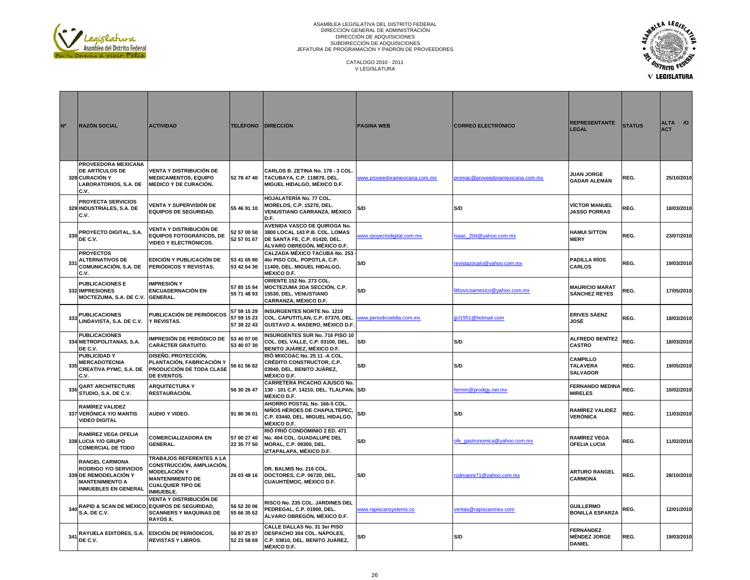ASAMBLEA LEGISLATIVA DEL DISTRITO FEDERAL
DIRECCIÓN GENERAL DE ADMINISTRACIÓN
DIRECCIÓN DE ADQUISICIONES
SUBDIRECCIÓN DE ADQUISICIONES
JEFATURA DE PROGRAMACIÓN Y PADRÓN DE PROVEEDORES

CATALOGO 2010 - 2011
V LEGISLATURA

| Nº | RAZÓN SOCIAL | ACTIVIDAD | TELÉFONO | DIRECCIÓN | PAGINA WEB | CORREO ELECTRÓNICO | REPRESENTANTE LEGAL | STATUS | ALTA /O ACT |
|---|---|---|---|---|---|---|---|---|---|
| 328 | PROVEEDORA MEXICANA DE ARTÍCULOS DE CURACIÓN Y LABORATORIOS, S.A. DE C.V. | VENTA Y DISTRIBUCIÓN DE MEDICAMENTOS, EQUIPO MEDICO Y DE CURACIÓN. | 52 78 47 40 | CARLOS B. ZETINA No. 178 - 3 COL. TACUBAYA, C.P. 118870, DEL. MIGUEL HIDALGO, MÉXICO D.F. | www.proveedoramexicana.com.mx | promac@proveedoramexicana.com.mx | JUAN JORGE GADAR ALEMÁN | REG. | 25/10/2010 |
| 329 | PROYECTA SERVICIOS INDUSTRIALES, S.A. DE C.V. | VENTA Y SUPERVISIÓN DE EQUIPOS DE SEGURIDAD. | 55 46 91 10 | HOJALATERÍA No. 77 COL. MORELOS, C.P. 15270, DEL. VENUSTIANO CARRANZA, MÉXICO D.F. | S/D | S/D | VÍCTOR MANUEL JASSO PORRAS | REG. | 18/03/2010 |
| 330 | PROYECTO DIGITAL, S.A. DE C.V. | VENTA Y DISTRIBUCIÓN DE EQUIPOS FOTOGRÁFICOS, DE VIDEO Y ELECTRÓNICOS. | 52 57 00 50<br>52 57 01 67 | AVENIDA VASCO DE QUIROGA No. 3800 LOCAL 143 P.B. COL. LOMAS DE SANTA FE, C.P. 01420, DEL. ÁLVARO OBREGÓN, MÉXICO D.F. | www.rpoyectodigital.com.mx | Isaac_204@yahoo.com.mx | HAMUI SITTON MERY | REG. | 23/07/2010 |
| 331 | PROYECTOS ALTERNATIVOS DE COMUNICACIÓN, S.A. DE C.V. | EDICIÓN Y PUBLICACIÓN DE PERIÓDICOS Y REVISTAS. | 53 41 65 90<br>53 42 64 30 | CALZADA MÉXICO TACUBA No. 253 - 4to PISO COL. POPOTLA, C.P. 11400, DEL. MIGUEL HIDALGO, MÉXICO D.F. | S/D | revistazocalo@yahoo.com.mx | PADILLA RÍOS CARLOS | REG. | 19/03/2010 |
| 332 | PUBLICACIONES E IMPRESIONES MOCTEZUMA, S.A. DE C.V. | IMPRESIÓN Y ENCUADERNACIÓN EN GENERAL. | 57 85 15 94<br>55 71 48 93 | ORIENTE 152 No. 273 COL. MOCTEZUMA 2DA SECCIÓN, C.P. 15530, DEL. VENUSTIANO CARRANZA, MÉXICO D.F. | S/D | lithovicsamexico@yahoo.com.mx | MAURICIO MARAT SÁNCHEZ REYES | REG. | 17/05/2010 |
| 333 | PUBLICACIONES LINDAVISTA, S.A. DE C.V. | PUBLICACIÓN DE PERIÓDICOS Y REVISTAS. | 57 59 15 29<br>57 59 15 23<br>57 39 22 43 | INSURGENTES NORTE No. 1210 COL. CAPUTITLAN, C.P. 07370, DEL. GUSTAVO A. MADERO, MÉXICO D.F. | www.periodicoeldia.com.mx | jjcl1951@hotmail.com | ERIVES SÁENZ JOSÉ | REG. | 18/03/2010 |
| 334 | PUBLICACIONES METROPOLITANAS, S.A. DE C.V. | IMPRESIÓN DE PERIÓDICO DE CARÁCTER GRATUITO. | 53 40 07 00<br>53 40 07 30 | INSURGENTES SUR No. 716 PISO 10 COL. DEL VALLE, C.P. 03100, DEL. BENITO JUÁREZ, MÉXICO D.F. | S/D | S/D | ALFREDO BENÍTEZ CASTRO | REG. | 18/03/2010 |
| 335 | PUBLICIDAD Y MERCADOTECNIA CREATIVA PYMC, S.A. DE C.V. | DISEÑO, PROYECCIÓN, PLANTACIÓN, FABRICACIÓN Y PRODUCCIÓN DE TODA CLASE DE EVENTOS. | 56 61 56 82 | RIÓ MIXCOAC No. 25 11 -A COL. CRÉDITO CONSTRUCTOR, C.P. 03940, DEL. BENITO JUÁREZ, MÉXICO D.F. | S/D | S/D | CAMPILLO TALAVERA SALVADOR | REG. | 19/05/2010 |
| 336 | QART ARCHITECTURE STUDIO, S.A. DE C.V. | ARQUITECTURA Y RESTAURACIÓN. | 56 30 26 47 | CARRETERA PICACHO AJUSCO No. 130 - 101 C.P. 14210, DEL. TLALPAN, MÉXICO D.F. | S/D | fermm@prodigy.net.mx | FERNANDO MEDINA MIRELES | REG. | 10/02/2010 |
| 337 | RAMÍREZ VALIDEZ VERÓNICA Y/O MANTIS VIDEO DIGITAL | AUDIO Y VIDEO. | 91 80 36 01 | AHORRO POSTAL No. 166-5 COL. NIÑOS HÉROES DE CHAPULTEPEC, C.P. 03440, DEL. MIGUEL HIDALGO, MÉXICO D.F. | S/D | S/D | RAMÍREZ VALIDEZ VERÓNICA | REG. | 11/03/2010 |
| 338 | RAMÍREZ VEGA OFELIA LUCIA Y/O GRUPO COMERCIAL DE TODO | COMERCIALIZADORA EN GENERAL. | 57 00 27 40<br>22 35 77 50 | RIÓ FRIÓ CONDOMINIO 2 ED. 471 No. 404 COL. GUADALUPE DEL MORAL, C.P. 09300, DEL. IZTAPALAPA, MÉXICO D.F. | S/D | ofe_gastronomica@yahoo.com.mx | RAMÍREZ VEGA OFELIA LUCIA | REG. | 11/02/2010 |
| 339 | RANGEL CARMONA RODRIGO Y/O SERVICIOS DE REMODELACIÓN Y MANTENIMIENTO A INMUEBLES EN GENERAL | TRABAJOS REFERENTES A LA CONSTRUCCIÓN, AMPLIACIÓN, MODELACIÓN Y MANTENIMIENTO DE CUALQUIER TIPO DE INMUEBLE. | 26 03 48 16 | DR. BALMIS No. 216 COL. DOCTORES, C.P. 06720, DEL. CUAUHTÉMOC, MÉXICO D.F. | S/D | rodmanre71@yahoo.com.mx | ARTURO RANGEL CARMONA | REG. | 28/10/2010 |
| 340 | RAPID & SCAN DE MÉXICO, S.A. DE C.V. | VENTA Y DISTRIBUCIÓN DE EQUIPOS DE SEGURIDAD, SCANNERS Y MAQUINAS DE RAYOS X. | 56 52 20 06<br>55 66 35 62 | RISCO No. 235 COL. JARDINES DEL PEDREGAL, C.P. 01900, DEL. ÁLVARO OBREGÓN, MÉXICO D.F. | www.rapiscansystems.co | ventas@rapiscanmex.com | GUILLERMO BONILLA ESPARZA | REG. | 12/01/2010 |
| 341 | RAYUELA EDITORES, S.A. DE C.V. | EDICIÓN DE PERIÓDICOS, REVISTAS Y LIBROS. | 56 87 25 87<br>52 23 58 69 | CALLE DALLAS No. 31 3er PISO DESPACHO 304 COL. NÁPOLES, C.P. 03810, DEL. BENITO JUÁREZ, MÉXICO D.F. | S/D | S/D | FERNÁNDEZ MÉNDEZ JORGE DANIEL | REG. | 19/03/2010 |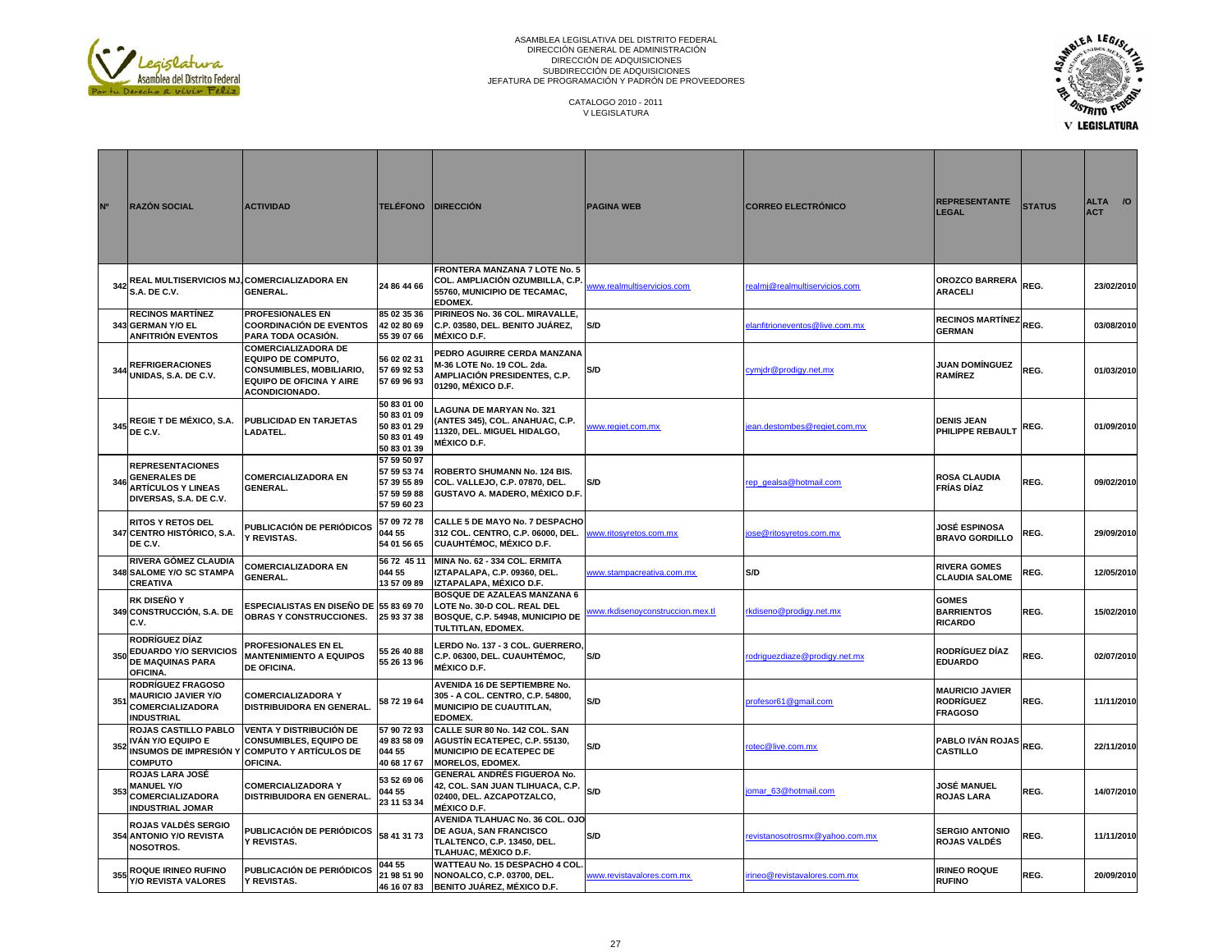ASAMBLEA LEGISLATIVA DEL DISTRITO FEDERAL
DIRECCIÓN GENERAL DE ADMINISTRACIÓN
DIRECCIÓN DE ADQUISICIONES
SUBDIRECCIÓN DE ADQUISICIONES
JEFATURA DE PROGRAMACIÓN Y PADRÓN DE PROVEEDORES

CATALOGO 2010 - 2011
V LEGISLATURA

| Nº | RAZÓN SOCIAL | ACTIVIDAD | TELÉFONO | DIRECCIÓN | PAGINA WEB | CORREO ELECTRÓNICO | REPRESENTANTE LEGAL | STATUS | ALTA /O ACT |
|---|---|---|---|---|---|---|---|---|---|
| 342 | REAL MULTISERVICIOS MJ, S.A. DE C.V. | COMERCIALIZADORA EN GENERAL. | 24 86 44 66 | FRONTERA MANZANA 7 LOTE No. 5 COL. AMPLIACIÓN OZUMBILLA, C.P. 55760, MUNICIPIO DE TECAMAC, EDOMEX. | www.realmultiservicios.com | realmj@realmultiservicios.com | OROZCO BARRERA ARACELI | REG. | 23/02/2010 |
| 343 | RECINOS MARTÍNEZ GERMAN Y/O EL ANFITRIÓN EVENTOS | PROFESIONALES EN COORDINACIÓN DE EVENTOS PARA TODA OCASIÓN. | 85 02 35 36 42 02 80 69 55 39 07 66 | PIRINEOS No. 36 COL. MIRAVALLE, C.P. 03580, DEL. BENITO JUÁREZ, MÉXICO D.F. | S/D | elanfitrioneventos@live.com.mx | RECINOS MARTÍNEZ GERMAN | REG. | 03/08/2010 |
| 344 | REFRIGERACIONES UNIDAS, S.A. DE C.V. | COMERCIALIZADORA DE EQUIPO DE COMPUTO, CONSUMIBLES, MOBILIARIO, EQUIPO DE OFICINA Y AIRE ACONDICIONADO. | 56 02 02 31 57 69 92 53 57 69 96 93 | PEDRO AGUIRRE CERDA MANZANA M-36 LOTE No. 19 COL. 2da. AMPLIACIÓN PRESIDENTES, C.P. 01290, MÉXICO D.F. | S/D | cymjdr@prodigy.net.mx | JUAN DOMÍNGUEZ RAMÍREZ | REG. | 01/03/2010 |
| 345 | REGIE T DE MÉXICO, S.A. DE C.V. | PUBLICIDAD EN TARJETAS LADATEL. | 50 83 01 00 50 83 01 09 50 83 01 29 50 83 01 49 50 83 01 39 | LAGUNA DE MARYAN No. 321 (ANTES 345), COL. ANAHUAC, C.P. 11320, DEL. MIGUEL HIDALGO, MÉXICO D.F. | www.regiet.com.mx | jean.destombes@regiet.com.mx | DENIS JEAN PHILIPPE REBAULT | REG. | 01/09/2010 |
| 346 | REPRESENTACIONES GENERALES DE ARTÍCULOS Y LINEAS DIVERSAS, S.A. DE C.V. | COMERCIALIZADORA EN GENERAL. | 57 59 50 97 57 59 53 74 57 39 55 89 57 59 59 88 57 59 60 23 | ROBERTO SHUMANN No. 124 BIS. COL. VALLEJO, C.P. 07870, DEL. GUSTAVO A. MADERO, MÉXICO D.F. | S/D | rep_gealsa@hotmail.com | ROSA CLAUDIA FRÍAS DÍAZ | REG. | 09/02/2010 |
| 347 | RITOS Y RETOS DEL CENTRO HISTÓRICO, S.A. DE C.V. | PUBLICACIÓN DE PERIÓDICOS Y REVISTAS. | 57 09 72 78 044 55 54 01 56 65 | CALLE 5 DE MAYO No. 7 DESPACHO 312 COL. CENTRO, C.P. 06000, DEL. CUAUHTÉMOC, MÉXICO D.F. | www.ritosyretos.com.mx | jose@ritosyretos.com.mx | JOSÉ ESPINOSA BRAVO GORDILLO | REG. | 29/09/2010 |
| 348 | RIVERA GÓMEZ CLAUDIA SALOME Y/O SC STAMPA CREATIVA | COMERCIALIZADORA EN GENERAL. | 56 72 45 11 044 55 13 57 09 89 | MINA No. 62 - 334 COL. ERMITA IZTAPALAPA, C.P. 09360, DEL. IZTAPALAPA, MÉXICO D.F. | www.stampacreativa.com.mx | S/D | RIVERA GOMES CLAUDIA SALOME | REG. | 12/05/2010 |
| 349 | RK DISEÑO Y CONSTRUCCIÓN, S.A. DE C.V. | ESPECIALISTAS EN DISEÑO DE OBRAS Y CONSTRUCCIONES. | 55 83 69 70 25 93 37 38 | BOSQUE DE AZALEAS MANZANA 6 LOTE No. 30-D COL. REAL DEL BOSQUE, C.P. 54948, MUNICIPIO DE TULTITLAN, EDOMEX. | www.rkdisenoyconstruccion.mex.tl | rkdiseno@prodigy.net.mx | GOMES BARRIENTOS RICARDO | REG. | 15/02/2010 |
| 350 | RODRÍGUEZ DÍAZ EDUARDO Y/O SERVICIOS DE MAQUINAS PARA OFICINA. | PROFESIONALES EN EL MANTENIMIENTO A EQUIPOS DE OFICINA. | 55 26 40 88 55 26 13 96 | LERDO No. 137 - 3 COL. GUERRERO, C.P. 06300, DEL. CUAUHTÉMOC, MÉXICO D.F. | S/D | rodriguezdiaze@prodigy.net.mx | RODRÍGUEZ DÍAZ EDUARDO | REG. | 02/07/2010 |
| 351 | RODRÍGUEZ FRAGOSO MAURICIO JAVIER Y/O COMERCIALIZADORA INDUSTRIAL | COMERCIALIZADORA Y DISTRIBUIDORA EN GENERAL. | 58 72 19 64 | AVENIDA 16 DE SEPTIEMBRE No. 305 - A COL. CENTRO, C.P. 54800, MUNICIPIO DE CUAUTITLAN, EDOMEX. | S/D | profesor61@gmail.com | MAURICIO JAVIER RODRÍGUEZ FRAGOSO | REG. | 11/11/2010 |
| 352 | ROJAS CASTILLO PABLO IVÁN Y/O EQUIPO E INSUMOS DE IMPRESIÓN Y COMPUTO | VENTA Y DISTRIBUCIÓN DE CONSUMIBLES, EQUIPO DE COMPUTO Y ARTÍCULOS DE OFICINA. | 57 90 72 93 49 83 58 09 044 55 40 68 17 67 | CALLE SUR 80 No. 142 COL. SAN AGUSTÍN ECATEPEC, C.P. 55130, MUNICIPIO DE ECATEPEC DE MORELOS, EDOMEX. | S/D | rotec@live.com.mx | PABLO IVÁN ROJAS CASTILLO | REG. | 22/11/2010 |
| 353 | ROJAS LARA JOSÉ MANUEL Y/O COMERCIALIZADORA INDUSTRIAL JOMAR | COMERCIALIZADORA Y DISTRIBUIDORA EN GENERAL. | 53 52 69 06 044 55 23 11 53 34 | GENERAL ANDRÉS FIGUEROA No. 42, COL. SAN JUAN TLIHUACA, C.P. 02400, DEL. AZCAPOTZALCO, MÉXICO D.F. | S/D | jomar_63@hotmail.com | JOSÉ MANUEL ROJAS LARA | REG. | 14/07/2010 |
| 354 | ROJAS VALDÉS SERGIO ANTONIO Y/O REVISTA NOSOTROS. | PUBLICACIÓN DE PERIÓDICOS Y REVISTAS. | 58 41 31 73 | AVENIDA TLAHUAC No. 36 COL. OJO DE AGUA, SAN FRANCISCO TLALTENCO, C.P. 13450, DEL. TLAHUAC, MÉXICO D.F. | S/D | revistanosotrosmx@yahoo.com.mx | SERGIO ANTONIO ROJAS VALDÉS | REG. | 11/11/2010 |
| 355 | ROQUE IRINEO RUFINO Y/O REVISTA VALORES | PUBLICACIÓN DE PERIÓDICOS Y REVISTAS. | 044 55 21 98 51 90 46 16 07 83 | WATTEAU No. 15 DESPACHO 4 COL. NONOALCO, C.P. 03700, DEL. BENITO JUÁREZ, MÉXICO D.F. | www.revistavalores.com.mx | irineo@revistavalores.com.mx | IRINEO ROQUE RUFINO | REG. | 20/09/2010 |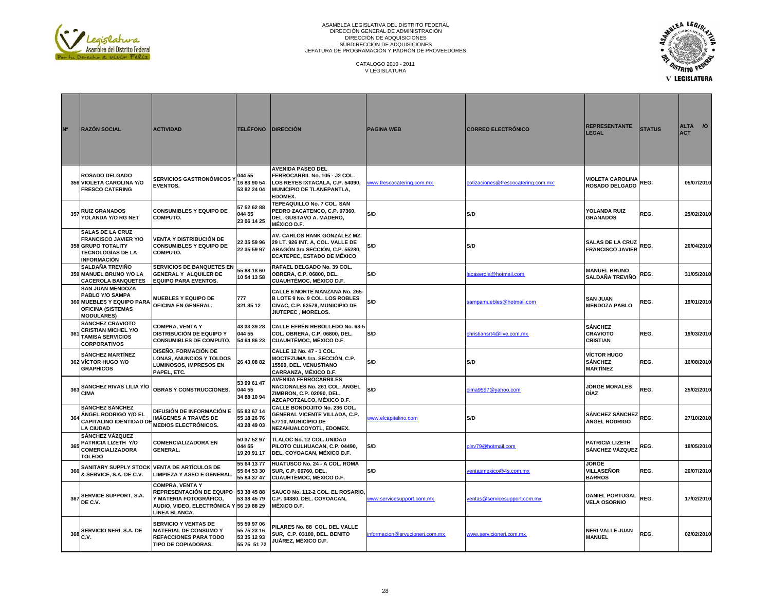ASAMBLEA LEGISLATIVA DEL DISTRITO FEDERAL
DIRECCIÓN GENERAL DE ADMINISTRACIÓN
DIRECCIÓN DE ADQUISICIONES
SUBDIRECCIÓN DE ADQUISICIONES
JEFATURA DE PROGRAMACIÓN Y PADRÓN DE PROVEEDORES

CATALOGO 2010 - 2011
V LEGISLATURA

| Nº | RAZÓN SOCIAL | ACTIVIDAD | TELÉFONO | DIRECCIÓN | PAGINA WEB | CORREO ELECTRÓNICO | REPRESENTANTE LEGAL | STATUS | ALTA /O ACT |
|---|---|---|---|---|---|---|---|---|---|
| 356 | ROSADO DELGADO VIOLETA CAROLINA Y/O FRESCO CATERING | SERVICIOS GASTRONÓMICOS Y EVENTOS. | 044 55 16 83 90 54 53 82 24 04 | AVENIDA PASEO DEL FERROCARRIL No. 105 - J2 COL. LOS REYES IXTACALA, C.P. 54090, MUNICIPIO DE TLANEPANTLA, EDOMEX. | www.frescocatering.com.mx | cotizaciones@frescocatering.com.mx | VIOLETA CAROLINA ROSADO DELGADO | REG. | 05/07/2010 |
| 357 | RUIZ GRANADOS YOLANDA Y/O RG NET | CONSUMIBLES Y EQUIPO DE COMPUTO. | 57 52 62 88 044 55 23 06 14 25 | TEPEAQUILLO No. 7 COL. SAN PEDRO ZACATENCO, C.P. 07360, DEL. GUSTAVO A. MADERO, MÉXICO D.F. | S/D | S/D | YOLANDA RUIZ GRANADOS | REG. | 25/02/2010 |
| 358 | SALAS DE LA CRUZ FRANCISCO JAVIER Y/O GRUPO TOTALITY TECNOLOGÍAS DE LA INFORMACIÓN | VENTA Y DISTRIBUCIÓN DE CONSUMIBLES Y EQUIPO DE COMPUTO. | 22 35 59 96 22 35 59 97 | AV. CARLOS HANK GONZÁLEZ MZ. 29 LT. 926 INT. A, COL. VALLE DE ARAGÓN 3ra SECCIÓN, C.P. 55280, ECATEPEC, ESTADO DE MÉXICO | S/D | S/D | SALAS DE LA CRUZ FRANCISCO JAVIER | REG. | 20/04/2010 |
| 359 | SALDAÑA TREVIÑO MANUEL BRUNO Y/O LA CACEROLA BANQUETES | SERVICIOS DE BANQUETES EN GENERAL Y ALQUILER DE EQUIPO PARA EVENTOS. | 55 88 18 60 10 54 13 58 | RAFAEL DELGADO No. 39 COL. OBRERA, C.P. 06800, DEL. CUAUHTÉMOC, MÉXICO D.F. | S/D | lacaserola@hotmail.com | MANUEL BRUNO SALDAÑA TREVIÑO | REG. | 31/05/2010 |
| 360 | SAN JUAN MENDOZA PABLO Y/O SAMPA MUEBLES Y EQUIPO PARA OFICINA (SISTEMAS MODULARES) | MUEBLES Y EQUIPO DE OFICINA EN GENERAL. | 777 321 85 12 | CALLE 6 NORTE MANZANA No. 265-B LOTE 9 No. 9 COL. LOS ROBLES CIVAC, C.P. 62578, MUNICIPIO DE JIUTEPEC , MORELOS. | S/D | sampamuebles@hotmail.com | SAN JUAN MENDOZA PABLO | REG. | 19/01/2010 |
| 361 | SÁNCHEZ CRAVIOTO CRISTIAN MICHEL Y/O TAMISA SERVICIOS CORPORATIVOS | COMPRA, VENTA Y DISTRIBUCIÓN DE EQUIPO Y CONSUMIBLES DE COMPUTO. | 43 33 39 28 044 55 54 64 86 23 | CALLE EFRÉN REBOLLEDO No. 63-5 COL. OBRERA, C.P. 06800, DEL. CUAUHTÉMOC, MÉXICO D.F. | S/D | christiansrt4@live.com.mx | SÁNCHEZ CRAVIOTO CRISTIAN | REG. | 19/03/2010 |
| 362 | SÁNCHEZ MARTÍNEZ VÍCTOR HUGO Y/O GRAPHICOS | DISEÑO, FORMACIÓN DE LONAS, ANUNCIOS Y TOLDOS LUMINOSOS, IMPRESOS EN PAPEL, ETC. | 26 43 08 82 | CALLE 12 No. 47 - 1 COL. MOCTEZUMA 1ra. SECCIÓN, C.P. 15500, DEL. VENUSTIANO CARRANZA, MÉXICO D.F. | S/D | S/D | VÍCTOR HUGO SÁNCHEZ MARTÍNEZ | REG. | 16/08/2010 |
| 363 | SÁNCHEZ RIVAS LILIA Y/O CIMA | OBRAS Y CONSTRUCCIONES. | 53 99 61 47 044 55 34 88 10 94 | AVENIDA FERROCARRILES NACIONALES No. 261 COL. ÁNGEL ZIMBRON, C.P. 02090, DEL. AZCAPOTZALCO, MÉXICO D.F. | S/D | cima9597@yahoo.com | JORGE MORALES DÍAZ | REG. | 25/02/2010 |
| 364 | SÁNCHEZ SÁNCHEZ ÁNGEL RODRIGO Y/O EL CAPITALINO IDENTIDAD DE LA CIUDAD | DIFUSIÓN DE INFORMACIÓN E IMÁGENES A TRAVÉS DE MEDIOS ELECTRÓNICOS. | 55 83 67 14 55 18 26 76 43 28 49 03 | CALLE BONDOJITO No. 236 COL. GENERAL VICENTE VILLADA, C.P. 57710, MUNICIPIO DE NEZAHUALCOYOTL, EDOMEX. | www.elcapitalino.com | S/D | SÁNCHEZ SÁNCHEZ ÁNGEL RODRIGO | REG. | 27/10/2010 |
| 365 | SÁNCHEZ VÁZQUEZ PATRICIA LIZETH Y/O COMERCIALIZADORA TOLEDO | COMERCIALIZADORA EN GENERAL. | 50 37 52 97 044 55 19 20 91 17 | TLALOC No. 12 COL. UNIDAD PILOTO CULHUACAN, C.P. 04490, DEL. COYOACAN, MÉXICO D.F. | S/D | plsv79@hotmail.com | PATRICIA LIZETH SÁNCHEZ VÁZQUEZ | REG. | 18/05/2010 |
| 366 | SANITARY SUPPLY STOCK & SERVICE, S.A. DE C.V. | VENTA DE ARTÍCULOS DE LIMPIEZA Y ASEO E GENERAL. | 55 64 13 77 55 64 53 30 55 84 37 47 | HUATUSCO No. 24 - A COL. ROMA SUR, C.P. 06760, DEL. CUAUHTÉMOC, MÉXICO D.F. | S/D | ventasmexico@4s.com.mx | JORGE VILLASEÑOR BARROS | REG. | 20/07/2010 |
| 367 | SERVICE SUPPORT, S.A. DE C.V. | COMPRA, VENTA Y REPRESENTACIÓN DE EQUIPO Y MATERIA FOTOGRÁFICO, AUDIO, VIDEO, ELECTRÓNICA Y LÍNEA BLANCA. | 53 38 45 88 53 38 45 79 56 19 88 29 | SAUCO No. 112-2 COL. EL ROSARIO, C.P. 04380, DEL. COYOACAN, MÉXICO D.F. | www.servicesupport.com.mx | ventas@servicesupport.com.mx | DANIEL PORTUGAL VELA OSORNIO | REG. | 17/02/2010 |
| 368 | SERVICIO NERI, S.A. DE C.V. | SERVICIO Y VENTAS DE MATERIAL DE CONSUMO Y REFACCIONES PARA TODO TIPO DE COPIADORAS. | 55 59 97 06 55 75 23 16 53 35 12 93 55 75 51 72 | PILARES No. 88 COL. DEL VALLE SUR, C.P. 03100, DEL. BENITO JUÁREZ, MÉXICO D.F. | informacion@srvucioneri.com.mx | www.servicioneri.com.mx | NERI VALLE JUAN MANUEL | REG. | 02/02/2010 |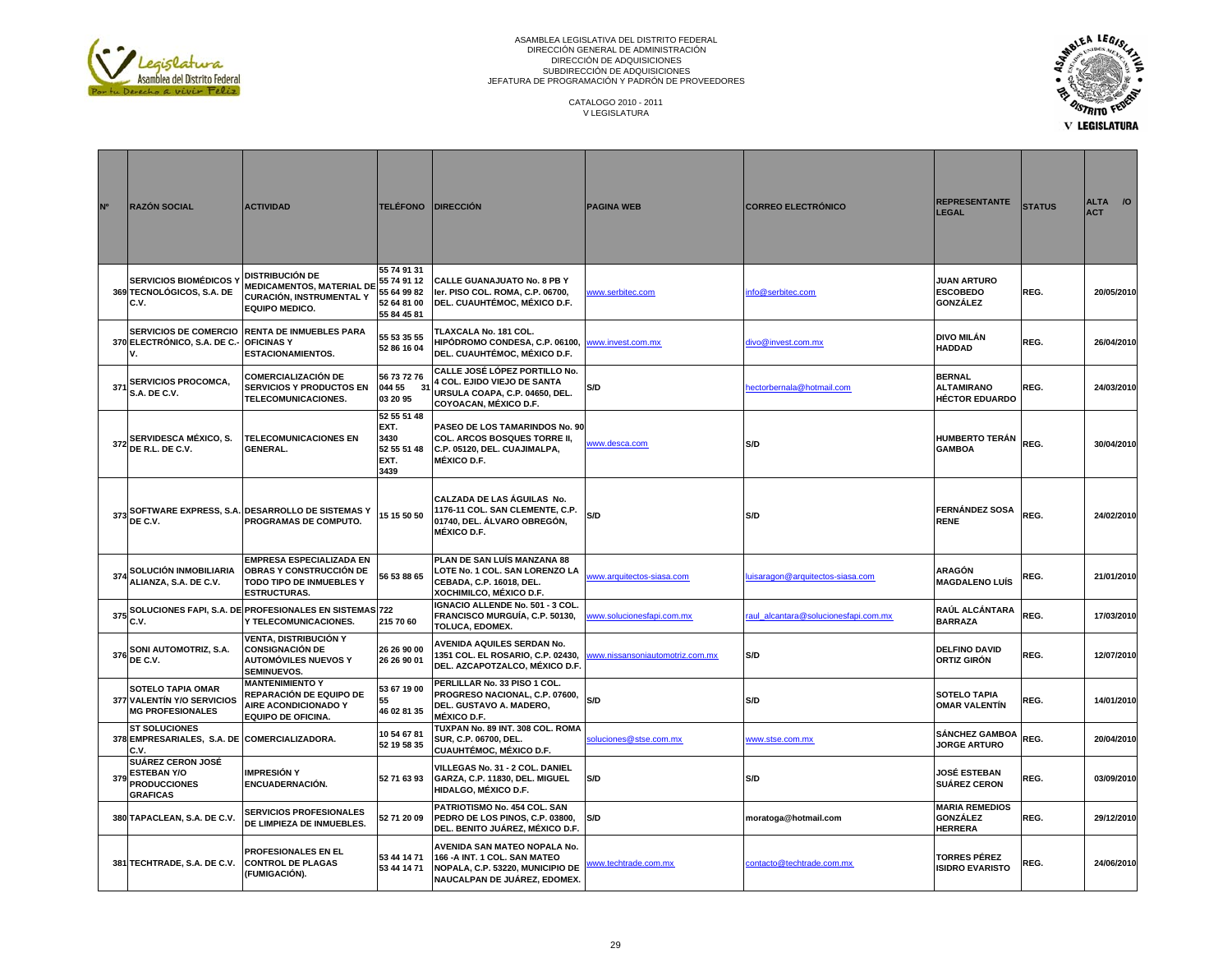ASAMBLEA LEGISLATIVA DEL DISTRITO FEDERAL
DIRECCIÓN GENERAL DE ADMINISTRACIÓN
DIRECCIÓN DE ADQUISICIONES
SUBDIRECCIÓN DE ADQUISICIONES
JEFATURA DE PROGRAMACIÓN Y PADRÓN DE PROVEEDORES

CATALOGO 2010 - 2011
V LEGISLATURA

| Nº | RAZÓN SOCIAL | ACTIVIDAD | TELÉFONO | DIRECCIÓN | PAGINA WEB | CORREO ELECTRÓNICO | REPRESENTANTE LEGAL | STATUS | ALTA /O ACT |
|---|---|---|---|---|---|---|---|---|---|
| 369 | SERVICIOS BIOMÉDICOS Y TECNOLÓGICOS, S.A. DE C.V. | DISTRIBUCIÓN DE MEDICAMENTOS, MATERIAL DE CURACIÓN, INSTRUMENTAL Y EQUIPO MEDICO. | 55 74 91 31 55 74 91 12 55 64 99 82 52 64 81 00 55 84 45 81 | CALLE GUANAJUATO No. 8 PB Y Ier. PISO COL. ROMA, C.P. 06700, DEL. CUAUHTÉMOC, MÉXICO D.F. | www.serbitec.com | info@serbitec.com | JUAN ARTURO ESCOBEDO GONZÁLEZ | REG. | 20/05/2010 |
| 370 | SERVICIOS DE COMERCIO ELECTRÓNICO, S.A. DE C.V. | RENTA DE INMUEBLES PARA OFICINAS Y ESTACIONAMIENTOS. | 55 53 35 55 52 86 16 04 | TLAXCALA No. 181 COL. HIPÓDROMO CONDESA, C.P. 06100, DEL. CUAUHTÉMOC, MÉXICO D.F. | www.invest.com.mx | divo@invest.com.mx | DIVO MILÁN HADDAD | REG. | 26/04/2010 |
| 371 | SERVICIOS PROCOMCA, S.A. DE C.V. | COMERCIALIZACIÓN DE SERVICIOS Y PRODUCTOS EN TELECOMUNICACIONES. | 56 73 72 76 044 55 31 03 20 95 | CALLE JOSÉ LÓPEZ PORTILLO No. 4 COL. EJIDO VIEJO DE SANTA URSULA COAPA, C.P. 04650, DEL. COYOACAN, MÉXICO D.F. | S/D | hectorbernala@hotmail.com | BERNAL ALTAMIRANO HÉCTOR EDUARDO | REG. | 24/03/2010 |
| 372 | SERVIDESCA MÉXICO, S. DE R.L. DE C.V. | TELECOMUNICACIONES EN GENERAL. | 52 55 51 48 EXT. 3430 52 55 51 48 EXT. 3439 | PASEO DE LOS TAMARINDOS No. 90 COL. ARCOS BOSQUES TORRE II, C.P. 05120, DEL. CUAJIMALPA, MÉXICO D.F. | www.desca.com | S/D | HUMBERTO TERÁN GAMBOA | REG. | 30/04/2010 |
| 373 | SOFTWARE EXPRESS, S.A. DE C.V. | DESARROLLO DE SISTEMAS Y PROGRAMAS DE COMPUTO. | 15 15 50 50 | CALZADA DE LAS ÁGUILAS No. 1176-11 COL. SAN CLEMENTE, C.P. 01740, DEL. ÁLVARO OBREGÓN, MÉXICO D.F. | S/D | S/D | FERNÁNDEZ SOSA RENE | REG. | 24/02/2010 |
| 374 | SOLUCIÓN INMOBILIARIA ALIANZA, S.A. DE C.V. | EMPRESA ESPECIALIZADA EN OBRAS Y CONSTRUCCIÓN DE TODO TIPO DE INMUEBLES Y ESTRUCTURAS. | 56 53 88 65 | PLAN DE SAN LUÍS MANZANA 88 LOTE No. 1 COL. SAN LORENZO LA CEBADA, C.P. 16018, DEL. XOCHIMILCO, MÉXICO D.F. | www.arquitectos-siasa.com | luisaragon@arquitectos-siasa.com | ARAGÓN MAGDALENO LUÍS | REG. | 21/01/2010 |
| 375 | SOLUCIONES FAPI, S.A. DE C.V. | PROFESIONALES EN SISTEMAS Y TELECOMUNICACIONES. | 722 215 70 60 | IGNACIO ALLENDE No. 501 - 3 COL. FRANCISCO MURGUÍA, C.P. 50130, TOLUCA, EDOMEX. | www.solucionesfapi.com.mx | raul_alcantara@solucionesfapi.com.mx | RAÚL ALCÁNTARA BARRAZA | REG. | 17/03/2010 |
| 376 | SONI AUTOMOTRIZ, S.A. DE C.V. | VENTA, DISTRIBUCIÓN Y CONSIGNACIÓN DE AUTOMÓVILES NUEVOS Y SEMINUEVOS. | 26 26 90 00 26 26 90 01 | AVENIDA AQUILES SERDAN No. 1351 COL. EL ROSARIO, C.P. 02430, DEL. AZCAPOTZALCO, MÉXICO D.F. | www.nissansoniautomotriz.com.mx | S/D | DELFINO DAVID ORTIZ GIRÓN | REG. | 12/07/2010 |
| 377 | SOTELO TAPIA OMAR VALENTÍN Y/O SERVICIOS MG PROFESIONALES | MANTENIMIENTO Y REPARACIÓN DE EQUIPO DE AIRE ACONDICIONADO Y EQUIPO DE OFICINA. | 53 67 19 00 55 46 02 81 35 | PERLILLAR No. 33 PISO 1 COL. PROGRESO NACIONAL, C.P. 07600, DEL. GUSTAVO A. MADERO, MÉXICO D.F. | S/D | S/D | SOTELO TAPIA OMAR VALENTÍN | REG. | 14/01/2010 |
| 378 | ST SOLUCIONES EMPRESARIALES, S.A. DE C.V. | COMERCIALIZADORA. | 10 54 67 81 52 19 58 35 | TUXPAN No. 89 INT. 308 COL. ROMA SUR, C.P. 06700, DEL. CUAUHTÉMOC, MÉXICO D.F. | soluciones@stse.com.mx | www.stse.com.mx | SÁNCHEZ GAMBOA JORGE ARTURO | REG. | 20/04/2010 |
| 379 | SUÁREZ CERON JOSÉ ESTEBAN Y/O PRODUCCIONES GRAFICAS | IMPRESIÓN Y ENCUADERNACIÓN. | 52 71 63 93 | VILLEGAS No. 31 - 2 COL. DANIEL GARZA, C.P. 11830, DEL. MIGUEL HIDALGO, MÉXICO D.F. | S/D | S/D | JOSÉ ESTEBAN SUÁREZ CERON | REG. | 03/09/2010 |
| 380 | TAPACLEAN, S.A. DE C.V. | SERVICIOS PROFESIONALES DE LIMPIEZA DE INMUEBLES. | 52 71 20 09 | PATRIOTISMO No. 454 COL. SAN PEDRO DE LOS PINOS, C.P. 03800, DEL. BENITO JUÁREZ, MÉXICO D.F. | S/D | moratoga@hotmail.com | MARIA REMEDIOS GONZÁLEZ HERRERA | REG. | 29/12/2010 |
| 381 | TECHTRADE, S.A. DE C.V. | PROFESIONALES EN EL CONTROL DE PLAGAS (FUMIGACIÓN). | 53 44 14 71 53 44 14 71 | AVENIDA SAN MATEO NOPALA No. 166 -A INT. 1 COL. SAN MATEO NOPALA, C.P. 53220, MUNICIPIO DE NAUCALPAN DE JUÁREZ, EDOMEX. | www.techtrade.com.mx | contacto@techtrade.com.mx | TORRES PÉREZ ISIDRO EVARISTO | REG. | 24/06/2010 |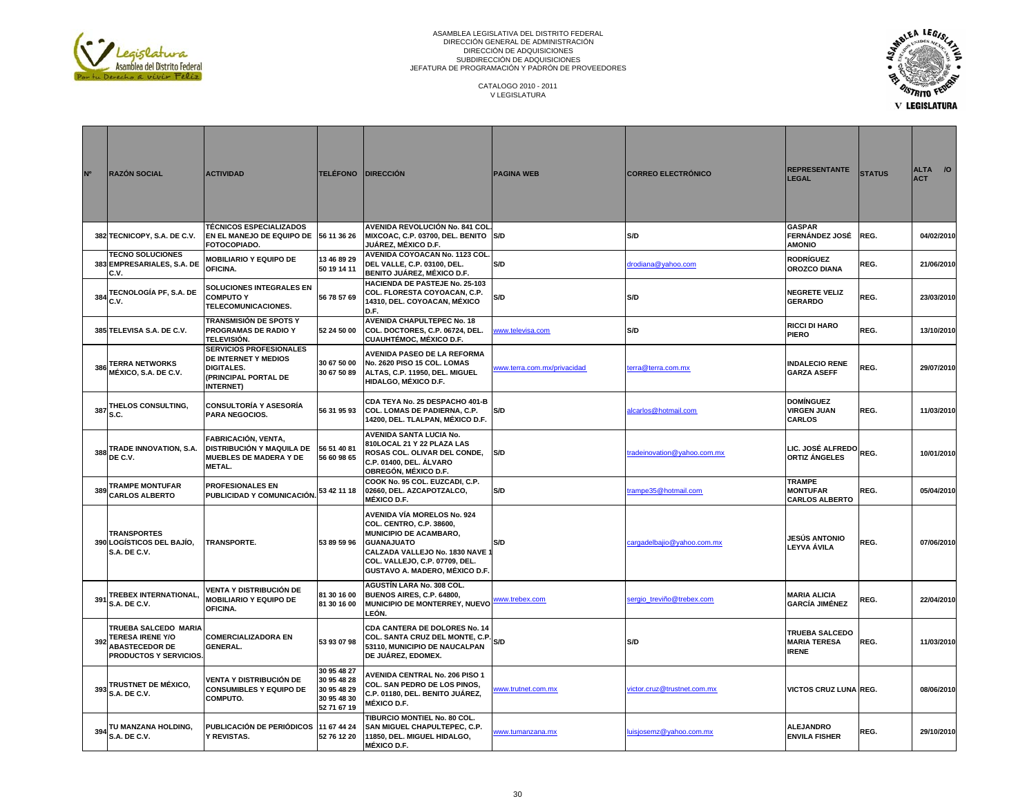ASAMBLEA LEGISLATIVA DEL DISTRITO FEDERAL
DIRECCIÓN GENERAL DE ADMINISTRACIÓN
DIRECCIÓN DE ADQUISICIONES
SUBDIRECCIÓN DE ADQUISICIONES
JEFATURA DE PROGRAMACIÓN Y PADRÓN DE PROVEEDORES

CATALOGO 2010 - 2011
V LEGISLATURA

| Nº | RAZÓN SOCIAL | ACTIVIDAD | TELÉFONO | DIRECCIÓN | PAGINA WEB | CORREO ELECTRÓNICO | REPRESENTANTE LEGAL | STATUS | ALTA /O ACT |
|---|---|---|---|---|---|---|---|---|---|
| 382 | TECNICOPY, S.A. DE C.V. | TÉCNICOS ESPECIALIZADOS EN EL MANEJO DE EQUIPO DE FOTOCOPIADO. | 56 11 36 26 | AVENIDA REVOLUCIÓN No. 841 COL. MIXCOAC, C.P. 03700, DEL. BENITO JUÁREZ, MÉXICO D.F. | S/D | S/D | GASPAR FERNÁNDEZ JOSÉ AMONIO | REG. | 04/02/2010 |
| 383 | TECNO SOLUCIONES EMPRESARIALES, S.A. DE C.V. | MOBILIARIO Y EQUIPO DE OFICINA. | 13 46 89 29 50 19 14 11 | AVENIDA COYOACAN No. 1123 COL. DEL VALLE, C.P. 03100, DEL. BENITO JUÁREZ, MÉXICO D.F. | S/D | drodiana@yahoo.com | RODRÍGUEZ OROZCO DIANA | REG. | 21/06/2010 |
| 384 | TECNOLOGÍA PF, S.A. DE C.V. | SOLUCIONES INTEGRALES EN COMPUTO Y TELECOMUNICACIONES. | 56 78 57 69 | HACIENDA DE PASTEJE No. 25-103 COL. FLORESTA COYOACAN, C.P. 14310, DEL. COYOACAN, MÉXICO D.F. | S/D | S/D | NEGRETE VELIZ GERARDO | REG. | 23/03/2010 |
| 385 | TELEVISA S.A. DE C.V. | TRANSMISIÓN DE SPOTS Y PROGRAMAS DE RADIO Y TELEVISIÓN. | 52 24 50 00 | AVENIDA CHAPULTEPEC No. 18 COL. DOCTORES, C.P. 06724, DEL. CUAUHTÉMOC, MÉXICO D.F. | www.televisa.com | S/D | RICCI DI HARO PIERO | REG. | 13/10/2010 |
| 386 | TERRA NETWORKS MÉXICO, S.A. DE C.V. | SERVICIOS PROFESIONALES DE INTERNET Y MEDIOS DIGITALES. (PRINCIPAL PORTAL DE INTERNET) | 30 67 50 00 30 67 50 89 | AVENIDA PASEO DE LA REFORMA No. 2620 PISO 15 COL. LOMAS ALTAS, C.P. 11950, DEL. MIGUEL HIDALGO, MÉXICO D.F. | www.terra.com.mx/privacidad | terra@terra.com.mx | INDALECIO RENE GARZA ASEFF | REG. | 29/07/2010 |
| 387 | THELOS CONSULTING, S.C. | CONSULTORÍA Y ASESORÍA PARA NEGOCIOS. | 56 31 95 93 | CDA TEYA No. 25 DESPACHO 401-B COL. LOMAS DE PADIERNA, C.P. 14200, DEL. TLALPAN, MÉXICO D.F. | S/D | alcarlos@hotmail.com | DOMÍNGUEZ VIRGEN JUAN CARLOS | REG. | 11/03/2010 |
| 388 | TRADE INNOVATION, S.A. DE C.V. | FABRICACIÓN, VENTA, DISTRIBUCIÓN Y MAQUILA DE MUEBLES DE MADERA Y DE METAL. | 56 51 40 81 56 60 98 65 | AVENIDA SANTA LUCIA No. 810LOCAL 21 Y 22 PLAZA LAS ROSAS COL. OLIVAR DEL CONDE, C.P. 01400, DEL. ÁLVARO OBREGÓN, MÉXICO D.F. | S/D | tradeinovation@yahoo.com.mx | LIC. JOSÉ ALFREDO ORTIZ ÁNGELES | REG. | 10/01/2010 |
| 389 | TRAMPE MONTUFAR CARLOS ALBERTO | PROFESIONALES EN PUBLICIDAD Y COMUNICACIÓN. | 53 42 11 18 | COOK No. 95 COL. EUZCADI, C.P. 02660, DEL. AZCAPOTZALCO, MÉXICO D.F. | S/D | trampe35@hotmail.com | TRAMPE MONTUFAR CARLOS ALBERTO | REG. | 05/04/2010 |
| 390 | TRANSPORTES LOGÍSTICOS DEL BAJÍO, S.A. DE C.V. | TRANSPORTE. | 53 89 59 96 | AVENIDA VÍA MORELOS No. 924 COL. CENTRO, C.P. 38600, MUNICIPIO DE ACAMBARO, GUANAJUATO CALZADA VALLEJO No. 1830 NAVE 1 COL. VALLEJO, C.P. 07709, DEL. GUSTAVO A. MADERO, MÉXICO D.F. | S/D | cargadelbajio@yahoo.com.mx | JESÚS ANTONIO LEYVA ÁVILA | REG. | 07/06/2010 |
| 391 | TREBEX INTERNATIONAL, S.A. DE C.V. | VENTA Y DISTRIBUCIÓN DE MOBILIARIO Y EQUIPO DE OFICINA. | 81 30 16 00 81 30 16 00 | AGUSTÍN LARA No. 308 COL. BUENOS AIRES, C.P. 64800, MUNICIPIO DE MONTERREY, NUEVO LEÓN. | www.trebex.com | sergio_treviño@trebex.com | MARIA ALICIA GARCÍA JIMÉNEZ | REG. | 22/04/2010 |
| 392 | TRUEBA SALCEDO MARIA TERESA IRENE Y/O ABASTECEDOR DE PRODUCTOS Y SERVICIOS. | COMERCIALIZADORA EN GENERAL. | 53 93 07 98 | CDA CANTERA DE DOLORES No. 14 COL. SANTA CRUZ DEL MONTE, C.P. 53110, MUNICIPIO DE NAUCALPAN DE JUÁREZ, EDOMEX. | S/D | S/D | TRUEBA SALCEDO MARIA TERESA IRENE | REG. | 11/03/2010 |
| 393 | TRUSTNET DE MÉXICO, S.A. DE C.V. | VENTA Y DISTRIBUCIÓN DE CONSUMIBLES Y EQUIPO DE COMPUTO. | 30 95 48 27 30 95 48 28 30 95 48 29 30 95 48 30 52 71 67 19 | AVENIDA CENTRAL No. 206 PISO 1 COL. SAN PEDRO DE LOS PINOS, C.P. 01180, DEL. BENITO JUÁREZ, MÉXICO D.F. | www.trutnet.com.mx | victor.cruz@trustnet.com.mx | VICTOS CRUZ LUNA | REG. | 08/06/2010 |
| 394 | TU MANZANA HOLDING, S.A. DE C.V. | PUBLICACIÓN DE PERIÓDICOS Y REVISTAS. | 11 67 44 24 52 76 12 20 | TIBURCIO MONTIEL No. 80 COL. SAN MIGUEL CHAPULTEPEC, C.P. 11850, DEL. MIGUEL HIDALGO, MÉXICO D.F. | www.tumanzana.mx | luisjosemz@yahoo.com.mx | ALEJANDRO ENVILA FISHER | REG. | 29/10/2010 |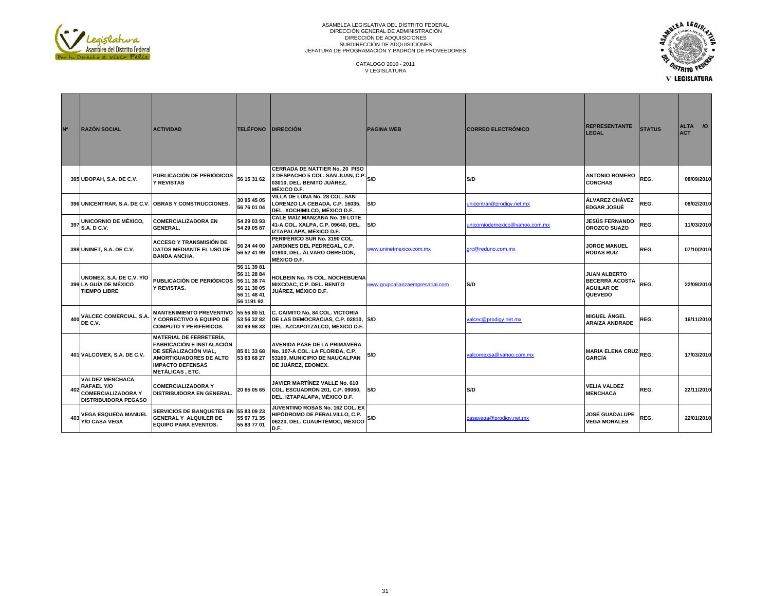ASAMBLEA LEGISLATIVA DEL DISTRITO FEDERAL
DIRECCIÓN GENERAL DE ADMINISTRACIÓN
DIRECCIÓN DE ADQUISICIONES
SUBDIRECCIÓN DE ADQUISICIONES
JEFATURA DE PROGRAMACIÓN Y PADRÓN DE PROVEEDORES

CATALOGO 2010 - 2011
V LEGISLATURA

| Nº | RAZÓN SOCIAL | ACTIVIDAD | TELÉFONO | DIRECCIÓN | PAGINA WEB | CORREO ELECTRÓNICO | REPRESENTANTE LEGAL | STATUS | ALTA /O ACT |
|---|---|---|---|---|---|---|---|---|---|
| 395 | UDOPAH, S.A. DE C.V. | PUBLICACIÓN DE PERIÓDICOS Y REVISTAS | 56 15 31 62 | CERRADA DE NATTIER No. 20 PISO 3 DESPACHO 5 COL. SAN JUAN, C.P. 03010, DEL. BENITO JUÁREZ, MÉXICO D.F. | S/D | S/D | ANTONIO ROMERO CONCHAS | REG. | 08/09/2010 |
| 396 | UNICENTRAR, S.A. DE C.V. | OBRAS Y CONSTRUCCIONES. | 30 95 45 05 56 76 01 04 | VILLA DE LUNA No. 28 COL. SAN LORENZO LA CEBADA, C.P. 16035, DEL. XOCHIMILCO, MÉXICO D.F. | S/D | unicentrar@prodigy.net.mx | ÁLVAREZ CHÁVEZ EDGAR JOSUÉ | REG. | 08/02/2010 |
| 397 | UNICORNIO DE MÉXICO, S.A. D C.V. | COMERCIALIZADORA EN GENERAL. | 54 29 03 93 54 29 05 87 | CALE MAÍZ MANZANA No. 19 LOTE 41-A COL. XALPA, C.P. 09640, DEL. IZTAPALAPA, MÉXICO D.F. | S/D | unicorniodemexico@yahoo.com.mx | JESÚS FERNANDO OROZCO SUAZO | REG. | 11/03/2010 |
| 398 | UNINET, S.A. DE C.V. | ACCESO Y TRANSMISIÓN DE DATOS MEDIANTE EL USO DE BANDA ANCHA. | 56 24 44 00 56 52 41 99 | PERIFÉRICO SUR No. 3190 COL. JARDINES DEL PEDREGAL, C.P. 01900, DEL. ÁLVARO OBREGÓN, MÉXICO D.F. | www.uninetmexico.com.mx | grc@reduno.com.mx | JORGE MANUEL RODAS RUIZ | REG. | 07/10/2010 |
| 399 | UNOMEX, S.A. DE C.V. Y/O LA GUÍA DE MÉXICO TIEMPO LIBRE | PUBLICACIÓN DE PERIÓDICOS Y REVISTAS. | 56 11 39 81 56 11 28 84 56 11 38 74 56 11 30 05 56 11 48 41 56 1191 92 | HOLBEIN No. 75 COL. NOCHEBUENA MIXCOAC, C.P. DEL. BENITO JUÁREZ, MÉXICO D.F. | www.grupoalianzaempresarial.com | S/D | JUAN ALBERTO BECERRA ACOSTA AGUILAR DE QUEVEDO | REG. | 22/09/2010 |
| 400 | VALCEC COMERCIAL, S.A. DE C.V. | MANTENIMIENTO PREVENTIVO Y CORRECTIVO A EQUIPO DE COMPUTO Y PERIFÉRICOS. | 55 56 80 51 53 56 32 82 30 99 98 33 | C. CAIMITO No, 84 COL. VICTORIA DE LAS DEMOCRACIAS, C.P. 02810, DEL. AZCAPOTZALCO, MÉXICO D.F. | S/D | valcec@prodigy.net.mx | MIGUEL ÁNGEL ARAIZA ANDRADE | REG. | 16/11/2010 |
| 401 | VALCOMEX, S.A. DE C.V. | MATERIAL DE FERRETERÍA, FABRICACIÓN E INSTALACIÓN DE SEÑALIZACIÓN VIAL, AMORTIGUADORES DE ALTO IMPACTO DEFENSAS METÁLICAS , ETC. | 85 01 33 68 53 63 68 27 | AVENIDA PASE DE LA PRIMAVERA No. 107-A COL. LA FLORIDA, C.P. 53160, MUNICIPIO DE NAUCALPAN DE JUÁREZ, EDOMEX. | S/D | valcomexsa@yahoo.com.mx | MARIA ELENA CRUZ GARCÍA | REG. | 17/03/2010 |
| 402 | VALDEZ MENCHACA RAFAEL Y/O COMERCIALIZADORA Y DISTRIBUIDORA PEGASO | COMERCIALIZADORA Y DISTRIBUIDORA EN GENERAL. | 20 65 05 65 | JAVIER MARTÍNEZ VALLE No. 610 COL. ESCUADRÓN 201, C.P. 09060, DEL. IZTAPALAPA, MÉXICO D.F. | S/D | S/D | VELIA VALDEZ MENCHACA | REG. | 22/11/2010 |
| 403 | VEGA ESQUEDA MANUEL Y/O CASA VEGA | SERVICIOS DE BANQUETES EN GENERAL Y ALQUILER DE EQUIPO PARA EVENTOS. | 55 83 09 23 55 97 71 35 55 83 77 01 | JUVENTINO ROSAS No. 162 COL. EX HIPÓDROMO DE PERALVILLO, C.P. 06220, DEL. CUAUHTÉMOC, MÉXICO D.F. | S/D | casavega@prodigy.net.mx | JOSÉ GUADALUPE VEGA MORALES | REG. | 22/01/2010 |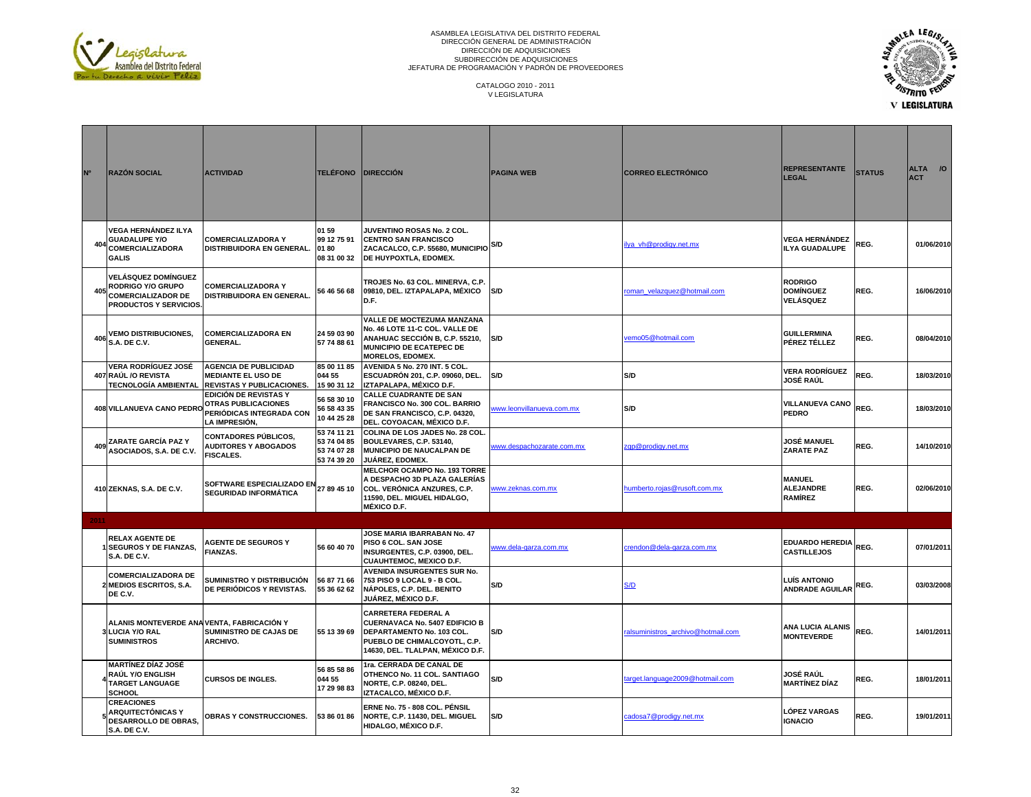ASAMBLEA LEGISLATIVA DEL DISTRITO FEDERAL
DIRECCIÓN GENERAL DE ADMINISTRACIÓN
DIRECCIÓN DE ADQUISICIONES
SUBDIRECCIÓN DE ADQUISICIONES
JEFATURA DE PROGRAMACIÓN Y PADRÓN DE PROVEEDORES

CATALOGO 2010 - 2011
V LEGISLATURA

| Nº | RAZÓN SOCIAL | ACTIVIDAD | TELÉFONO | DIRECCIÓN | PAGINA WEB | CORREO ELECTRÓNICO | REPRESENTANTE LEGAL | STATUS | ALTA /O ACT |
|---|---|---|---|---|---|---|---|---|---|
| 404 | VEGA HERNÁNDEZ ILYA GUADALUPE Y/O COMERCIALIZADORA GALIS | COMERCIALIZADORA Y DISTRIBUIDORA EN GENERAL. | 01 59 99 12 75 91 01 80 08 31 00 32 | JUVENTINO ROSAS No. 2 COL. CENTRO SAN FRANCISCO ZACACALCO, C.P. 55680, MUNICIPIO DE HUYPOXTLA, EDOMEX. | S/D | ilya_vh@prodigy.net.mx | VEGA HERNÁNDEZ ILYA GUADALUPE | REG. | 01/06/2010 |
| 405 | VELÁSQUEZ DOMÍNGUEZ RODRIGO Y/O GRUPO COMERCIALIZADOR DE PRODUCTOS Y SERVICIOS. | COMERCIALIZADORA Y DISTRIBUIDORA EN GENERAL. | 56 46 56 68 | TROJES No. 63 COL. MINERVA, C.P. 09810, DEL. IZTAPALAPA, MÉXICO D.F. | S/D | roman_velazquez@hotmail.com | RODRIGO DOMÍNGUEZ VELÁSQUEZ | REG. | 16/06/2010 |
| 406 | VEMO DISTRIBUCIONES, S.A. DE C.V. | COMERCIALIZADORA EN GENERAL. | 24 59 03 90 57 74 88 61 | VALLE DE MOCTEZUMA MANZANA No. 46 LOTE 11-C COL. VALLE DE ANAHUAC SECCIÓN B, C.P. 55210, MUNICIPIO DE ECATEPEC DE MORELOS, EDOMEX. | S/D | vemo05@hotmail.com | GUILLERMINA PÉREZ TÉLLEZ | REG. | 08/04/2010 |
| 407 | VERA RODRÍGUEZ JOSÉ RAÚL /O REVISTA TECNOLOGÍA AMBIENTAL | AGENCIA DE PUBLICIDAD MEDIANTE EL USO DE REVISTAS Y PUBLICACIONES. | 85 00 11 85 044 55 15 90 31 12 | AVENIDA 5 No. 270 INT. 5 COL. ESCUADRÓN 201, C.P. 09060, DEL. IZTAPALAPA, MÉXICO D.F. | S/D | S/D | VERA RODRÍGUEZ JOSÉ RAÚL | REG. | 18/03/2010 |
| 408 | VILLANUEVA CANO PEDRO | EDICIÓN DE REVISTAS Y OTRAS PUBLICACIONES PERIÓDICAS INTEGRADA CON LA IMPRESIÓN, | 56 58 30 10 56 58 43 35 10 44 25 28 | CALLE CUADRANTE DE SAN FRANCISCO No. 300 COL. BARRIO DE SAN FRANCISCO, C.P. 04320, DEL. COYOACAN, MÉXICO D.F. | www.leonvillanueva.com.mx | S/D | VILLANUEVA CANO PEDRO | REG. | 18/03/2010 |
| 409 | ZARATE GARCÍA PAZ Y ASOCIADOS, S.A. DE C.V. | CONTADORES PÚBLICOS, AUDITORES Y ABOGADOS FISCALES. | 53 74 11 21 53 74 04 85 53 74 07 28 53 74 39 20 | COLINA DE LOS JADES No. 28 COL. BOULEVARES, C.P. 53140, MUNICIPIO DE NAUCALPAN DE JUÁREZ, EDOMEX. | www.despachozarate.com.mx | zgp@prodigy.net.mx | JOSÉ MANUEL ZARATE PAZ | REG. | 14/10/2010 |
| 410 | ZEKNAS, S.A. DE C.V. | SOFTWARE ESPECIALIZADO EN SEGURIDAD INFORMÁTICA | 27 89 45 10 | MELCHOR OCAMPO No. 193 TORRE A DESPACHO 3D PLAZA GALERÍAS COL. VERÓNICA ANZURES, C.P. 11590, DEL. MIGUEL HIDALGO, MÉXICO D.F. | www.zeknas.com.mx | humberto.rojas@rusoft.com.mx | MANUEL ALEJANDRE RAMÍREZ | REG. | 02/06/2010 |
| **2011** | | | | | | | | | |
| 1 | RELAX AGENTE DE SEGUROS Y DE FIANZAS, S.A. DE C.V. | AGENTE DE SEGUROS Y FIANZAS. | 56 60 40 70 | JOSE MARIA IBARRABAN No. 47 PISO 6 COL. SAN JOSE INSURGENTES, C.P. 03900, DEL. CUAUHTEMOC, MEXICO D.F. | www.dela-garza.com.mx | crendon@dela-garza.com.mx | EDUARDO HEREDIA CASTILLEJOS | REG. | 07/01/2011 |
| 2 | COMERCIALIZADORA DE MEDIOS ESCRITOS, S.A. DE C.V. | SUMINISTRO Y DISTRIBUCIÓN DE PERIÓDICOS Y REVISTAS. | 56 87 71 66 55 36 62 62 | AVENIDA INSURGENTES SUR No. 753 PISO 9 LOCAL 9 - B COL. NÁPOLES, C.P. DEL. BENITO JUÁREZ, MÉXICO D.F. | S/D | S/D | LUÍS ANTONIO ANDRADE AGUILAR | REG. | 03/03/2008 |
| 3 | ALANIS MONTEVERDE ANA LUCIA Y/O RAL SUMINISTROS | VENTA, FABRICACIÓN Y SUMINISTRO DE CAJAS DE ARCHIVO. | 55 13 39 69 | CARRETERA FEDERAL A CUERNAVACA No. 5407 EDIFICIO B DEPARTAMENTO No. 103 COL. PUEBLO DE CHIMALCOYOTL, C.P. 14630, DEL. TLALPAN, MÉXICO D.F. | S/D | ralsuministros_archivo@hotmail.com | ANA LUCIA ALANIS MONTEVERDE | REG. | 14/01/2011 |
| 4 | MARTÍNEZ DÍAZ JOSÉ RAÚL Y/O ENGLISH TARGET LANGUAGE SCHOOL | CURSOS DE INGLES. | 56 85 58 86 044 55 17 29 98 83 | 1ra. CERRADA DE CANAL DE OTHENCO No. 11 COL. SANTIAGO NORTE, C.P. 08240, DEL. IZTACALCO, MÉXICO D.F. | S/D | target.language2009@hotmail.com | JOSÉ RAÚL MARTÍNEZ DÍAZ | REG. | 18/01/2011 |
| 5 | CREACIONES ARQUITECTÓNICAS Y DESARROLLO DE OBRAS, S.A. DE C.V. | OBRAS Y CONSTRUCCIONES. | 53 86 01 86 | ERNE No. 75 - 808 COL. PÉNSIL NORTE, C.P. 11430, DEL. MIGUEL HIDALGO, MÉXICO D.F. | S/D | cadosa7@prodigy.net.mx | LÓPEZ VARGAS IGNACIO | REG. | 19/01/2011 |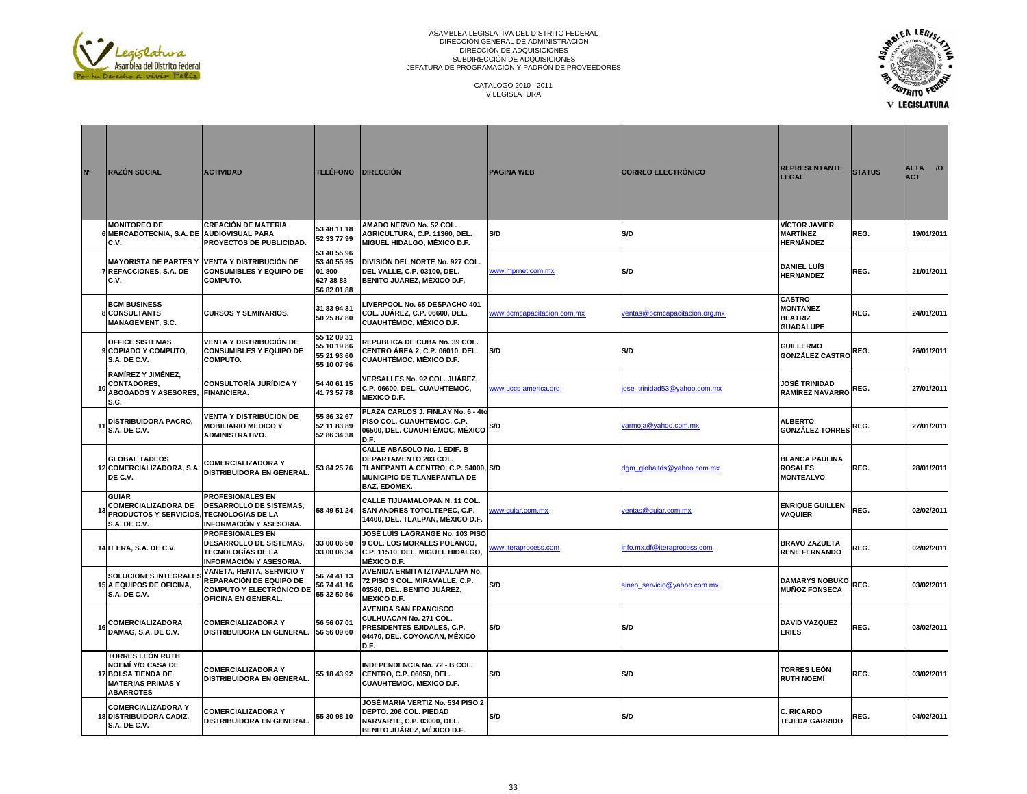ASAMBLEA LEGISLATIVA DEL DISTRITO FEDERAL
DIRECCIÓN GENERAL DE ADMINISTRACIÓN
DIRECCIÓN DE ADQUISICIONES
SUBDIRECCIÓN DE ADQUISICIONES
JEFATURA DE PROGRAMACIÓN Y PADRÓN DE PROVEEDORES

CATALOGO 2010 - 2011
V LEGISLATURA

| Nº | RAZÓN SOCIAL | ACTIVIDAD | TELÉFONO | DIRECCIÓN | PAGINA WEB | CORREO ELECTRÓNICO | REPRESENTANTE LEGAL | STATUS | ALTA /O ACT |
|---|---|---|---|---|---|---|---|---|---|
| 6 | MONITOREO DE MERCADOTECNIA, S.A. DE C.V. | CREACIÓN DE MATERIA AUDIOVISUAL PARA PROYECTOS DE PUBLICIDAD. | 53 48 11 18 52 33 77 99 | AMADO NERVO No. 52 COL. AGRICULTURA, C.P. 11360, DEL. MIGUEL HIDALGO, MÉXICO D.F. | S/D | S/D | VÍCTOR JAVIER MARTÍNEZ HERNÁNDEZ | REG. | 19/01/2011 |
| 7 | MAYORISTA DE PARTES Y REFACCIONES, S.A. DE C.V. | VENTA Y DISTRIBUCIÓN DE CONSUMIBLES Y EQUIPO DE COMPUTO. | 53 40 55 96 53 40 55 95 01 800 627 38 83 56 82 01 88 | DIVISIÓN DEL NORTE No. 927 COL. DEL VALLE, C.P. 03100, DEL. BENITO JUÁREZ, MÉXICO D.F. | www.mprnet.com.mx | S/D | DANIEL LUÍS HERNÁNDEZ | REG. | 21/01/2011 |
| 8 | BCM BUSINESS CONSULTANTS MANAGEMENT, S.C. | CURSOS Y SEMINARIOS. | 31 83 94 31 50 25 87 80 | LIVERPOOL No. 65 DESPACHO 401 COL. JUÁREZ, C.P. 06600, DEL. CUAUHTÉMOC, MÉXICO D.F. | www.bcmcapacitacion.com.mx | ventas@bcmcapacitacion.org.mx | CASTRO MONTAÑEZ BEATRIZ GUADALUPE | REG. | 24/01/2011 |
| 9 | OFFICE SISTEMAS COPIADO Y COMPUTO, S.A. DE C.V. | VENTA Y DISTRIBUCIÓN DE CONSUMIBLES Y EQUIPO DE COMPUTO. | 55 12 09 31 55 10 19 86 55 21 93 60 55 10 07 96 | REPUBLICA DE CUBA No. 39 COL. CENTRO ÁREA 2, C.P. 06010, DEL. CUAUHTÉMOC, MÉXICO D.F. | S/D | S/D | GUILLERMO GONZÁLEZ CASTRO | REG. | 26/01/2011 |
| 10 | RAMÍREZ Y JIMÉNEZ, CONTADORES, ABOGADOS Y ASESORES, S.C. | CONSULTORÍA JURÍDICA Y FINANCIERA. | 54 40 61 15 41 73 57 78 | VERSALLES No. 92 COL. JUÁREZ, C.P. 06600, DEL. CUAUHTÉMOC, MÉXICO D.F. | www.uccs-america.org | jose_trinidad53@yahoo.com.mx | JOSÉ TRINIDAD RAMÍREZ NAVARRO | REG. | 27/01/2011 |
| 11 | DISTRIBUIDORA PACRO, S.A. DE C.V. | VENTA Y DISTRIBUCIÓN DE MOBILIARIO MEDICO Y ADMINISTRATIVO. | 55 86 32 67 52 11 83 89 52 86 34 38 | PLAZA CARLOS J. FINLAY No. 6 - 4to PISO COL. CUAUHTÉMOC, C.P. 06500, DEL. CUAUHTÉMOC, MÉXICO D.F. | S/D | varmoja@yahoo.com.mx | ALBERTO GONZÁLEZ TORRES | REG. | 27/01/2011 |
| 12 | GLOBAL TADEOS COMERCIALIZADORA, S.A. DE C.V. | COMERCIALIZADORA Y DISTRIBUIDORA EN GENERAL. | 53 84 25 76 | CALLE ABASOLO No. 1 EDIF. B DEPARTAMENTO 203 COL. TLANEPANTLA CENTRO, C.P. 54000, MUNICIPIO DE TLANEPANTLA DE BAZ, EDOMEX. | S/D | dgm_globaltds@yahoo.com.mx | BLANCA PAULINA ROSALES MONTEALVO | REG. | 28/01/2011 |
| 13 | GUIAR COMERCIALIZADORA DE PRODUCTOS Y SERVICIOS, S.A. DE C.V. | PROFESIONALES EN DESARROLLO DE SISTEMAS, TECNOLOGÍAS DE LA INFORMACIÓN Y ASESORIA. | 58 49 51 24 | CALLE TIJUAMALOPAN N. 11 COL. SAN ANDRÉS TOTOLTEPEC, C.P. 14400, DEL. TLALPAN, MÉXICO D.F. | www.guiar.com.mx | ventas@guiar.com.mx | ENRIQUE GUILLEN VAQUIER | REG. | 02/02/2011 |
| 14 | IT ERA, S.A. DE C.V. | PROFESIONALES EN DESARROLLO DE SISTEMAS, TECNOLOGÍAS DE LA INFORMACIÓN Y ASESORIA. | 33 00 06 50 33 00 06 34 | JOSÉ LUÍS LAGRANGE No. 103 PISO 9 COL. LOS MORALES POLANCO, C.P. 11510, DEL. MIGUEL HIDALGO, MÉXICO D.F. | www.iteraprocess.com | info.mx.df@iteraprocess.com | BRAVO ZAZUETA RENE FERNANDO | REG. | 02/02/2011 |
| 15 | SOLUCIONES INTEGRALES A EQUIPOS DE OFICINA, S.A. DE C.V. | VANETA, RENTA, SERVICIO Y REPARACIÓN DE EQUIPO DE COMPUTO Y ELECTRÓNICO DE OFICINA EN GENERAL. | 56 74 41 13 56 74 41 16 55 32 50 56 | AVENIDA ERMITA IZTAPALAPA No. 72 PISO 3 COL. MIRAVALLE, C.P. 03580, DEL. BENITO JUÁREZ, MÉXICO D.F. | S/D | sineo_servicio@yahoo.com.mx | DAMARYS NOBUKO MUÑOZ FONSECA | REG. | 03/02/2011 |
| 16 | COMERCIALIZADORA DAMAG, S.A. DE C.V. | COMERCIALIZADORA Y DISTRIBUIDORA EN GENERAL. | 56 56 07 01 56 56 09 60 | AVENIDA SAN FRANCISCO CULHUACAN No. 271 COL. PRESIDENTES EJIDALES, C.P. 04470, DEL. COYOACAN, MÉXICO D.F. | S/D | S/D | DAVID VÁZQUEZ ERIES | REG. | 03/02/2011 |
| 17 | TORRES LEÓN RUTH NOEMÍ Y/O CASA DE BOLSA TIENDA DE MATERIAS PRIMAS Y ABARROTES | COMERCIALIZADORA Y DISTRIBUIDORA EN GENERAL. | 55 18 43 92 | INDEPENDENCIA No. 72 - B COL. CENTRO, C.P. 06050, DEL. CUAUHTÉMOC, MÉXICO D.F. | S/D | S/D | TORRES LEÓN RUTH NOEMÍ | REG. | 03/02/2011 |
| 18 | COMERCIALIZADORA Y DISTRIBUIDORA CÁDIZ, S.A. DE C.V. | COMERCIALIZADORA Y DISTRIBUIDORA EN GENERAL. | 55 30 98 10 | JOSÉ MARIA VERTIZ No. 534 PISO 2 DEPTO. 206 COL. PIEDAD NARVARTE, C.P. 03000, DEL. BENITO JUÁREZ, MÉXICO D.F. | S/D | S/D | C. RICARDO TEJEDA GARRIDO | REG. | 04/02/2011 |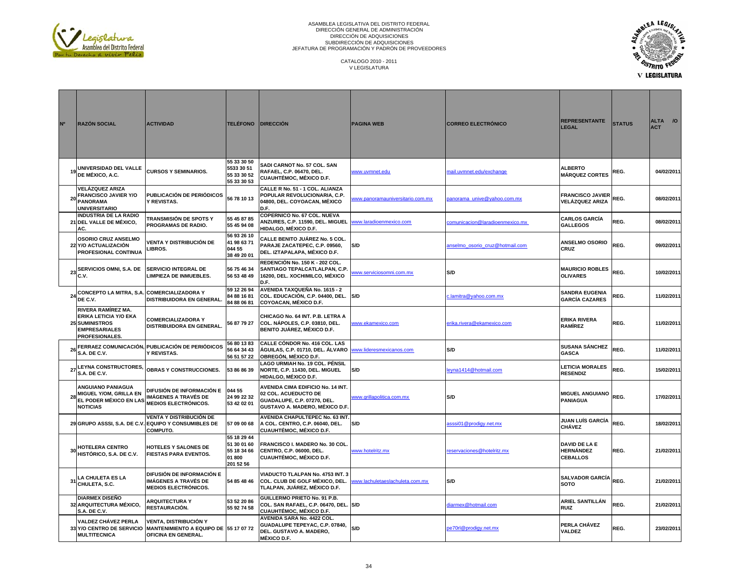ASAMBLEA LEGISLATIVA DEL DISTRITO FEDERAL
DIRECCIÓN GENERAL DE ADMINISTRACIÓN
DIRECCIÓN DE ADQUISICIONES
SUBDIRECCIÓN DE ADQUISICIONES
JEFATURA DE PROGRAMACIÓN Y PADRÓN DE PROVEEDORES

CATALOGO 2010 - 2011
V LEGISLATURA

| Nº | RAZÓN SOCIAL | ACTIVIDAD | TELÉFONO | DIRECCIÓN | PAGINA WEB | CORREO ELECTRÓNICO | REPRESENTANTE LEGAL | STATUS | ALTA /O ACT |
|---|---|---|---|---|---|---|---|---|---|
| 19 | UNIVERSIDAD DEL VALLE DE MÉXICO, A.C. | CURSOS Y SEMINARIOS. | 55 33 30 50 5533 30 51 55 33 30 52 55 33 30 53 | SADI CARNOT No. 57 COL. SAN RAFAEL, C.P. 06470, DEL. CUAUHTÉMOC, MÉXICO D.F. | www.uvmnet.edu | mail.uvmnet.edu/exchange | ALBERTO MÁRQUEZ CORTES | REG. | 04/02/2011 |
| 20 | VELÁZQUEZ ARIZA FRANCISCO JAVIER Y/O PANORAMA UNIVERSITARIO | PUBLICACIÓN DE PERIÓDICOS Y REVISTAS. | 56 78 10 13 | CALLE R No. 51 - 1 COL. ALIANZA POPULAR REVOLUCIONARIA, C.P. 04800, DEL. COYOACAN, MÉXICO D.F. | www.panoramauniversitario.com.mx | panorama_unive@yahoo.com.mx | FRANCISCO JAVIER VELÁZQUEZ ARIZA | REG. | 08/02/2011 |
| 21 | INDUSTRIA DE LA RADIO DEL VALLE DE MÉXICO, AC. | TRANSMISIÓN DE SPOTS Y PROGRAMAS DE RADIO. | 55 45 87 85 55 45 94 08 | COPERNICO No. 67 COL. NUEVA ANZURES, C.P. 11590, DEL. MIGUEL HIDALGO, MÉXICO D.F. | www.laradioenmexico.com | comunicacion@laradioenmexico.mx | CARLOS GARCÍA GALLEGOS | REG. | 08/02/2011 |
| 22 | OSORIO CRUZ ANSELMO Y/O ACTUALIZACIÓN PROFESIONAL CONTINUA | VENTA Y DISTRIBUCIÓN DE LIBROS. | 56 93 26 10 41 98 63 71 044 55 38 49 20 01 | CALLE BENITO JUÁREZ No. 5 COL. PARAJE ZACATEPEC, C.P. 09560, DEL. IZTAPALAPA, MÉXICO D.F. | S/D | anselmo_osorio_cruz@hotmail.com | ANSELMO OSORIO CRUZ | REG. | 09/02/2011 |
| 23 | SERVICIOS OMNI, S.A. DE C.V. | SERVICIO INTEGRAL DE LIMPIEZA DE INMUEBLES. | 56 75 46 34 56 53 48 49 | REDENCIÓN No. 150 K - 202 COL. SANTIAGO TEPALCATLALPAN, C.P. 16200, DEL. XOCHIMILCO, MÉXICO D.F. | www.serviciosomni.com.mx | S/D | MAURICIO ROBLES OLIVARES | REG. | 10/02/2011 |
| 24 | CONCEPTO LA MITRA, S.A. DE C.V. | COMERCIALIZADORA Y DISTRIBUIDORA EN GENERAL. | 59 12 26 94 84 88 16 81 84 88 06 81 | AVENIDA TAXQUEÑA No. 1615 - 2 COL. EDUCACIÓN, C.P. 04400, DEL. COYOACAN, MÉXICO D.F. | S/D | c.lamitra@yahoo.com.mx | SANDRA EUGENIA GARCÍA CAZARES | REG. | 11/02/2011 |
| 25 | RIVERA RAMÍREZ MA. ERIKA LETICIA Y/O EKA SUMINISTROS EMPRESARIALES PROFESIONALES. | COMERCIALIZADORA Y DISTRIBUIDORA EN GENERAL. | 56 87 79 27 | CHICAGO No. 64 INT. P.B. LETRA A COL. NÁPOLES, C.P. 03810, DEL. BENITO JUÁREZ, MÉXICO D.F. | www.ekamexico.com | erika.rivera@ekamexico.com | ERIKA RIVERA RAMÍREZ | REG. | 11/02/2011 |
| 26 | FERRAEZ COMUNICACIÓN, S.A. DE C.V. | PUBLICACIÓN DE PERIÓDICOS Y REVISTAS. | 56 80 13 83 56 64 34 43 56 51 57 22 | CALLE CÓNDOR No. 416 COL. LAS ÁGUILAS, C.P. 01710, DEL. ÁLVARO OBREGÓN, MÉXICO D.F. | www.lideresmexicanos.com | S/D | SUSANA SÁNCHEZ GASCA | REG. | 11/02/2011 |
| 27 | LEYNA CONSTRUCTORES, S.A. DE C.V. | OBRAS Y CONSTRUCCIONES. | 53 86 86 39 | LAGO URMIAH No. 19 COL. PÉNSIL NORTE, C.P. 11430, DEL. MIGUEL HIDALGO, MÉXICO D.F. | S/D | leyna1414@hotmail.com | LETICIA MORALES RESENDIZ | REG. | 15/02/2011 |
| 28 | ANGUIANO PANIAGUA MIGUEL Y/OM, GRILLA EN EL PODER MÉXICO EN LAS NOTICIAS | DIFUSIÓN DE INFORMACIÓN E IMÁGENES A TRAVÉS DE MEDIOS ELECTRÓNICOS. | 044 55 24 99 22 32 53 42 02 01 | AVENIDA CIMA EDIFICIO No. 14 INT. 02 COL. ACUEDUCTO DE GUADALUPE, C.P. 07270, DEL. GUSTAVO A. MADERO, MÉXICO D.F. | www.grillapolitica.com.mx | S/D | MIGUEL ANGUIANO PANIAGUA | REG. | 17/02/2011 |
| 29 | GRUPO ASSSI, S.A. DE C.V. | VENTA Y DISTRIBUCIÓN DE EQUIPO Y CONSUMIBLES DE COMPUTO. | 57 09 00 68 | AVENIDA CHAPULTEPEC No. 63 INT. A COL. CENTRO, C.P. 06040, DEL. CUAUHTÉMOC, MÉXICO D.F. | S/D | asssi01@prodigy.net.mx | JUAN LUÍS GARCÍA CHÁVEZ | REG. | 18/02/2011 |
| 30 | HOTELERA CENTRO HISTÓRICO, S.A. DE C.V. | HOTELES Y SALONES DE FIESTAS PARA EVENTOS. | 55 18 29 44 51 30 01 60 55 18 34 66 01 800 201 52 56 | FRANCISCO I. MADERO No. 30 COL. CENTRO, C.P. 06000, DEL. CUAUHTÉMOC, MÉXICO D.F. | www.hotelritz.mx | reservaciones@hotelritz.mx | DAVID DE LA E HERNÁNDEZ CEBALLOS | REG. | 21/02/2011 |
| 31 | LA CHULETA ES LA CHULETA, S.C. | DIFUSIÓN DE INFORMACIÓN E IMÁGENES A TRAVÉS DE MEDIOS ELECTRÓNICOS. | 54 85 48 46 | VIADUCTO TLALPAN No. 4753 INT. 3 COL. CLUB DE GOLF MÉXICO, DEL. TLALPAN, JUÁREZ, MÉXICO D.F. | www.lachuletaeslachuleta.com.mx | S/D | SALVADOR GARCÍA SOTO | REG. | 21/02/2011 |
| 32 | DIARMEX DISEÑO ARQUITECTURA MÉXICO, S.A. DE C.V. | ARQUITECTURA Y RESTAURACIÓN. | 53 52 20 86 55 92 74 58 | GUILLERMO PRIETO No. 91 P.B. COL. SAN RAFAEL, C.P. 06470, DEL. CUAUHTÉMOC, MÉXICO D.F. | S/D | diarmex@hotmail.com | ARIEL SANTILLÁN RUIZ | REG. | 21/02/2011 |
| 33 | VALDEZ CHÁVEZ PERLA Y/O CENTRO DE SERVICIO MULTITECNICA | VENTA, DISTRIBUCIÓN Y MANTENIMIENTO A EQUIPO DE OFICINA EN GENERAL. | 55 17 07 72 | AVENIDA SARA No. 4422 COL. GUADALUPE TEPEYAC, C.P. 07840, DEL. GUSTAVO A. MADERO, MÉXICO D.F. | S/D | pe70rl@prodigy.net.mx | PERLA CHÁVEZ VALDEZ | REG. | 23/02/2011 |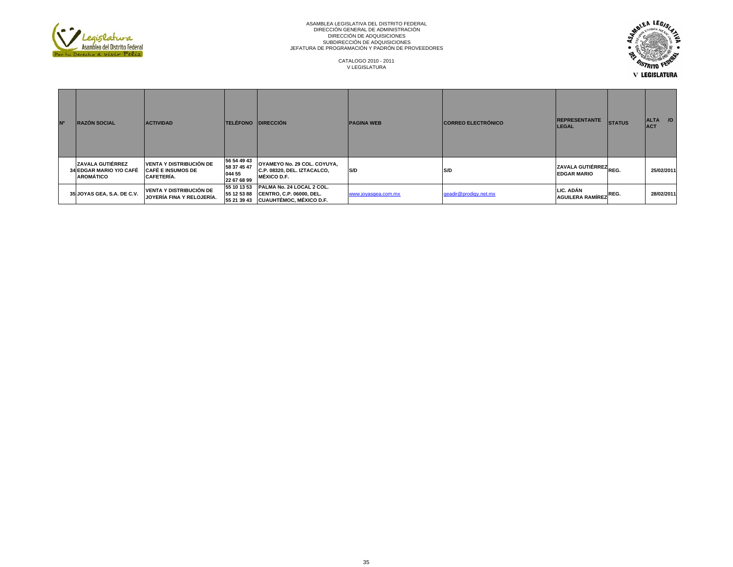ASAMBLEA LEGISLATIVA DEL DISTRITO FEDERAL
DIRECCIÓN GENERAL DE ADMINISTRACIÓN
DIRECCIÓN DE ADQUISICIONES
SUBDIRECCIÓN DE ADQUISICIONES
JEFATURA DE PROGRAMACIÓN Y PADRÓN DE PROVEEDORES

CATALOGO 2010 - 2011
V LEGISLATURA

| Nº | RAZÓN SOCIAL | ACTIVIDAD | TELÉFONO | DIRECCIÓN | PAGINA WEB | CORREO ELECTRÓNICO | REPRESENTANTE LEGAL | STATUS | ALTA /O ACT |
|---|---|---|---|---|---|---|---|---|---|
| 34 | ZAVALA GUTIÉRREZ EDGAR MARIO Y/O CAFÉ AROMÁTICO | VENTA Y DISTRIBUCIÓN DE CAFÉ E INSUMOS DE CAFETERÍA. | 56 54 49 43 58 37 45 47 044 55 22 67 68 99 | OYAMEYO No. 29 COL. COYUYA, C.P. 08320, DEL. IZTACALCO, MÉXICO D.F. | S/D | S/D | ZAVALA GUTIÉRREZ EDGAR MARIO | REG. | 25/02/2011 |
| 35 | JOYAS GEA, S.A. DE C.V. | VENTA Y DISTRIBUCIÓN DE JOYERÍA FINA Y RELOJERÍA. | 55 10 13 53 55 12 53 88 55 21 39 43 | PALMA No. 24 LOCAL 2 COL. CENTRO, C.P. 06000, DEL. CUAUHTÉMOC, MÉXICO D.F. | www.joyasgea.com.mx | geadir@prodigy.net.mx | LIC. ADÁN AGUILERA RAMÍREZ | REG. | 28/02/2011 |